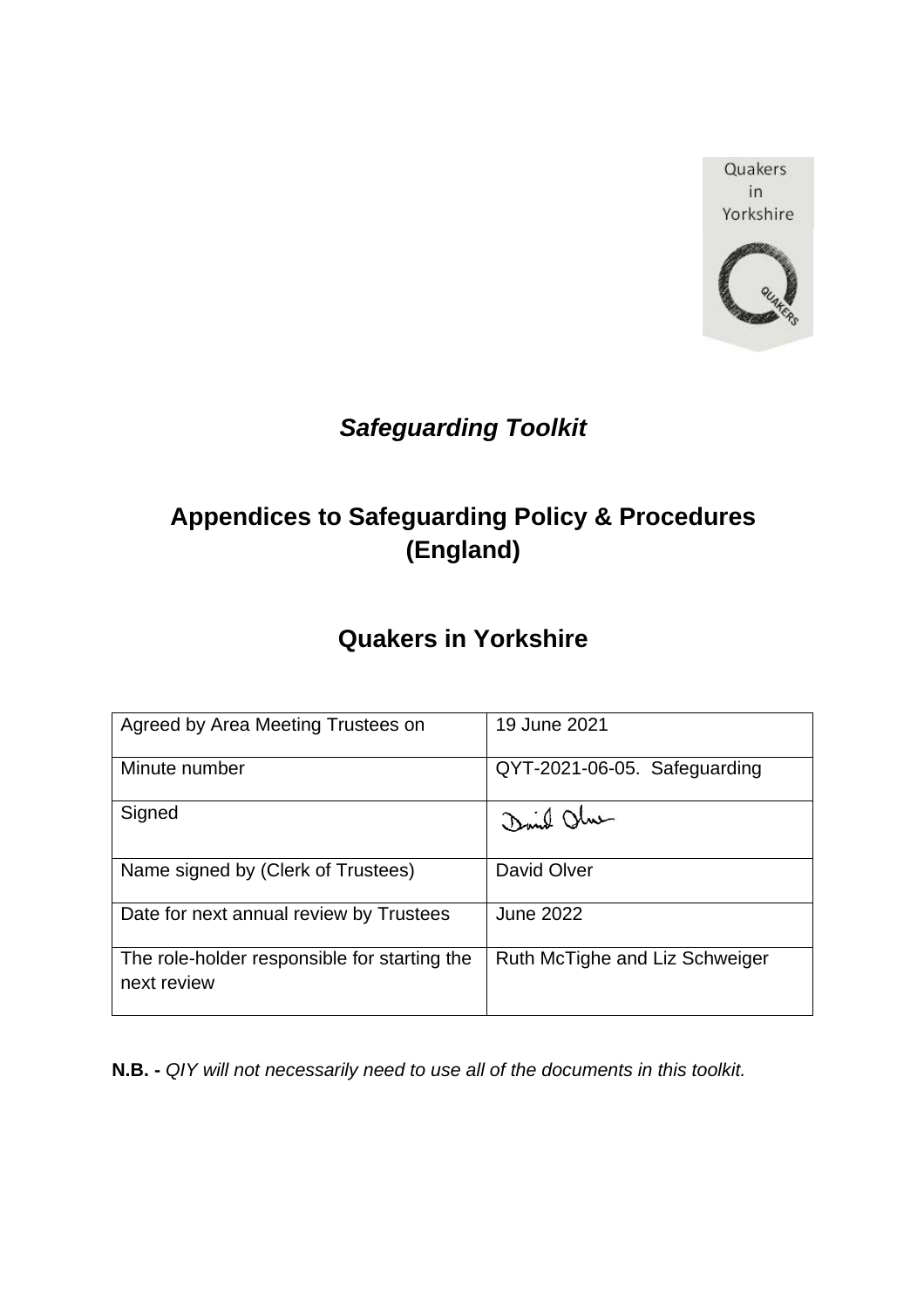Quakers in Yorkshire

# *Safeguarding Toolkit*

# Appendices to Safeguarding Policy & Procedures (England)

# Quakers in Yorkshire

| Agreed by Area Meeting Trustees on | 19 June 2021 |
| --- | --- |
| Minute number | QYT-2021-06-05. Safeguarding |
| Signed | David Olver |
| Name signed by (Clerk of Trustees) | David Olver |
| Date for next annual review by Trustees | June 2022 |
| The role-holder responsible for starting the next review | Ruth McTighe and Liz Schweiger |

**N.B. -** *QIY will not necessarily need to use all of the documents in this toolkit.*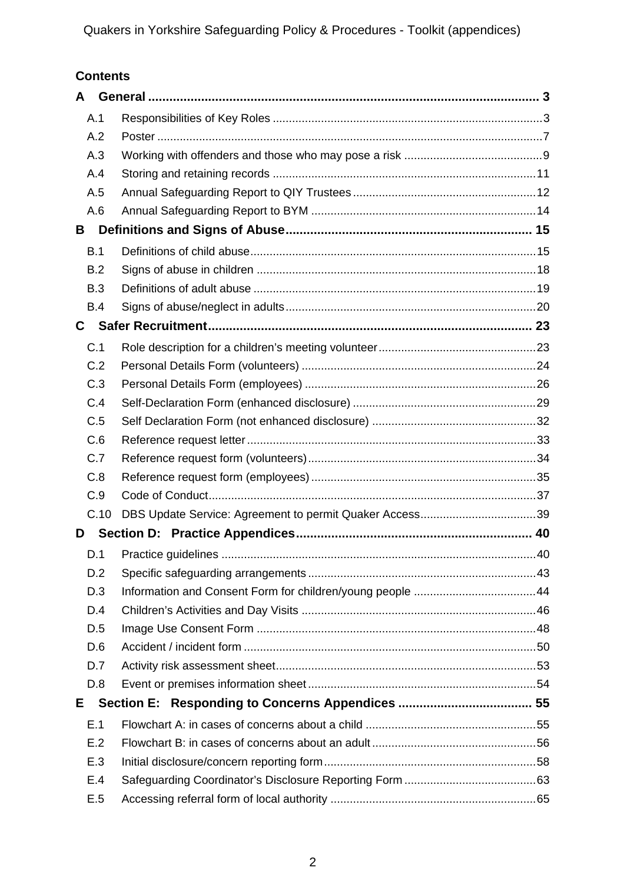**Contents**

**A General ............................................................................................................ 3**

A.1 Responsibilities of Key Roles ...................................................................................3

A.2 Poster .......................................................................................................................7

A.3 Working with offenders and those who may pose a risk ...........................................9

A.4 Storing and retaining records ...................................................................................11

A.5 Annual Safeguarding Report to QIY Trustees .........................................................12

A.6 Annual Safeguarding Report to BYM .......................................................................14

**B Definitions and Signs of Abuse...................................................................... 15**

B.1 Definitions of child abuse.........................................................................................15

B.2 Signs of abuse in children .......................................................................................18

B.3 Definitions of adult abuse ........................................................................................19

B.4 Signs of abuse/neglect in adults..............................................................................20

**C Safer Recruitment........................................................................................... 23**

C.1 Role description for a children's meeting volunteer.................................................23

C.2 Personal Details Form (volunteers) .........................................................................24

C.3 Personal Details Form (employees) ........................................................................26

C.4 Self-Declaration Form (enhanced disclosure) .........................................................29

C.5 Self Declaration Form (not enhanced disclosure) ...................................................32

C.6 Reference request letter..........................................................................................33

C.7 Reference request form (volunteers).......................................................................34

C.8 Reference request form (employees)......................................................................35

C.9 Code of Conduct......................................................................................................37

C.10 DBS Update Service: Agreement to permit Quaker Access....................................39

**D Section D: Practice Appendices................................................................... 40**

D.1 Practice guidelines ..................................................................................................40

D.2 Specific safeguarding arrangements .......................................................................43

D.3 Information and Consent Form for children/young people ......................................44

D.4 Children's Activities and Day Visits .........................................................................46

D.5 Image Use Consent Form .......................................................................................48

D.6 Accident / incident form ...........................................................................................50

D.7 Activity risk assessment sheet.................................................................................53

D.8 Event or premises information sheet.......................................................................54

**E Section E: Responding to Concerns Appendices ...................................... 55**

E.1 Flowchart A: in cases of concerns about a child .....................................................55

E.2 Flowchart B: in cases of concerns about an adult....................................................56

E.3 Initial disclosure/concern reporting form..................................................................58

E.4 Safeguarding Coordinator's Disclosure Reporting Form .........................................63

E.5 Accessing referral form of local authority ................................................................65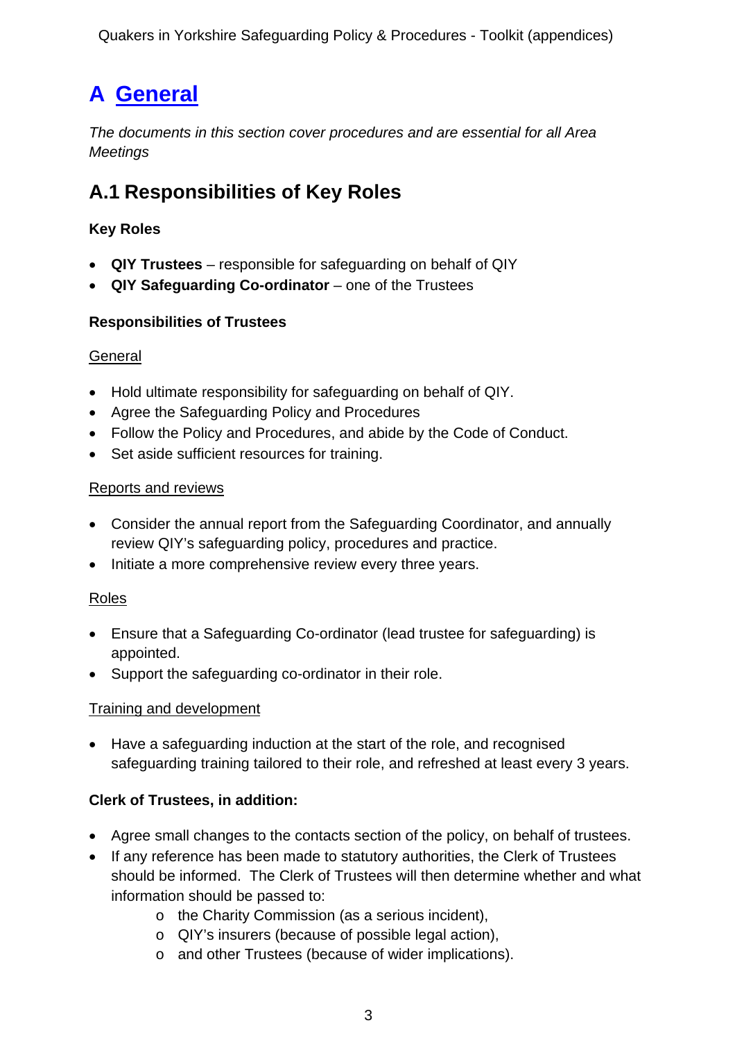# A General

*The documents in this section cover procedures and are essential for all Area Meetings*

## A.1 Responsibilities of Key Roles

**Key Roles**

- **QIY Trustees** – responsible for safeguarding on behalf of QIY
- **QIY Safeguarding Co-ordinator** – one of the Trustees

**Responsibilities of Trustees**

General

- Hold ultimate responsibility for safeguarding on behalf of QIY.
- Agree the Safeguarding Policy and Procedures
- Follow the Policy and Procedures, and abide by the Code of Conduct.
- Set aside sufficient resources for training.

Reports and reviews

- Consider the annual report from the Safeguarding Coordinator, and annually review QIY's safeguarding policy, procedures and practice.
- Initiate a more comprehensive review every three years.

Roles

- Ensure that a Safeguarding Co-ordinator (lead trustee for safeguarding) is appointed.
- Support the safeguarding co-ordinator in their role.

Training and development

- Have a safeguarding induction at the start of the role, and recognised safeguarding training tailored to their role, and refreshed at least every 3 years.

**Clerk of Trustees, in addition:**

- Agree small changes to the contacts section of the policy, on behalf of trustees.
- If any reference has been made to statutory authorities, the Clerk of Trustees should be informed. The Clerk of Trustees will then determine whether and what information should be passed to:
  - the Charity Commission (as a serious incident),
  - QIY's insurers (because of possible legal action),
  - and other Trustees (because of wider implications).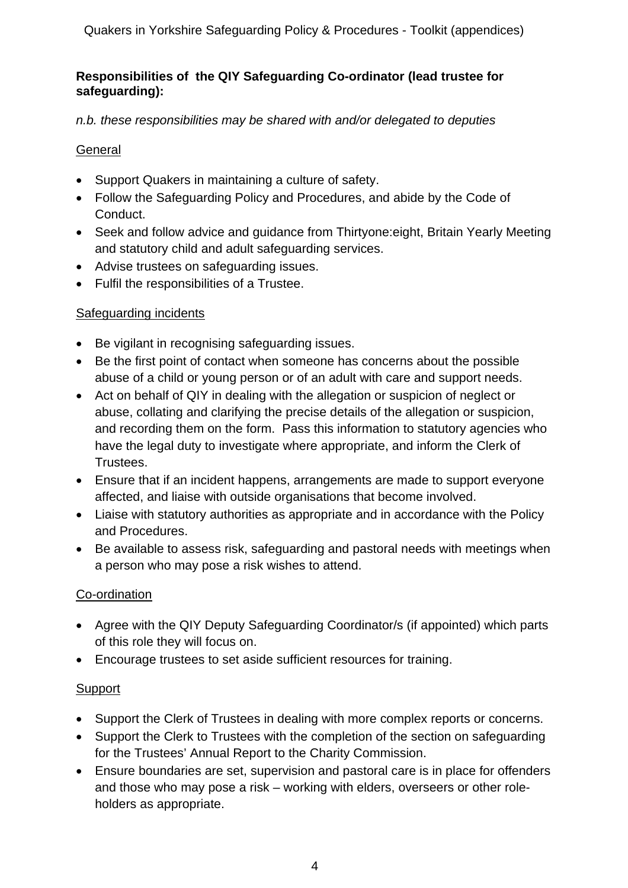**Responsibilities of  the QIY Safeguarding Co-ordinator (lead trustee for safeguarding):**

*n.b. these responsibilities may be shared with and/or delegated to deputies*

General

- Support Quakers in maintaining a culture of safety.
- Follow the Safeguarding Policy and Procedures, and abide by the Code of Conduct.
- Seek and follow advice and guidance from Thirtyone:eight, Britain Yearly Meeting and statutory child and adult safeguarding services.
- Advise trustees on safeguarding issues.
- Fulfil the responsibilities of a Trustee.

Safeguarding incidents

- Be vigilant in recognising safeguarding issues.
- Be the first point of contact when someone has concerns about the possible abuse of a child or young person or of an adult with care and support needs.
- Act on behalf of QIY in dealing with the allegation or suspicion of neglect or abuse, collating and clarifying the precise details of the allegation or suspicion, and recording them on the form.  Pass this information to statutory agencies who have the legal duty to investigate where appropriate, and inform the Clerk of Trustees.
- Ensure that if an incident happens, arrangements are made to support everyone affected, and liaise with outside organisations that become involved.
- Liaise with statutory authorities as appropriate and in accordance with the Policy and Procedures.
- Be available to assess risk, safeguarding and pastoral needs with meetings when a person who may pose a risk wishes to attend.

Co-ordination

- Agree with the QIY Deputy Safeguarding Coordinator/s (if appointed) which parts of this role they will focus on.
- Encourage trustees to set aside sufficient resources for training.

Support

- Support the Clerk of Trustees in dealing with more complex reports or concerns.
- Support the Clerk to Trustees with the completion of the section on safeguarding for the Trustees' Annual Report to the Charity Commission.
- Ensure boundaries are set, supervision and pastoral care is in place for offenders and those who may pose a risk – working with elders, overseers or other role-holders as appropriate.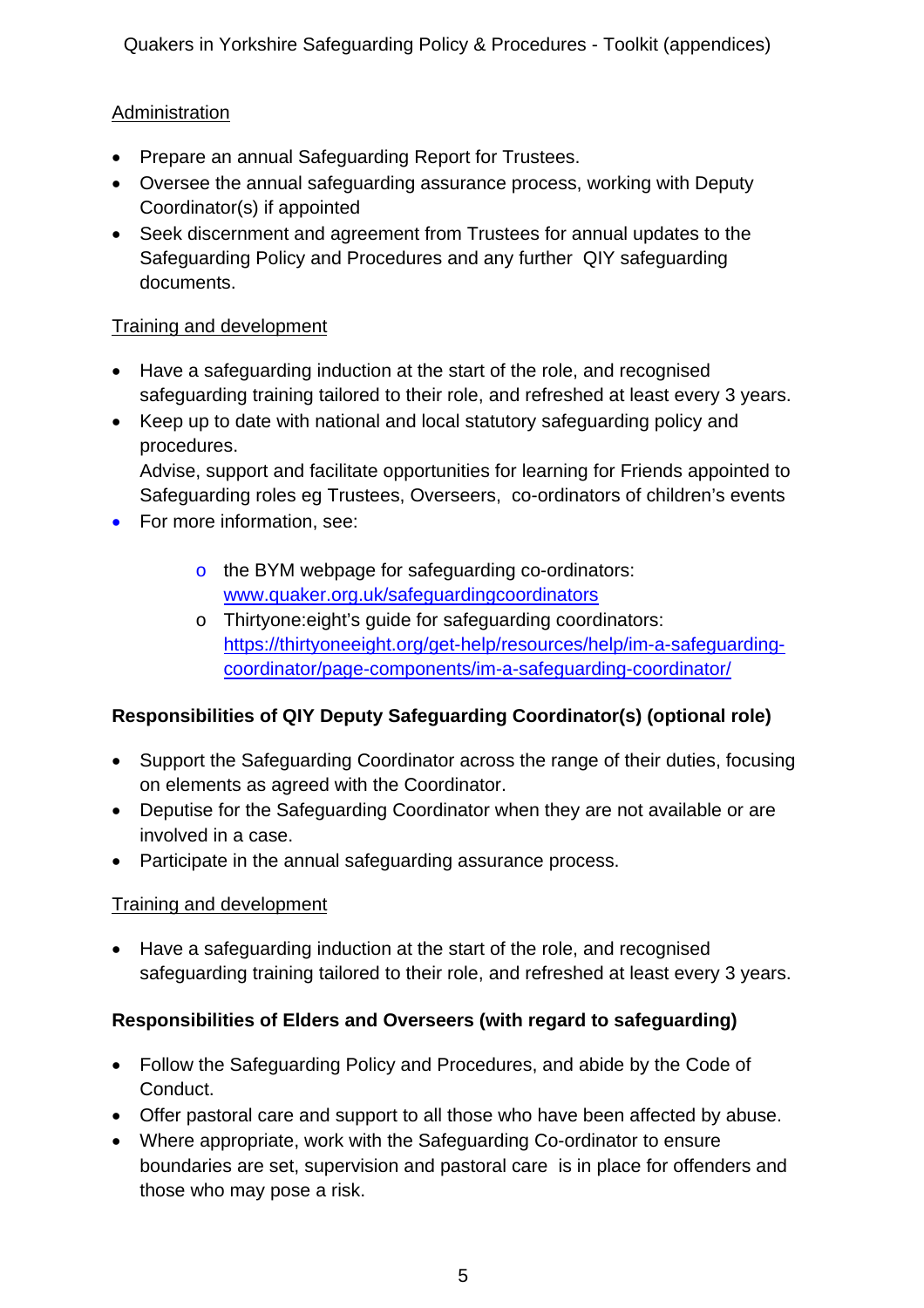Administration

- Prepare an annual Safeguarding Report for Trustees.
- Oversee the annual safeguarding assurance process, working with Deputy Coordinator(s) if appointed
- Seek discernment and agreement from Trustees for annual updates to the Safeguarding Policy and Procedures and any further QIY safeguarding documents.

Training and development

- Have a safeguarding induction at the start of the role, and recognised safeguarding training tailored to their role, and refreshed at least every 3 years.
- Keep up to date with national and local statutory safeguarding policy and procedures.
  Advise, support and facilitate opportunities for learning for Friends appointed to Safeguarding roles eg Trustees, Overseers, co-ordinators of children's events
- For more information, see:
  - the BYM webpage for safeguarding co-ordinators: [www.quaker.org.uk/safeguardingcoordinators](www.quaker.org.uk/safeguardingcoordinators)
  - Thirtyone:eight's guide for safeguarding coordinators: [https://thirtyoneeight.org/get-help/resources/help/im-a-safeguarding-coordinator/page-components/im-a-safeguarding-coordinator/](https://thirtyoneeight.org/get-help/resources/help/im-a-safeguarding-coordinator/page-components/im-a-safeguarding-coordinator/)

**Responsibilities of QIY Deputy Safeguarding Coordinator(s) (optional role)**

- Support the Safeguarding Coordinator across the range of their duties, focusing on elements as agreed with the Coordinator.
- Deputise for the Safeguarding Coordinator when they are not available or are involved in a case.
- Participate in the annual safeguarding assurance process.

Training and development

- Have a safeguarding induction at the start of the role, and recognised safeguarding training tailored to their role, and refreshed at least every 3 years.

**Responsibilities of Elders and Overseers (with regard to safeguarding)**

- Follow the Safeguarding Policy and Procedures, and abide by the Code of Conduct.
- Offer pastoral care and support to all those who have been affected by abuse.
- Where appropriate, work with the Safeguarding Co-ordinator to ensure boundaries are set, supervision and pastoral care is in place for offenders and those who may pose a risk.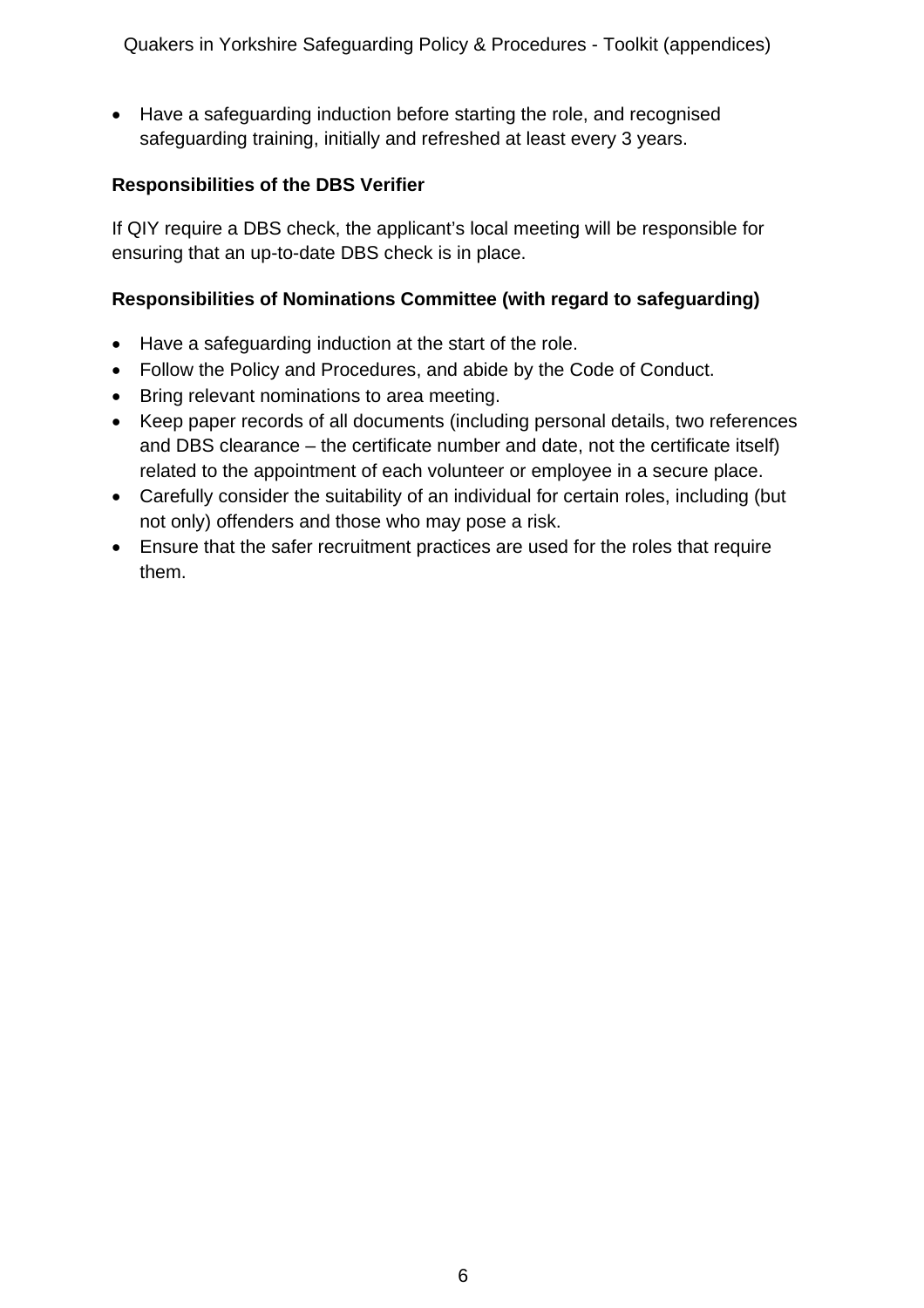- Have a safeguarding induction before starting the role, and recognised safeguarding training, initially and refreshed at least every 3 years.

**Responsibilities of the DBS Verifier**

If QIY require a DBS check, the applicant's local meeting will be responsible for ensuring that an up-to-date DBS check is in place.

**Responsibilities of Nominations Committee (with regard to safeguarding)**

- Have a safeguarding induction at the start of the role.
- Follow the Policy and Procedures, and abide by the Code of Conduct.
- Bring relevant nominations to area meeting.
- Keep paper records of all documents (including personal details, two references and DBS clearance – the certificate number and date, not the certificate itself) related to the appointment of each volunteer or employee in a secure place.
- Carefully consider the suitability of an individual for certain roles, including (but not only) offenders and those who may pose a risk.
- Ensure that the safer recruitment practices are used for the roles that require them.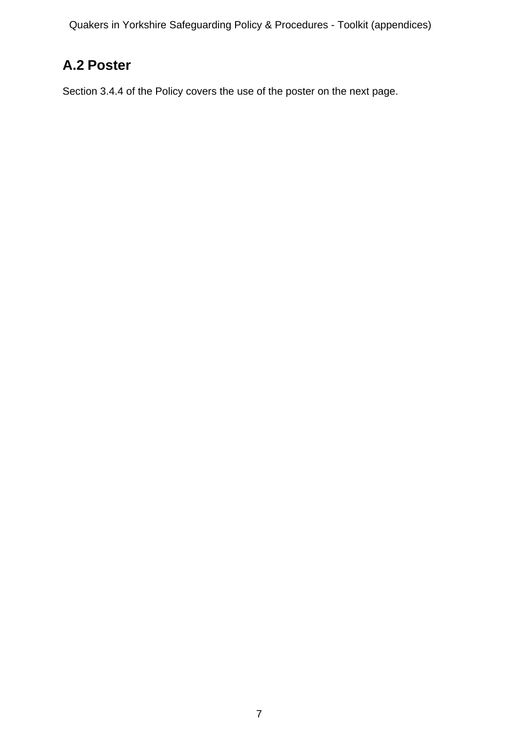## A.2 Poster

Section 3.4.4 of the Policy covers the use of the poster on the next page.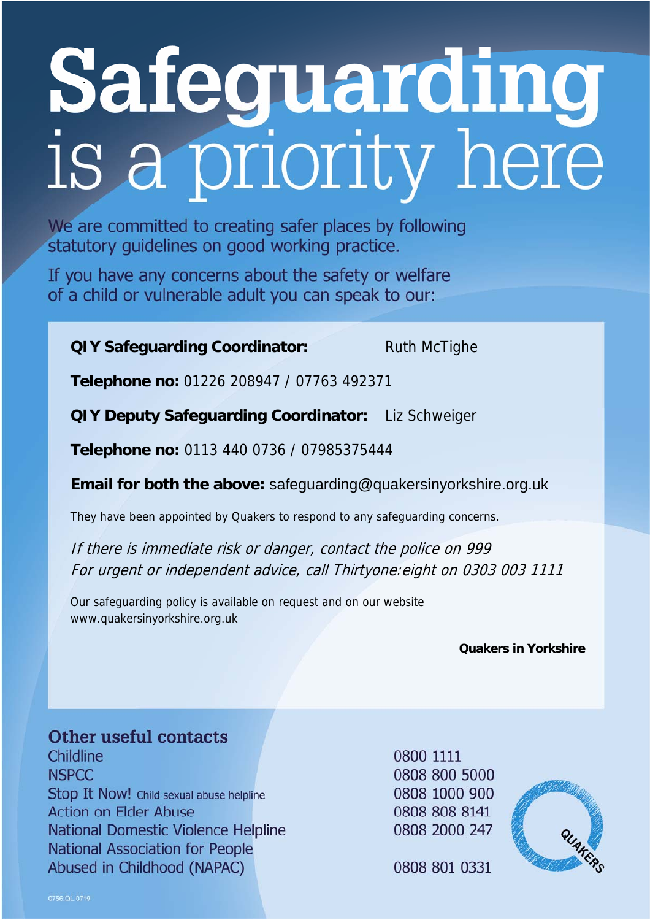# Safeguarding is a priority here

We are committed to creating safer places by following statutory guidelines on good working practice.

If you have any concerns about the safety or welfare of a child or vulnerable adult you can speak to our:

**QIY Safeguarding Coordinator:** Ruth McTighe

**Telephone no:** 01226 208947 / 07763 492371

**QIY Deputy Safeguarding Coordinator:** Liz Schweiger

**Telephone no:** 0113 440 0736 / 07985375444

**Email for both the above:** safeguarding@quakersinyorkshire.org.uk

They have been appointed by Quakers to respond to any safeguarding concerns.

*If there is immediate risk or danger, contact the police on 999*
*For urgent or independent advice, call Thirtyone:eight on 0303 003 1111*

Our safeguarding policy is available on request and on our website www.quakersinyorkshire.org.uk

**Quakers in Yorkshire**

## Other useful contacts

| | |
|---|---|
| Childline | 0800 1111 |
| NSPCC | 0808 800 5000 |
| Stop It Now! Child sexual abuse helpline | 0808 1000 900 |
| Action on Elder Abuse | 0808 808 8141 |
| National Domestic Violence Helpline | 0808 2000 247 |
| National Association for People Abused in Childhood (NAPAC) | 0808 801 0331 |

QUAKERS

0756.QL.0719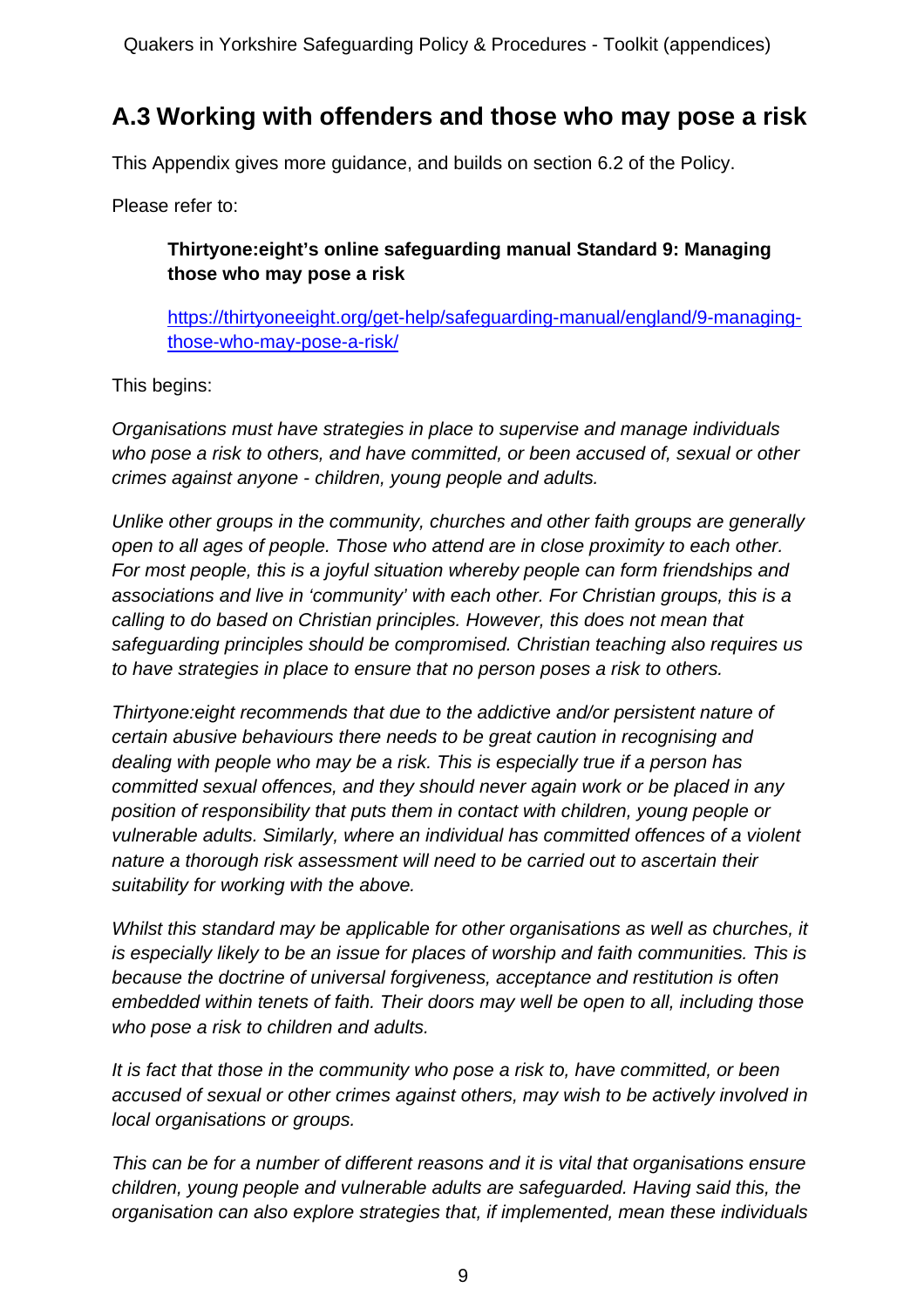## A.3 Working with offenders and those who may pose a risk

This Appendix gives more guidance, and builds on section 6.2 of the Policy.

Please refer to:

> **Thirtyone:eight's online safeguarding manual Standard 9: Managing those who may pose a risk**
>
> [https://thirtyoneeight.org/get-help/safeguarding-manual/england/9-managing-those-who-may-pose-a-risk/](https://thirtyoneeight.org/get-help/safeguarding-manual/england/9-managing-those-who-may-pose-a-risk/)

This begins:

*Organisations must have strategies in place to supervise and manage individuals who pose a risk to others, and have committed, or been accused of, sexual or other crimes against anyone - children, young people and adults.*

*Unlike other groups in the community, churches and other faith groups are generally open to all ages of people. Those who attend are in close proximity to each other. For most people, this is a joyful situation whereby people can form friendships and associations and live in 'community' with each other. For Christian groups, this is a calling to do based on Christian principles. However, this does not mean that safeguarding principles should be compromised. Christian teaching also requires us to have strategies in place to ensure that no person poses a risk to others.*

*Thirtyone:eight recommends that due to the addictive and/or persistent nature of certain abusive behaviours there needs to be great caution in recognising and dealing with people who may be a risk. This is especially true if a person has committed sexual offences, and they should never again work or be placed in any position of responsibility that puts them in contact with children, young people or vulnerable adults. Similarly, where an individual has committed offences of a violent nature a thorough risk assessment will need to be carried out to ascertain their suitability for working with the above.*

*Whilst this standard may be applicable for other organisations as well as churches, it is especially likely to be an issue for places of worship and faith communities. This is because the doctrine of universal forgiveness, acceptance and restitution is often embedded within tenets of faith. Their doors may well be open to all, including those who pose a risk to children and adults.*

*It is fact that those in the community who pose a risk to, have committed, or been accused of sexual or other crimes against others, may wish to be actively involved in local organisations or groups.*

*This can be for a number of different reasons and it is vital that organisations ensure children, young people and vulnerable adults are safeguarded. Having said this, the organisation can also explore strategies that, if implemented, mean these individuals*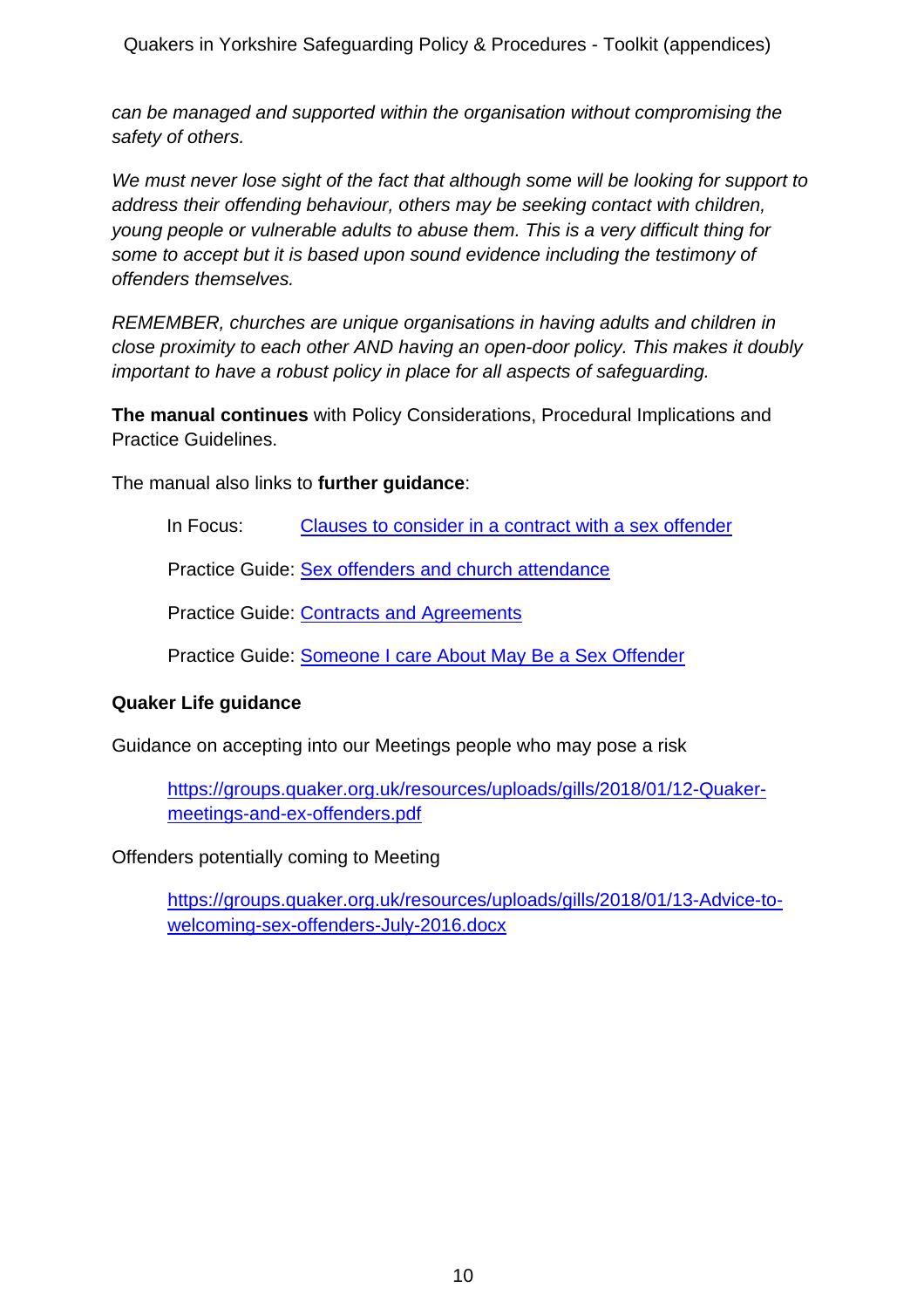*can be managed and supported within the organisation without compromising the safety of others.*

*We must never lose sight of the fact that although some will be looking for support to address their offending behaviour, others may be seeking contact with children, young people or vulnerable adults to abuse them. This is a very difficult thing for some to accept but it is based upon sound evidence including the testimony of offenders themselves.*

*REMEMBER, churches are unique organisations in having adults and children in close proximity to each other AND having an open-door policy. This makes it doubly important to have a robust policy in place for all aspects of safeguarding.*

**The manual continues** with Policy Considerations, Procedural Implications and Practice Guidelines.

The manual also links to **further guidance**:

> In Focus: Clauses to consider in a contract with a sex offender
>
> Practice Guide: Sex offenders and church attendance
>
> Practice Guide: Contracts and Agreements
>
> Practice Guide: Someone I care About May Be a Sex Offender

**Quaker Life guidance**

Guidance on accepting into our Meetings people who may pose a risk

> https://groups.quaker.org.uk/resources/uploads/gills/2018/01/12-Quaker-meetings-and-ex-offenders.pdf

Offenders potentially coming to Meeting

> https://groups.quaker.org.uk/resources/uploads/gills/2018/01/13-Advice-to-welcoming-sex-offenders-July-2016.docx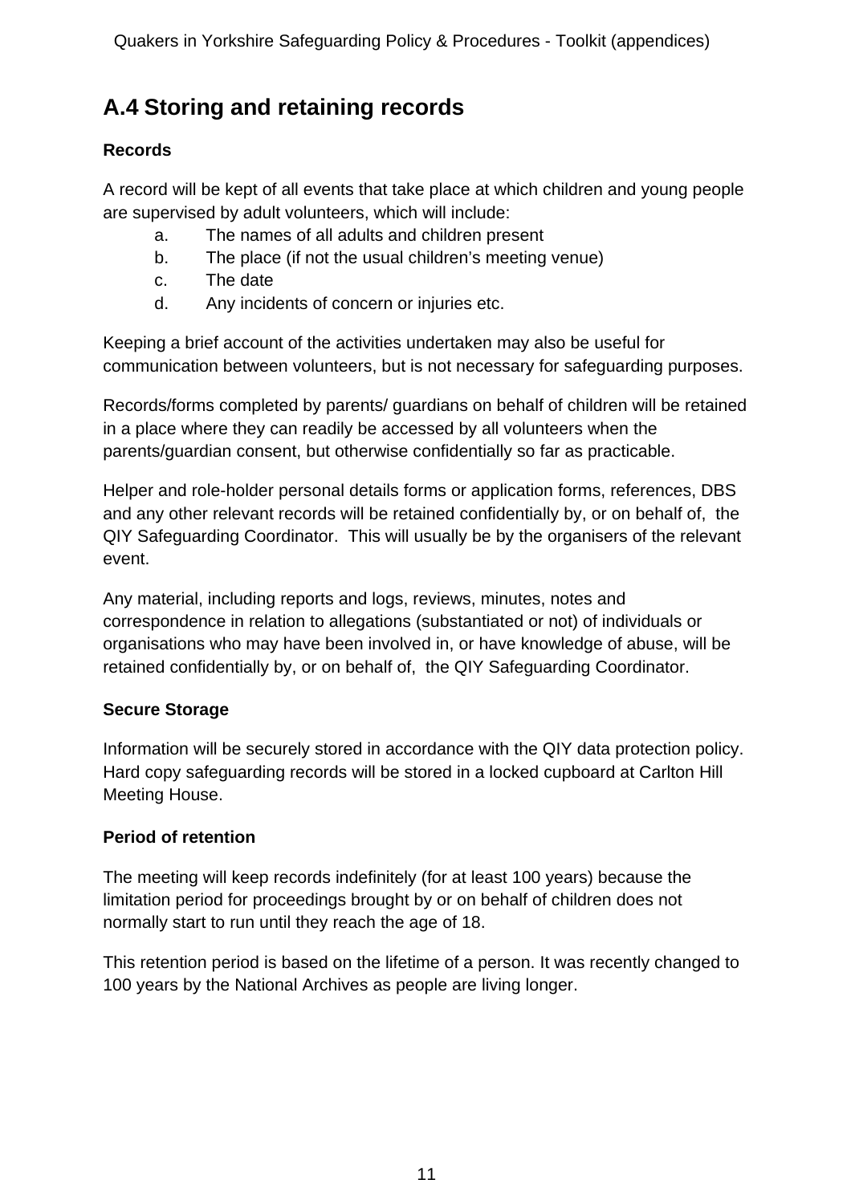## A.4 Storing and retaining records

**Records**

A record will be kept of all events that take place at which children and young people are supervised by adult volunteers, which will include:

a. The names of all adults and children present
b. The place (if not the usual children's meeting venue)
c. The date
d. Any incidents of concern or injuries etc.

Keeping a brief account of the activities undertaken may also be useful for communication between volunteers, but is not necessary for safeguarding purposes.

Records/forms completed by parents/ guardians on behalf of children will be retained in a place where they can readily be accessed by all volunteers when the parents/guardian consent, but otherwise confidentially so far as practicable.

Helper and role-holder personal details forms or application forms, references, DBS and any other relevant records will be retained confidentially by, or on behalf of, the QIY Safeguarding Coordinator. This will usually be by the organisers of the relevant event.

Any material, including reports and logs, reviews, minutes, notes and correspondence in relation to allegations (substantiated or not) of individuals or organisations who may have been involved in, or have knowledge of abuse, will be retained confidentially by, or on behalf of, the QIY Safeguarding Coordinator.

**Secure Storage**

Information will be securely stored in accordance with the QIY data protection policy. Hard copy safeguarding records will be stored in a locked cupboard at Carlton Hill Meeting House.

**Period of retention**

The meeting will keep records indefinitely (for at least 100 years) because the limitation period for proceedings brought by or on behalf of children does not normally start to run until they reach the age of 18.

This retention period is based on the lifetime of a person. It was recently changed to 100 years by the National Archives as people are living longer.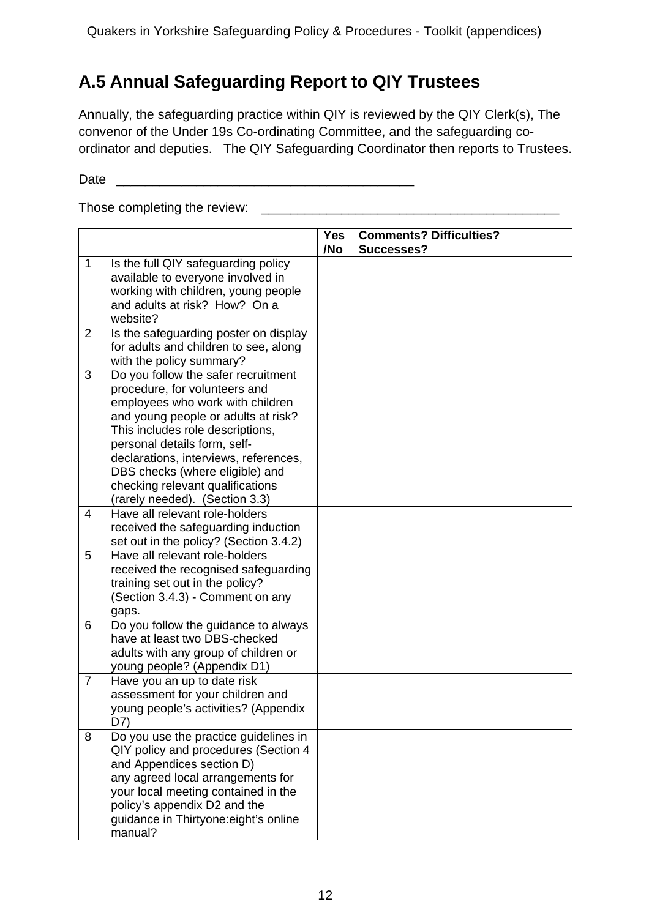## A.5 Annual Safeguarding Report to QIY Trustees

Annually, the safeguarding practice within QIY is reviewed by the QIY Clerk(s), The convenor of the Under 19s Co-ordinating Committee, and the safeguarding co-ordinator and deputies. The QIY Safeguarding Coordinator then reports to Trustees.

Date \_\_\_\_\_\_\_\_\_\_\_\_\_\_\_\_\_\_\_\_\_\_\_\_\_\_\_\_\_\_\_\_\_\_\_\_\_\_\_\_

Those completing the review: \_\_\_\_\_\_\_\_\_\_\_\_\_\_\_\_\_\_\_\_\_\_\_\_\_\_\_\_\_\_\_\_\_\_\_\_\_\_\_\_

| | | **Yes /No** | **Comments? Difficulties? Successes?** |
|---|---|---|---|
| 1 | Is the full QIY safeguarding policy available to everyone involved in working with children, young people and adults at risk? How? On a website? | | |
| 2 | Is the safeguarding poster on display for adults and children to see, along with the policy summary? | | |
| 3 | Do you follow the safer recruitment procedure, for volunteers and employees who work with children and young people or adults at risk? This includes role descriptions, personal details form, self-declarations, interviews, references, DBS checks (where eligible) and checking relevant qualifications (rarely needed). (Section 3.3) | | |
| 4 | Have all relevant role-holders received the safeguarding induction set out in the policy? (Section 3.4.2) | | |
| 5 | Have all relevant role-holders received the recognised safeguarding training set out in the policy? (Section 3.4.3) - Comment on any gaps. | | |
| 6 | Do you follow the guidance to always have at least two DBS-checked adults with any group of children or young people? (Appendix D1) | | |
| 7 | Have you an up to date risk assessment for your children and young people's activities? (Appendix D7) | | |
| 8 | Do you use the practice guidelines in QIY policy and procedures (Section 4 and Appendices section D) any agreed local arrangements for your local meeting contained in the policy's appendix D2 and the guidance in Thirtyone:eight's online manual? | | |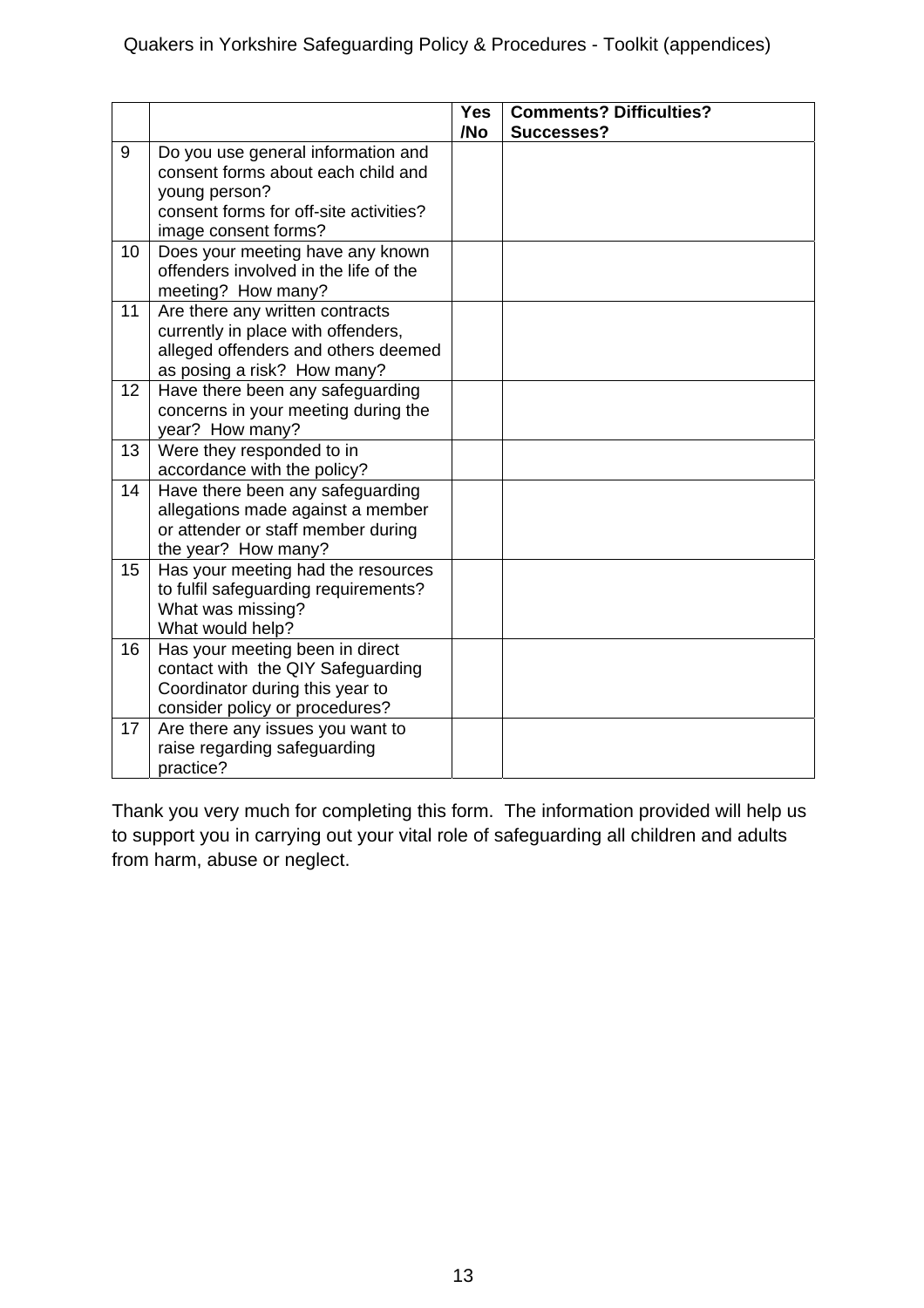|  |  | Yes /No | Comments? Difficulties? Successes? |
|---|---|---|---|
| 9 | Do you use general information and consent forms about each child and young person?<br>consent forms for off-site activities?<br>image consent forms? |  |  |
| 10 | Does your meeting have any known offenders involved in the life of the meeting? How many? |  |  |
| 11 | Are there any written contracts currently in place with offenders, alleged offenders and others deemed as posing a risk? How many? |  |  |
| 12 | Have there been any safeguarding concerns in your meeting during the year? How many? |  |  |
| 13 | Were they responded to in accordance with the policy? |  |  |
| 14 | Have there been any safeguarding allegations made against a member or attender or staff member during the year? How many? |  |  |
| 15 | Has your meeting had the resources to fulfil safeguarding requirements?<br>What was missing?<br>What would help? |  |  |
| 16 | Has your meeting been in direct contact with the QIY Safeguarding Coordinator during this year to consider policy or procedures? |  |  |
| 17 | Are there any issues you want to raise regarding safeguarding practice? |  |  |

Thank you very much for completing this form. The information provided will help us to support you in carrying out your vital role of safeguarding all children and adults from harm, abuse or neglect.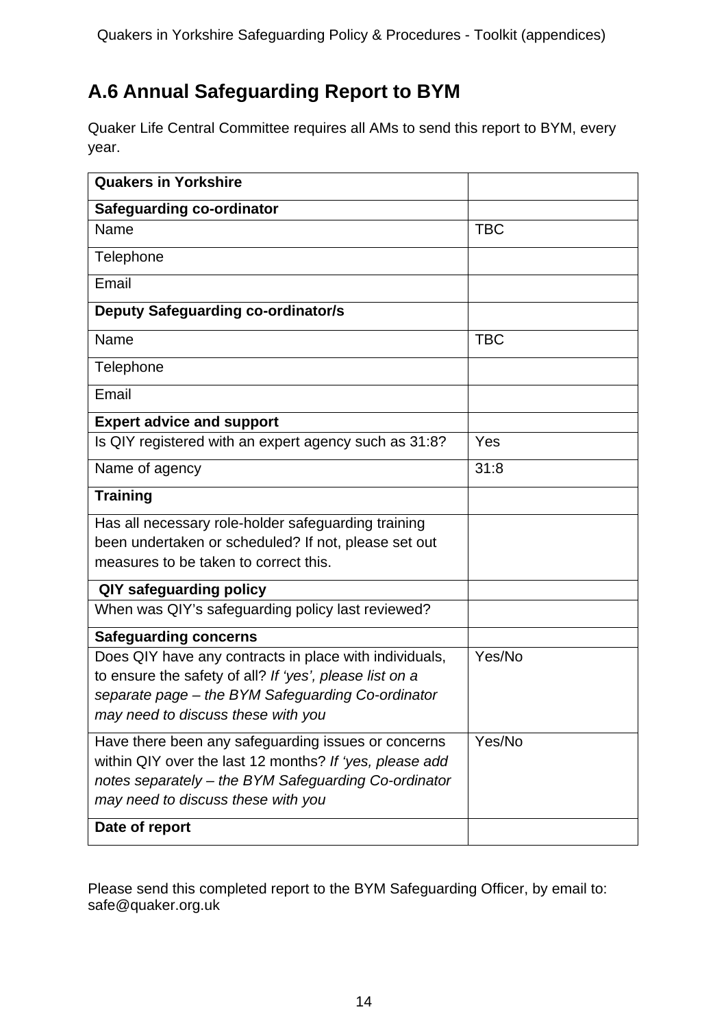## A.6 Annual Safeguarding Report to BYM

Quaker Life Central Committee requires all AMs to send this report to BYM, every year.

| **Quakers in Yorkshire** | |
|---|---|
| **Safeguarding co-ordinator** | |
| Name | TBC |
| Telephone | |
| Email | |
| **Deputy Safeguarding co-ordinator/s** | |
| Name | TBC |
| Telephone | |
| Email | |
| **Expert advice and support** | |
| Is QIY registered with an expert agency such as 31:8? | Yes |
| Name of agency | 31:8 |
| **Training** | |
| Has all necessary role-holder safeguarding training been undertaken or scheduled? If not, please set out measures to be taken to correct this. | |
| **QIY safeguarding policy** | |
| When was QIY's safeguarding policy last reviewed? | |
| **Safeguarding concerns** | |
| Does QIY have any contracts in place with individuals, to ensure the safety of all? *If 'yes', please list on a separate page – the BYM Safeguarding Co-ordinator may need to discuss these with you* | Yes/No |
| Have there been any safeguarding issues or concerns within QIY over the last 12 months? *If 'yes, please add notes separately – the BYM Safeguarding Co-ordinator may need to discuss these with you* | Yes/No |
| **Date of report** | |

Please send this completed report to the BYM Safeguarding Officer, by email to: safe@quaker.org.uk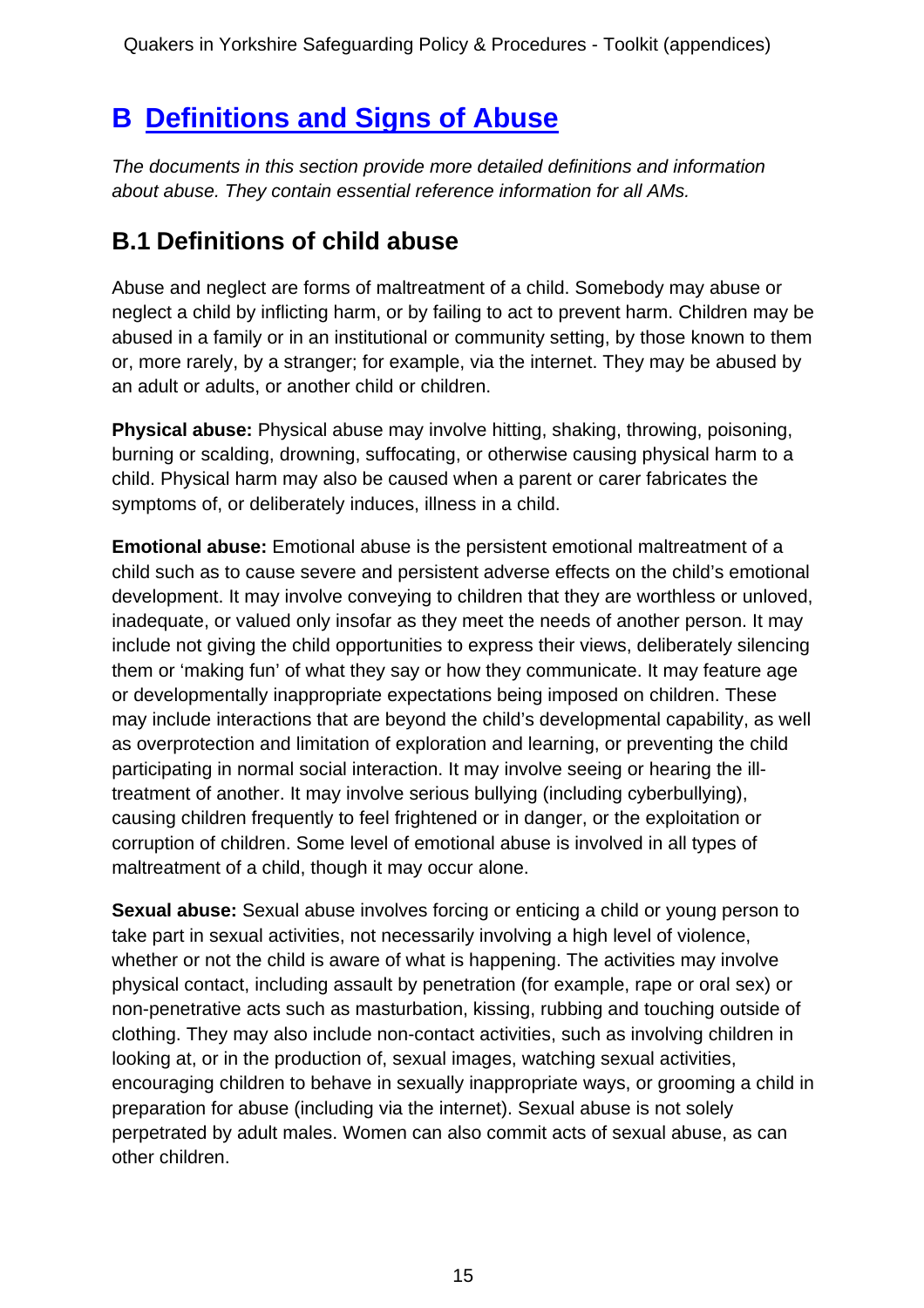# B Definitions and Signs of Abuse

*The documents in this section provide more detailed definitions and information about abuse. They contain essential reference information for all AMs.*

## B.1 Definitions of child abuse

Abuse and neglect are forms of maltreatment of a child. Somebody may abuse or neglect a child by inflicting harm, or by failing to act to prevent harm. Children may be abused in a family or in an institutional or community setting, by those known to them or, more rarely, by a stranger; for example, via the internet. They may be abused by an adult or adults, or another child or children.

**Physical abuse:** Physical abuse may involve hitting, shaking, throwing, poisoning, burning or scalding, drowning, suffocating, or otherwise causing physical harm to a child. Physical harm may also be caused when a parent or carer fabricates the symptoms of, or deliberately induces, illness in a child.

**Emotional abuse:** Emotional abuse is the persistent emotional maltreatment of a child such as to cause severe and persistent adverse effects on the child's emotional development. It may involve conveying to children that they are worthless or unloved, inadequate, or valued only insofar as they meet the needs of another person. It may include not giving the child opportunities to express their views, deliberately silencing them or 'making fun' of what they say or how they communicate. It may feature age or developmentally inappropriate expectations being imposed on children. These may include interactions that are beyond the child's developmental capability, as well as overprotection and limitation of exploration and learning, or preventing the child participating in normal social interaction. It may involve seeing or hearing the ill-treatment of another. It may involve serious bullying (including cyberbullying), causing children frequently to feel frightened or in danger, or the exploitation or corruption of children. Some level of emotional abuse is involved in all types of maltreatment of a child, though it may occur alone.

**Sexual abuse:** Sexual abuse involves forcing or enticing a child or young person to take part in sexual activities, not necessarily involving a high level of violence, whether or not the child is aware of what is happening. The activities may involve physical contact, including assault by penetration (for example, rape or oral sex) or non-penetrative acts such as masturbation, kissing, rubbing and touching outside of clothing. They may also include non-contact activities, such as involving children in looking at, or in the production of, sexual images, watching sexual activities, encouraging children to behave in sexually inappropriate ways, or grooming a child in preparation for abuse (including via the internet). Sexual abuse is not solely perpetrated by adult males. Women can also commit acts of sexual abuse, as can other children.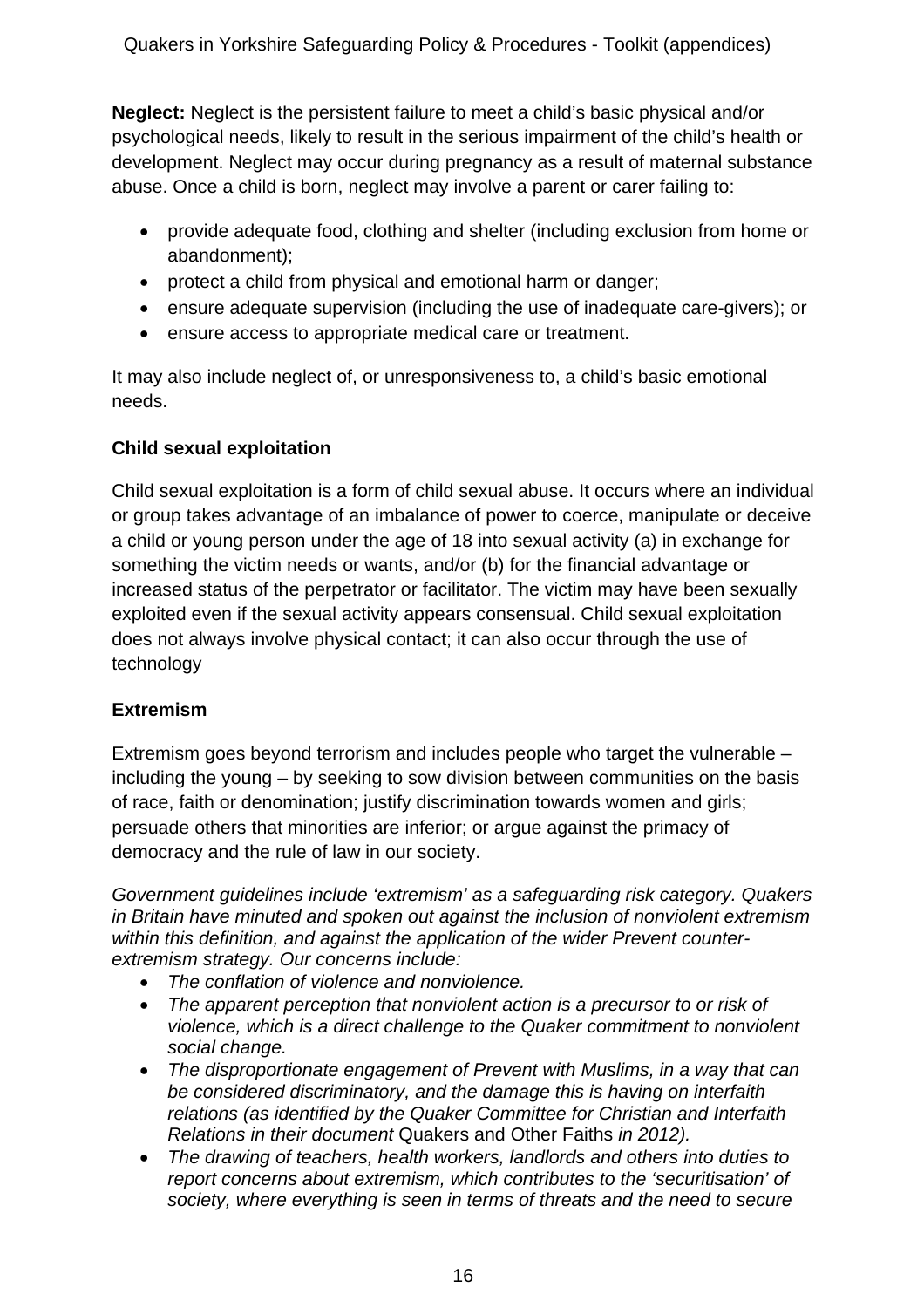**Neglect:** Neglect is the persistent failure to meet a child's basic physical and/or psychological needs, likely to result in the serious impairment of the child's health or development. Neglect may occur during pregnancy as a result of maternal substance abuse. Once a child is born, neglect may involve a parent or carer failing to:

- provide adequate food, clothing and shelter (including exclusion from home or abandonment);
- protect a child from physical and emotional harm or danger;
- ensure adequate supervision (including the use of inadequate care-givers); or
- ensure access to appropriate medical care or treatment.

It may also include neglect of, or unresponsiveness to, a child's basic emotional needs.

**Child sexual exploitation**

Child sexual exploitation is a form of child sexual abuse. It occurs where an individual or group takes advantage of an imbalance of power to coerce, manipulate or deceive a child or young person under the age of 18 into sexual activity (a) in exchange for something the victim needs or wants, and/or (b) for the financial advantage or increased status of the perpetrator or facilitator. The victim may have been sexually exploited even if the sexual activity appears consensual. Child sexual exploitation does not always involve physical contact; it can also occur through the use of technology

**Extremism**

Extremism goes beyond terrorism and includes people who target the vulnerable – including the young – by seeking to sow division between communities on the basis of race, faith or denomination; justify discrimination towards women and girls; persuade others that minorities are inferior; or argue against the primacy of democracy and the rule of law in our society.

*Government guidelines include 'extremism' as a safeguarding risk category. Quakers in Britain have minuted and spoken out against the inclusion of nonviolent extremism within this definition, and against the application of the wider Prevent counter-extremism strategy. Our concerns include:*

- *The conflation of violence and nonviolence.*
- *The apparent perception that nonviolent action is a precursor to or risk of violence, which is a direct challenge to the Quaker commitment to nonviolent social change.*
- *The disproportionate engagement of Prevent with Muslims, in a way that can be considered discriminatory, and the damage this is having on interfaith relations (as identified by the Quaker Committee for Christian and Interfaith Relations in their document* Quakers and Other Faiths *in 2012).*
- *The drawing of teachers, health workers, landlords and others into duties to report concerns about extremism, which contributes to the 'securitisation' of society, where everything is seen in terms of threats and the need to secure*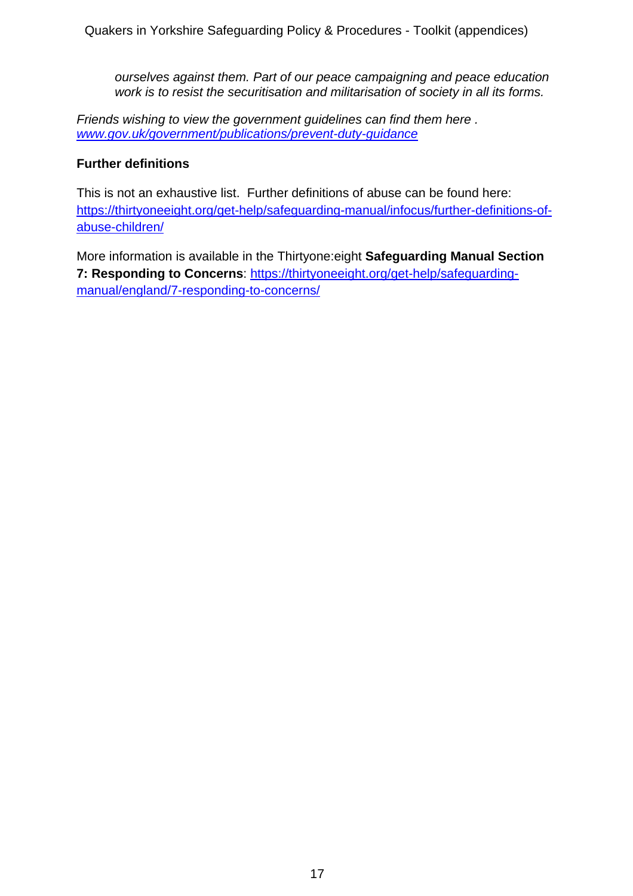> *ourselves against them. Part of our peace campaigning and peace education work is to resist the securitisation and militarisation of society in all its forms.*

*Friends wishing to view the government guidelines can find them here . [www.gov.uk/government/publications/prevent-duty-guidance](www.gov.uk/government/publications/prevent-duty-guidance)*

**Further definitions**

This is not an exhaustive list. Further definitions of abuse can be found here: [https://thirtyoneeight.org/get-help/safeguarding-manual/infocus/further-definitions-of-abuse-children/](https://thirtyoneeight.org/get-help/safeguarding-manual/infocus/further-definitions-of-abuse-children/)

More information is available in the Thirtyone:eight **Safeguarding Manual Section 7: Responding to Concerns**: [https://thirtyoneeight.org/get-help/safeguarding-manual/england/7-responding-to-concerns/](https://thirtyoneeight.org/get-help/safeguarding-manual/england/7-responding-to-concerns/)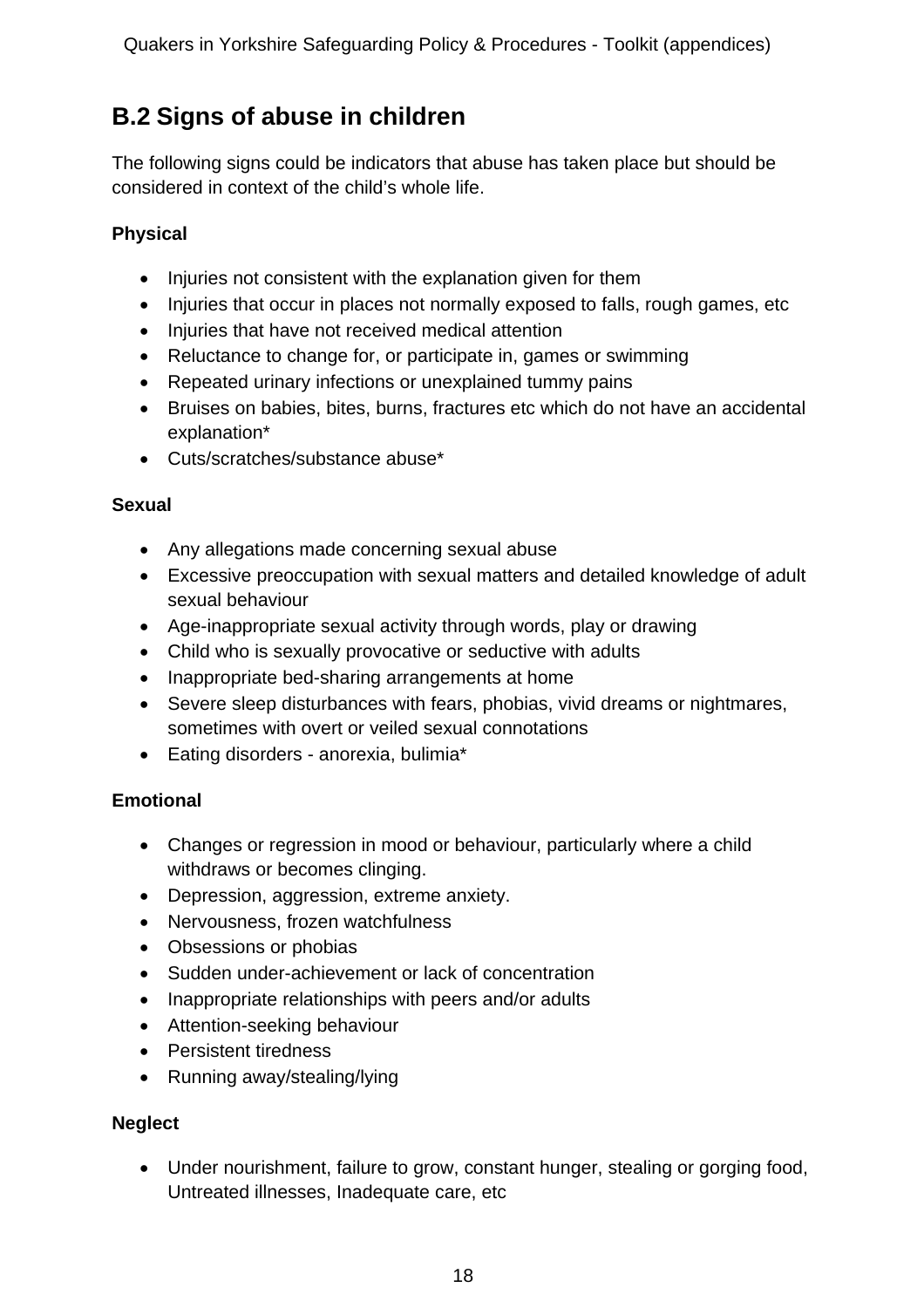## B.2 Signs of abuse in children

The following signs could be indicators that abuse has taken place but should be considered in context of the child's whole life.

**Physical**

- Injuries not consistent with the explanation given for them
- Injuries that occur in places not normally exposed to falls, rough games, etc
- Injuries that have not received medical attention
- Reluctance to change for, or participate in, games or swimming
- Repeated urinary infections or unexplained tummy pains
- Bruises on babies, bites, burns, fractures etc which do not have an accidental explanation*
- Cuts/scratches/substance abuse*

**Sexual**

- Any allegations made concerning sexual abuse
- Excessive preoccupation with sexual matters and detailed knowledge of adult sexual behaviour
- Age-inappropriate sexual activity through words, play or drawing
- Child who is sexually provocative or seductive with adults
- Inappropriate bed-sharing arrangements at home
- Severe sleep disturbances with fears, phobias, vivid dreams or nightmares, sometimes with overt or veiled sexual connotations
- Eating disorders - anorexia, bulimia*

**Emotional**

- Changes or regression in mood or behaviour, particularly where a child withdraws or becomes clinging.
- Depression, aggression, extreme anxiety.
- Nervousness, frozen watchfulness
- Obsessions or phobias
- Sudden under-achievement or lack of concentration
- Inappropriate relationships with peers and/or adults
- Attention-seeking behaviour
- Persistent tiredness
- Running away/stealing/lying

**Neglect**

- Under nourishment, failure to grow, constant hunger, stealing or gorging food, Untreated illnesses, Inadequate care, etc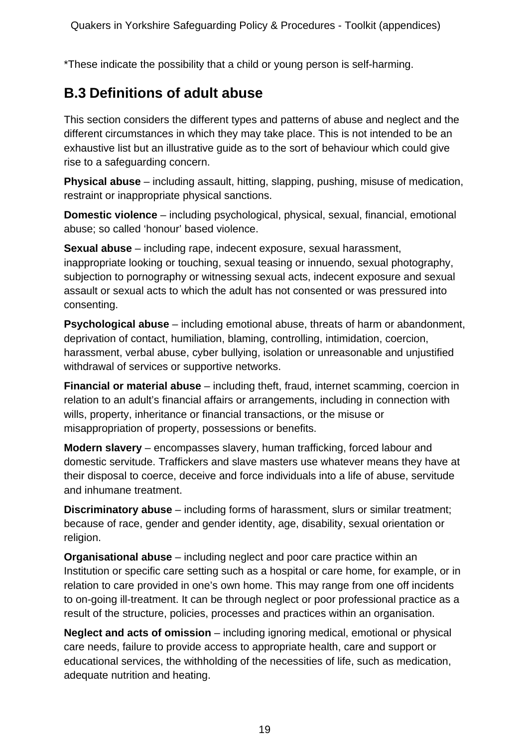*These indicate the possibility that a child or young person is self-harming.

## B.3 Definitions of adult abuse

This section considers the different types and patterns of abuse and neglect and the different circumstances in which they may take place. This is not intended to be an exhaustive list but an illustrative guide as to the sort of behaviour which could give rise to a safeguarding concern.

**Physical abuse** – including assault, hitting, slapping, pushing, misuse of medication, restraint or inappropriate physical sanctions.

**Domestic violence** – including psychological, physical, sexual, financial, emotional abuse; so called 'honour' based violence.

**Sexual abuse** – including rape, indecent exposure, sexual harassment, inappropriate looking or touching, sexual teasing or innuendo, sexual photography, subjection to pornography or witnessing sexual acts, indecent exposure and sexual assault or sexual acts to which the adult has not consented or was pressured into consenting.

**Psychological abuse** – including emotional abuse, threats of harm or abandonment, deprivation of contact, humiliation, blaming, controlling, intimidation, coercion, harassment, verbal abuse, cyber bullying, isolation or unreasonable and unjustified withdrawal of services or supportive networks.

**Financial or material abuse** – including theft, fraud, internet scamming, coercion in relation to an adult's financial affairs or arrangements, including in connection with wills, property, inheritance or financial transactions, or the misuse or misappropriation of property, possessions or benefits.

**Modern slavery** – encompasses slavery, human trafficking, forced labour and domestic servitude. Traffickers and slave masters use whatever means they have at their disposal to coerce, deceive and force individuals into a life of abuse, servitude and inhumane treatment.

**Discriminatory abuse** – including forms of harassment, slurs or similar treatment; because of race, gender and gender identity, age, disability, sexual orientation or religion.

**Organisational abuse** – including neglect and poor care practice within an Institution or specific care setting such as a hospital or care home, for example, or in relation to care provided in one's own home. This may range from one off incidents to on-going ill-treatment. It can be through neglect or poor professional practice as a result of the structure, policies, processes and practices within an organisation.

**Neglect and acts of omission** – including ignoring medical, emotional or physical care needs, failure to provide access to appropriate health, care and support or educational services, the withholding of the necessities of life, such as medication, adequate nutrition and heating.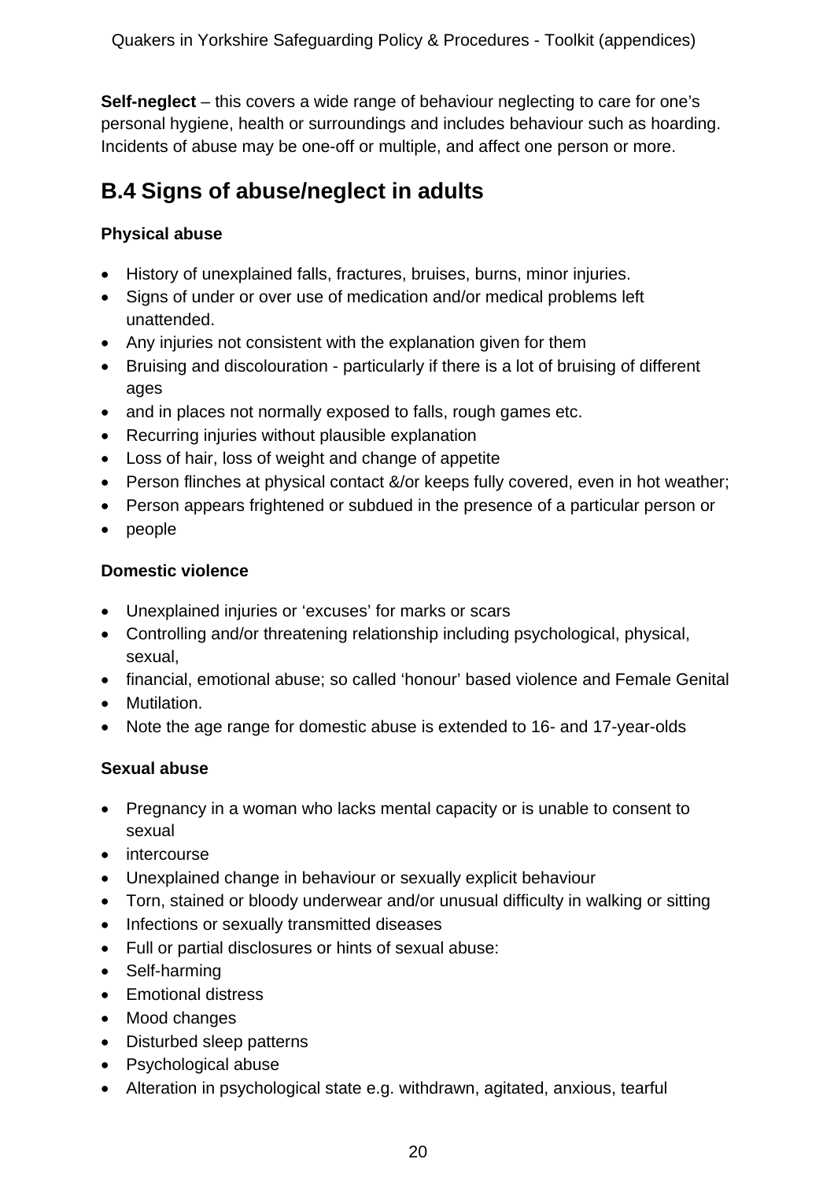**Self-neglect** – this covers a wide range of behaviour neglecting to care for one's personal hygiene, health or surroundings and includes behaviour such as hoarding. Incidents of abuse may be one-off or multiple, and affect one person or more.

## B.4 Signs of abuse/neglect in adults

**Physical abuse**

- History of unexplained falls, fractures, bruises, burns, minor injuries.
- Signs of under or over use of medication and/or medical problems left unattended.
- Any injuries not consistent with the explanation given for them
- Bruising and discolouration - particularly if there is a lot of bruising of different ages
- and in places not normally exposed to falls, rough games etc.
- Recurring injuries without plausible explanation
- Loss of hair, loss of weight and change of appetite
- Person flinches at physical contact &/or keeps fully covered, even in hot weather;
- Person appears frightened or subdued in the presence of a particular person or
- people

**Domestic violence**

- Unexplained injuries or 'excuses' for marks or scars
- Controlling and/or threatening relationship including psychological, physical, sexual,
- financial, emotional abuse; so called 'honour' based violence and Female Genital
- Mutilation.
- Note the age range for domestic abuse is extended to 16- and 17-year-olds

**Sexual abuse**

- Pregnancy in a woman who lacks mental capacity or is unable to consent to sexual
- intercourse
- Unexplained change in behaviour or sexually explicit behaviour
- Torn, stained or bloody underwear and/or unusual difficulty in walking or sitting
- Infections or sexually transmitted diseases
- Full or partial disclosures or hints of sexual abuse:
- Self-harming
- Emotional distress
- Mood changes
- Disturbed sleep patterns
- Psychological abuse
- Alteration in psychological state e.g. withdrawn, agitated, anxious, tearful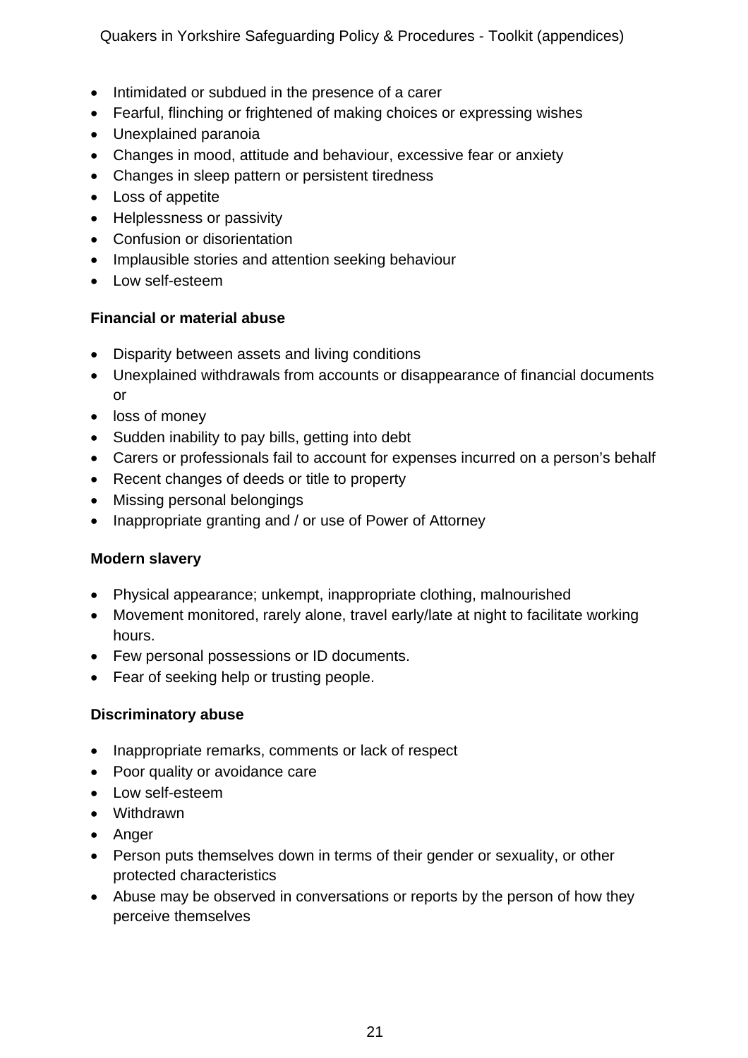- Intimidated or subdued in the presence of a carer
- Fearful, flinching or frightened of making choices or expressing wishes
- Unexplained paranoia
- Changes in mood, attitude and behaviour, excessive fear or anxiety
- Changes in sleep pattern or persistent tiredness
- Loss of appetite
- Helplessness or passivity
- Confusion or disorientation
- Implausible stories and attention seeking behaviour
- Low self-esteem

**Financial or material abuse**

- Disparity between assets and living conditions
- Unexplained withdrawals from accounts or disappearance of financial documents or
- loss of money
- Sudden inability to pay bills, getting into debt
- Carers or professionals fail to account for expenses incurred on a person's behalf
- Recent changes of deeds or title to property
- Missing personal belongings
- Inappropriate granting and / or use of Power of Attorney

**Modern slavery**

- Physical appearance; unkempt, inappropriate clothing, malnourished
- Movement monitored, rarely alone, travel early/late at night to facilitate working hours.
- Few personal possessions or ID documents.
- Fear of seeking help or trusting people.

**Discriminatory abuse**

- Inappropriate remarks, comments or lack of respect
- Poor quality or avoidance care
- Low self-esteem
- Withdrawn
- Anger
- Person puts themselves down in terms of their gender or sexuality, or other protected characteristics
- Abuse may be observed in conversations or reports by the person of how they perceive themselves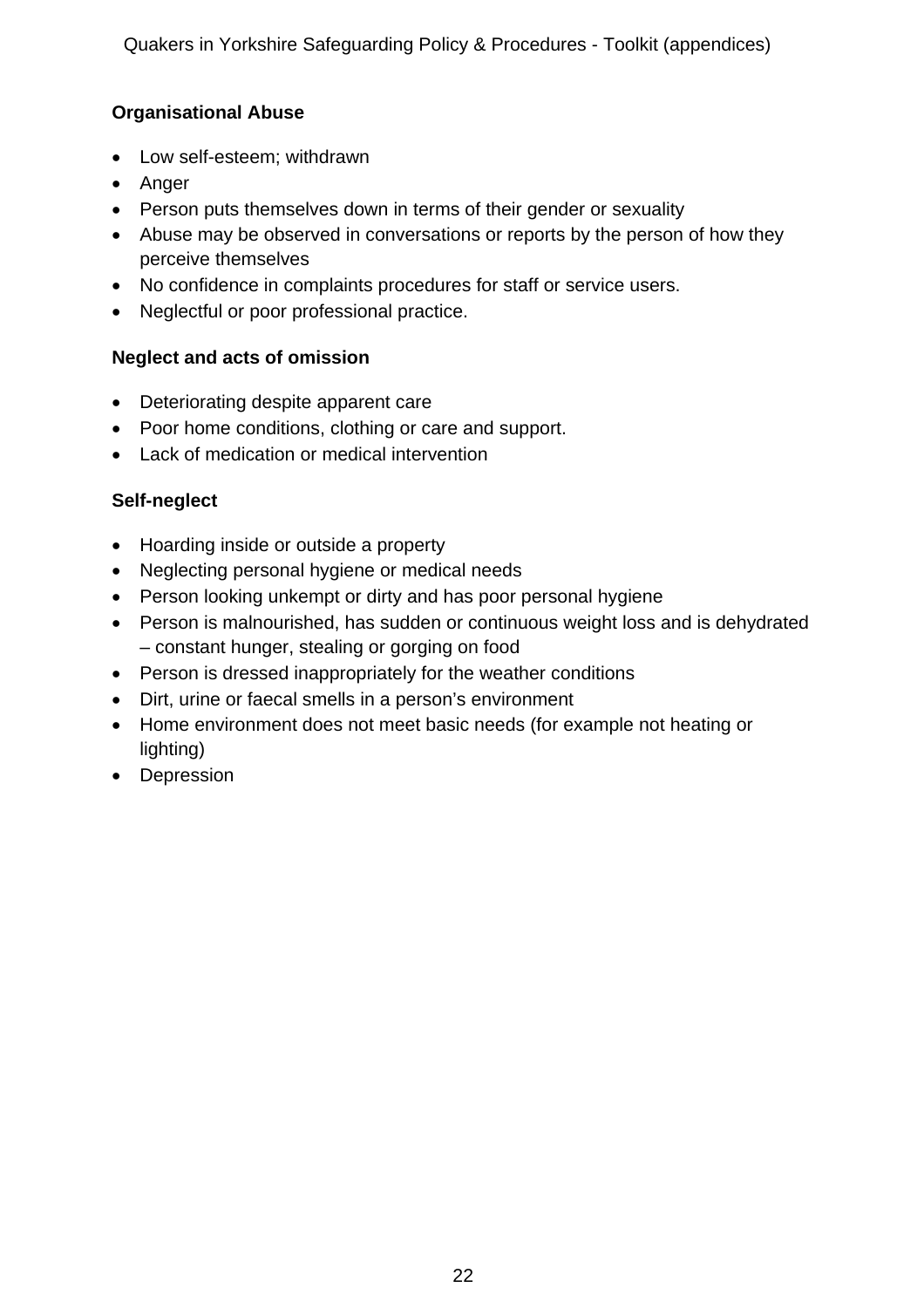**Organisational Abuse**

- Low self-esteem; withdrawn
- Anger
- Person puts themselves down in terms of their gender or sexuality
- Abuse may be observed in conversations or reports by the person of how they perceive themselves
- No confidence in complaints procedures for staff or service users.
- Neglectful or poor professional practice.

**Neglect and acts of omission**

- Deteriorating despite apparent care
- Poor home conditions, clothing or care and support.
- Lack of medication or medical intervention

**Self-neglect**

- Hoarding inside or outside a property
- Neglecting personal hygiene or medical needs
- Person looking unkempt or dirty and has poor personal hygiene
- Person is malnourished, has sudden or continuous weight loss and is dehydrated – constant hunger, stealing or gorging on food
- Person is dressed inappropriately for the weather conditions
- Dirt, urine or faecal smells in a person's environment
- Home environment does not meet basic needs (for example not heating or lighting)
- Depression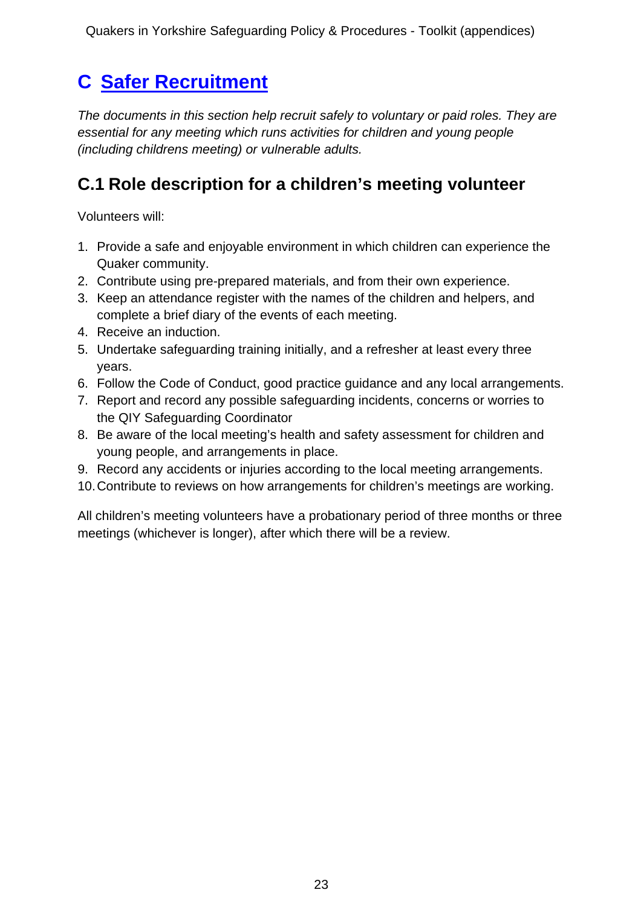# C [Safer Recruitment]

*The documents in this section help recruit safely to voluntary or paid roles. They are essential for any meeting which runs activities for children and young people (including childrens meeting) or vulnerable adults.*

## C.1 Role description for a children's meeting volunteer

Volunteers will:

1. Provide a safe and enjoyable environment in which children can experience the Quaker community.
2. Contribute using pre-prepared materials, and from their own experience.
3. Keep an attendance register with the names of the children and helpers, and complete a brief diary of the events of each meeting.
4. Receive an induction.
5. Undertake safeguarding training initially, and a refresher at least every three years.
6. Follow the Code of Conduct, good practice guidance and any local arrangements.
7. Report and record any possible safeguarding incidents, concerns or worries to the QIY Safeguarding Coordinator
8. Be aware of the local meeting's health and safety assessment for children and young people, and arrangements in place.
9. Record any accidents or injuries according to the local meeting arrangements.
10. Contribute to reviews on how arrangements for children's meetings are working.

All children's meeting volunteers have a probationary period of three months or three meetings (whichever is longer), after which there will be a review.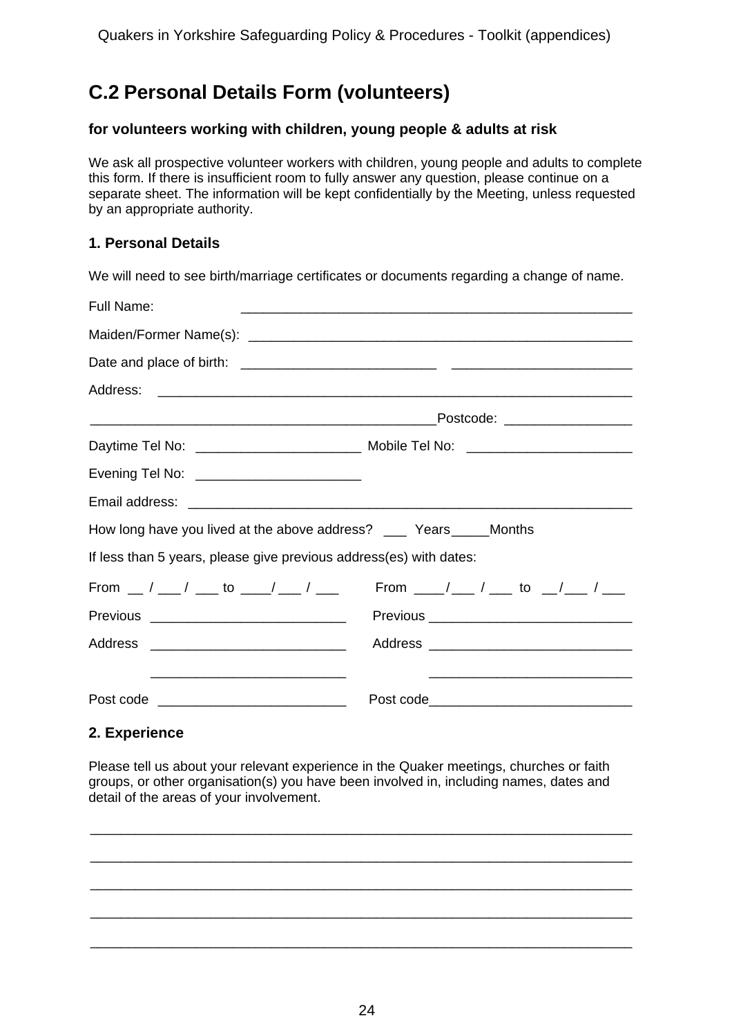## C.2 Personal Details Form (volunteers)

**for volunteers working with children, young people & adults at risk**

We ask all prospective volunteer workers with children, young people and adults to complete this form. If there is insufficient room to fully answer any question, please continue on a separate sheet. The information will be kept confidentially by the Meeting, unless requested by an appropriate authority.

### 1. Personal Details

We will need to see birth/marriage certificates or documents regarding a change of name.

Full Name: _____________________________________________________

Maiden/Former Name(s): _____________________________________________________

Date and place of birth: __________________________ ________________________

Address: ______________________________________________________________

_______________________________________________Postcode: ________________

Daytime Tel No: _____________________ Mobile Tel No: _____________________

Evening Tel No: _____________________

Email address: __________________________________________________________

How long have you lived at the above address? ___ Years_____Months

If less than 5 years, please give previous address(es) with dates:

From __ / ___ / ___ to ____/ ___ / ___ From ____/ ___ / ___ to __/___ / ___

Previous _________________________ Previous _________________________

Address _________________________ Address _________________________

_________________________ _________________________

Post code ________________________ Post code_________________________

### 2. Experience

Please tell us about your relevant experience in the Quaker meetings, churches or faith groups, or other organisation(s) you have been involved in, including names, dates and detail of the areas of your involvement.

______________________________________________________________________

______________________________________________________________________

______________________________________________________________________

______________________________________________________________________

______________________________________________________________________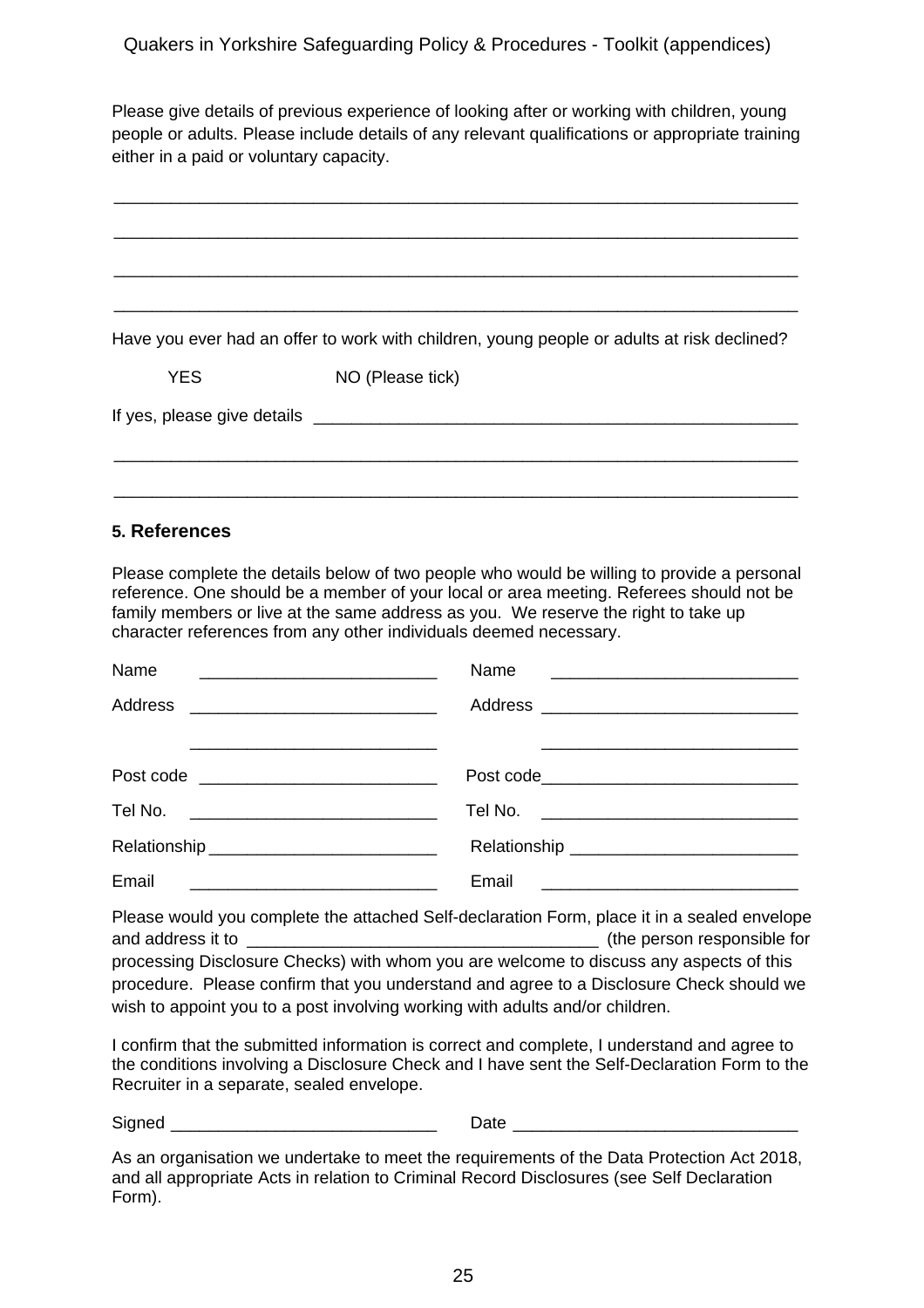Please give details of previous experience of looking after or working with children, young people or adults. Please include details of any relevant qualifications or appropriate training either in a paid or voluntary capacity.

\_\_\_\_\_\_\_\_\_\_\_\_\_\_\_\_\_\_\_\_\_\_\_\_\_\_\_\_\_\_\_\_\_\_\_\_\_\_\_\_\_\_\_\_\_\_\_\_\_\_\_\_\_\_\_\_\_\_\_\_\_\_\_\_\_\_\_\_\_\_\_\_

\_\_\_\_\_\_\_\_\_\_\_\_\_\_\_\_\_\_\_\_\_\_\_\_\_\_\_\_\_\_\_\_\_\_\_\_\_\_\_\_\_\_\_\_\_\_\_\_\_\_\_\_\_\_\_\_\_\_\_\_\_\_\_\_\_\_\_\_\_\_\_\_

\_\_\_\_\_\_\_\_\_\_\_\_\_\_\_\_\_\_\_\_\_\_\_\_\_\_\_\_\_\_\_\_\_\_\_\_\_\_\_\_\_\_\_\_\_\_\_\_\_\_\_\_\_\_\_\_\_\_\_\_\_\_\_\_\_\_\_\_\_\_\_\_

\_\_\_\_\_\_\_\_\_\_\_\_\_\_\_\_\_\_\_\_\_\_\_\_\_\_\_\_\_\_\_\_\_\_\_\_\_\_\_\_\_\_\_\_\_\_\_\_\_\_\_\_\_\_\_\_\_\_\_\_\_\_\_\_\_\_\_\_\_\_\_\_

Have you ever had an offer to work with children, young people or adults at risk declined?

YES NO (Please tick)

If yes, please give details \_\_\_\_\_\_\_\_\_\_\_\_\_\_\_\_\_\_\_\_\_\_\_\_\_\_\_\_\_\_\_\_\_\_\_\_\_\_\_\_\_\_\_\_\_\_\_\_\_\_\_

\_\_\_\_\_\_\_\_\_\_\_\_\_\_\_\_\_\_\_\_\_\_\_\_\_\_\_\_\_\_\_\_\_\_\_\_\_\_\_\_\_\_\_\_\_\_\_\_\_\_\_\_\_\_\_\_\_\_\_\_\_\_\_\_\_\_\_\_\_\_\_\_

\_\_\_\_\_\_\_\_\_\_\_\_\_\_\_\_\_\_\_\_\_\_\_\_\_\_\_\_\_\_\_\_\_\_\_\_\_\_\_\_\_\_\_\_\_\_\_\_\_\_\_\_\_\_\_\_\_\_\_\_\_\_\_\_\_\_\_\_\_\_\_\_

### 5. References

Please complete the details below of two people who would be willing to provide a personal reference. One should be a member of your local or area meeting. Referees should not be family members or live at the same address as you. We reserve the right to take up character references from any other individuals deemed necessary.

| | |
|---|---|
| Name \_\_\_\_\_\_\_\_\_\_\_\_\_\_\_\_\_\_\_\_\_\_\_\_\_ | Name \_\_\_\_\_\_\_\_\_\_\_\_\_\_\_\_\_\_\_\_\_\_\_\_\_\_ |
| Address \_\_\_\_\_\_\_\_\_\_\_\_\_\_\_\_\_\_\_\_\_\_\_\_\_\_ | Address \_\_\_\_\_\_\_\_\_\_\_\_\_\_\_\_\_\_\_\_\_\_\_\_\_\_\_ |
| \_\_\_\_\_\_\_\_\_\_\_\_\_\_\_\_\_\_\_\_\_\_\_\_\_\_ | \_\_\_\_\_\_\_\_\_\_\_\_\_\_\_\_\_\_\_\_\_\_\_\_\_\_\_ |
| Post code \_\_\_\_\_\_\_\_\_\_\_\_\_\_\_\_\_\_\_\_\_\_\_\_\_ | Post code\_\_\_\_\_\_\_\_\_\_\_\_\_\_\_\_\_\_\_\_\_\_\_\_\_\_\_ |
| Tel No. \_\_\_\_\_\_\_\_\_\_\_\_\_\_\_\_\_\_\_\_\_\_\_\_\_\_ | Tel No. \_\_\_\_\_\_\_\_\_\_\_\_\_\_\_\_\_\_\_\_\_\_\_\_\_\_\_ |
| Relationship\_\_\_\_\_\_\_\_\_\_\_\_\_\_\_\_\_\_\_\_\_\_\_\_ | Relationship \_\_\_\_\_\_\_\_\_\_\_\_\_\_\_\_\_\_\_\_\_\_\_\_ |
| Email \_\_\_\_\_\_\_\_\_\_\_\_\_\_\_\_\_\_\_\_\_\_\_\_\_\_ | Email \_\_\_\_\_\_\_\_\_\_\_\_\_\_\_\_\_\_\_\_\_\_\_\_\_\_\_ |

Please would you complete the attached Self-declaration Form, place it in a sealed envelope and address it to \_\_\_\_\_\_\_\_\_\_\_\_\_\_\_\_\_\_\_\_\_\_\_\_\_\_\_\_\_\_\_\_\_\_\_\_\_ (the person responsible for processing Disclosure Checks) with whom you are welcome to discuss any aspects of this procedure. Please confirm that you understand and agree to a Disclosure Check should we wish to appoint you to a post involving working with adults and/or children.

I confirm that the submitted information is correct and complete, I understand and agree to the conditions involving a Disclosure Check and I have sent the Self-Declaration Form to the Recruiter in a separate, sealed envelope.

Signed \_\_\_\_\_\_\_\_\_\_\_\_\_\_\_\_\_\_\_\_\_\_\_\_\_\_\_\_ Date \_\_\_\_\_\_\_\_\_\_\_\_\_\_\_\_\_\_\_\_\_\_\_\_\_\_\_\_\_\_

As an organisation we undertake to meet the requirements of the Data Protection Act 2018, and all appropriate Acts in relation to Criminal Record Disclosures (see Self Declaration Form).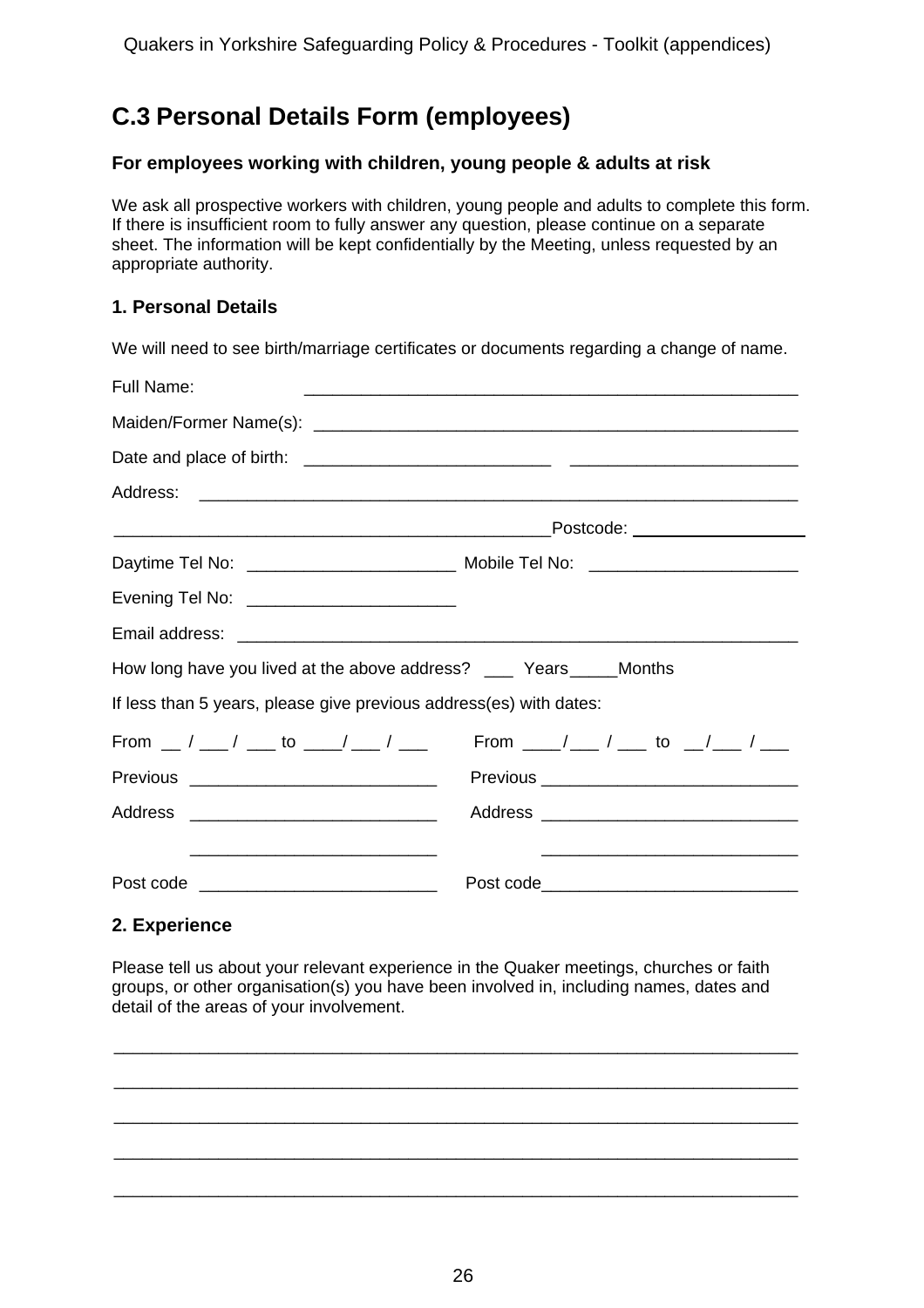## C.3 Personal Details Form (employees)

### For employees working with children, young people & adults at risk

We ask all prospective workers with children, young people and adults to complete this form. If there is insufficient room to fully answer any question, please continue on a separate sheet. The information will be kept confidentially by the Meeting, unless requested by an appropriate authority.

### 1. Personal Details

We will need to see birth/marriage certificates or documents regarding a change of name.

Full Name: _____________________________________________________

Maiden/Former Name(s): _____________________________________________________

Date and place of birth: __________________________ ________________________

Address: ______________________________________________________________

______________________________________________Postcode: __________________

Daytime Tel No: _____________________ Mobile Tel No: _____________________

Evening Tel No: _____________________

Email address: ___________________________________________________________

How long have you lived at the above address? ___ Years_____Months

If less than 5 years, please give previous address(es) with dates:

From __ / ___ / ___ to ____/ ___ / ___ From ____/ ___ / ___ to __/___ / ___

Previous __________________________ Previous __________________________

Address __________________________ Address __________________________

__________________________ __________________________

Post code ________________________ Post code__________________________

### 2. Experience

Please tell us about your relevant experience in the Quaker meetings, churches or faith groups, or other organisation(s) you have been involved in, including names, dates and detail of the areas of your involvement.

_________________________________________________________________________

_________________________________________________________________________

_________________________________________________________________________

_________________________________________________________________________

_________________________________________________________________________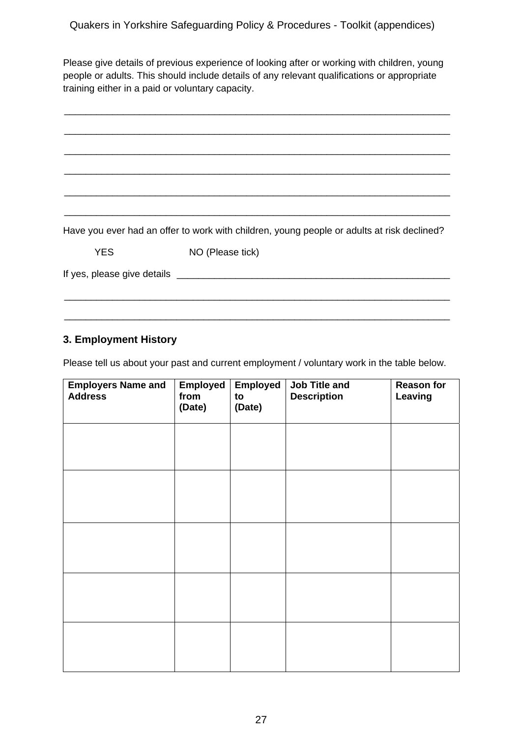Please give details of previous experience of looking after or working with children, young people or adults. This should include details of any relevant qualifications or appropriate training either in a paid or voluntary capacity.

___________________________________________________________________________

___________________________________________________________________________

___________________________________________________________________________

___________________________________________________________________________

___________________________________________________________________________

___________________________________________________________________________

Have you ever had an offer to work with children, young people or adults at risk declined?

YES NO (Please tick)

If yes, please give details ______________________________________________________

___________________________________________________________________________

___________________________________________________________________________

## 3. Employment History

Please tell us about your past and current employment / voluntary work in the table below.

| Employers Name and Address | Employed from (Date) | Employed to (Date) | Job Title and Description | Reason for Leaving |
|---|---|---|---|---|
| | | | | |
| | | | | |
| | | | | |
| | | | | |
| | | | | |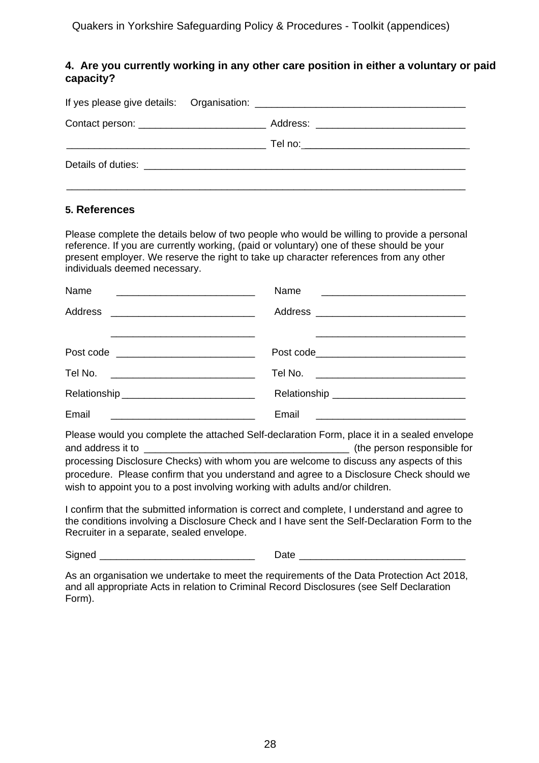#### 4. Are you currently working in any other care position in either a voluntary or paid capacity?

If yes please give details: Organisation: _____________________________________

Contact person: ______________________ Address: __________________________

__________________________________ Tel no: _____________________________

Details of duties: __________________________________________________________

__________________________________________________________________________

#### 5. References

Please complete the details below of two people who would be willing to provide a personal reference. If you are currently working, (paid or voluntary) one of these should be your present employer. We reserve the right to take up character references from any other individuals deemed necessary.

| | |
|---|---|
| Name _________________________ | Name __________________________ |
| Address _________________________ | Address __________________________ |
| _________________________ | __________________________ |
| Post code _________________________ | Post code __________________________ |
| Tel No. _________________________ | Tel No. __________________________ |
| Relationship _________________________ | Relationship __________________________ |
| Email _________________________ | Email __________________________ |

Please would you complete the attached Self-declaration Form, place it in a sealed envelope and address it to _____________________________________ (the person responsible for processing Disclosure Checks) with whom you are welcome to discuss any aspects of this procedure. Please confirm that you understand and agree to a Disclosure Check should we wish to appoint you to a post involving working with adults and/or children.

I confirm that the submitted information is correct and complete, I understand and agree to the conditions involving a Disclosure Check and I have sent the Self-Declaration Form to the Recruiter in a separate, sealed envelope.

Signed ____________________________ Date ______________________________

As an organisation we undertake to meet the requirements of the Data Protection Act 2018, and all appropriate Acts in relation to Criminal Record Disclosures (see Self Declaration Form).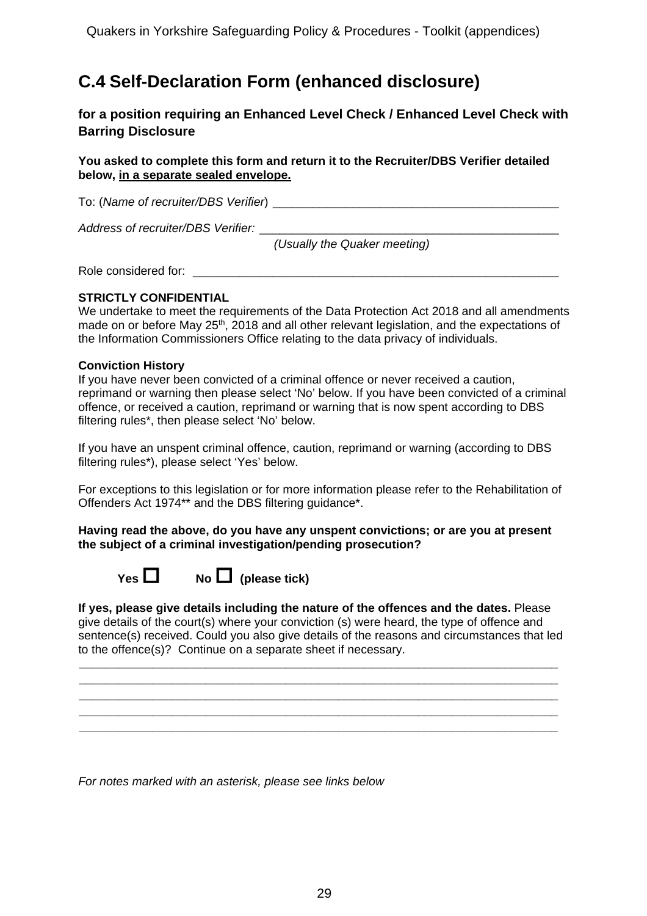## C.4 Self-Declaration Form (enhanced disclosure)

### for a position requiring an Enhanced Level Check / Enhanced Level Check with Barring Disclosure

**You asked to complete this form and return it to the Recruiter/DBS Verifier detailed below, in a separate sealed envelope.**

To: (*Name of recruiter/DBS Verifier*) ___________________________________________

*Address of recruiter/DBS Verifier:* ____________________________________________
*(Usually the Quaker meeting)*

Role considered for: ______________________________________________________

**STRICTLY CONFIDENTIAL**
We undertake to meet the requirements of the Data Protection Act 2018 and all amendments made on or before May 25th, 2018 and all other relevant legislation, and the expectations of the Information Commissioners Office relating to the data privacy of individuals.

**Conviction History**
If you have never been convicted of a criminal offence or never received a caution, reprimand or warning then please select 'No' below. If you have been convicted of a criminal offence, or received a caution, reprimand or warning that is now spent according to DBS filtering rules*, then please select 'No' below.

If you have an unspent criminal offence, caution, reprimand or warning (according to DBS filtering rules*), please select 'Yes' below.

For exceptions to this legislation or for more information please refer to the Rehabilitation of Offenders Act 1974** and the DBS filtering guidance*.

**Having read the above, do you have any unspent convictions; or are you at present the subject of a criminal investigation/pending prosecution?**

**Yes** ☐ **No** ☐ **(please tick)**

**If yes, please give details including the nature of the offences and the dates.** Please give details of the court(s) where your conviction (s) were heard, the type of offence and sentence(s) received. Could you also give details of the reasons and circumstances that led to the offence(s)? Continue on a separate sheet if necessary.

_______________________________________________________________________
_______________________________________________________________________
_______________________________________________________________________
_______________________________________________________________________
_______________________________________________________________________

*For notes marked with an asterisk, please see links below*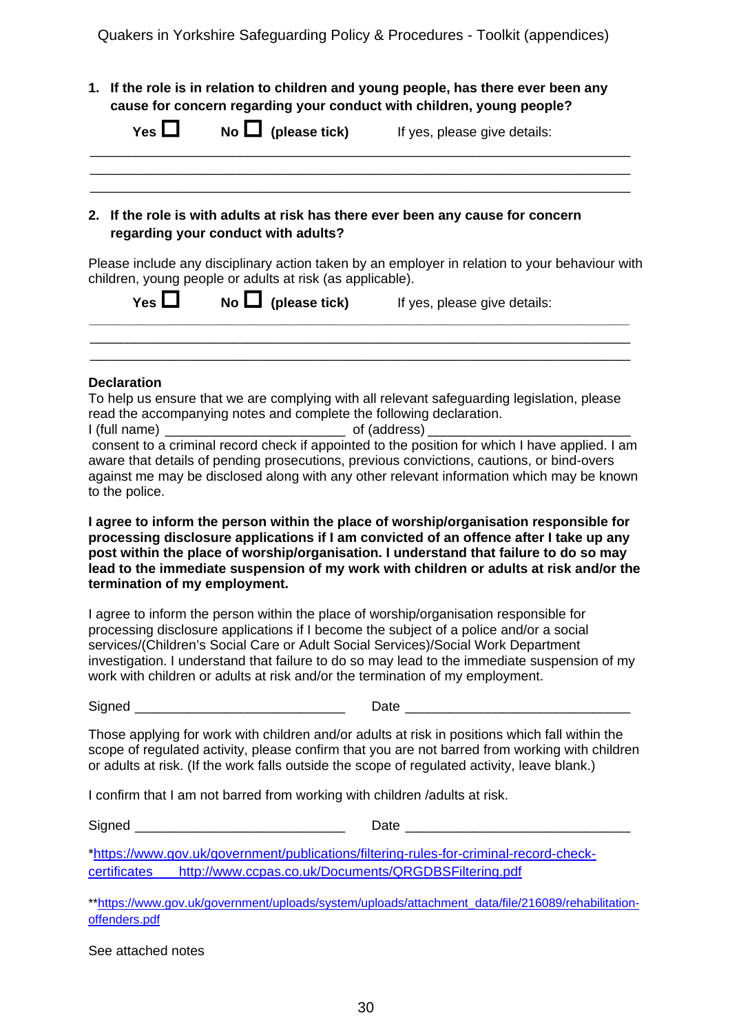1. **If the role is in relation to children and young people, has there ever been any cause for concern regarding your conduct with children, young people?**

   **Yes** ☐ **No** ☐ **(please tick)** If yes, please give details:

_______________________________________________________________________________
_______________________________________________________________________________
_______________________________________________________________________________

2. **If the role is with adults at risk has there ever been any cause for concern regarding your conduct with adults?**

Please include any disciplinary action taken by an employer in relation to your behaviour with children, young people or adults at risk (as applicable).

**Yes** ☐ **No** ☐ **(please tick)** If yes, please give details:

_______________________________________________________________________________
_______________________________________________________________________________
_______________________________________________________________________________

**Declaration**

To help us ensure that we are complying with all relevant safeguarding legislation, please read the accompanying notes and complete the following declaration.

I (full name) ________________________ of (address) ____________________________ consent to a criminal record check if appointed to the position for which I have applied. I am aware that details of pending prosecutions, previous convictions, cautions, or bind-overs against me may be disclosed along with any other relevant information which may be known to the police.

**I agree to inform the person within the place of worship/organisation responsible for processing disclosure applications if I am convicted of an offence after I take up any post within the place of worship/organisation. I understand that failure to do so may lead to the immediate suspension of my work with children or adults at risk and/or the termination of my employment.**

I agree to inform the person within the place of worship/organisation responsible for processing disclosure applications if I become the subject of a police and/or a social services/(Children's Social Care or Adult Social Services)/Social Work Department investigation. I understand that failure to do so may lead to the immediate suspension of my work with children or adults at risk and/or the termination of my employment.

Signed ____________________________ Date ______________________________

Those applying for work with children and/or adults at risk in positions which fall within the scope of regulated activity, please confirm that you are not barred from working with children or adults at risk. (If the work falls outside the scope of regulated activity, leave blank.)

I confirm that I am not barred from working with children /adults at risk.

Signed ____________________________ Date ______________________________

*https://www.gov.uk/government/publications/filtering-rules-for-criminal-record-check-certificates http://www.ccpas.co.uk/Documents/QRGDBSFiltering.pdf

**https://www.gov.uk/government/uploads/system/uploads/attachment_data/file/216089/rehabilitation-offenders.pdf

See attached notes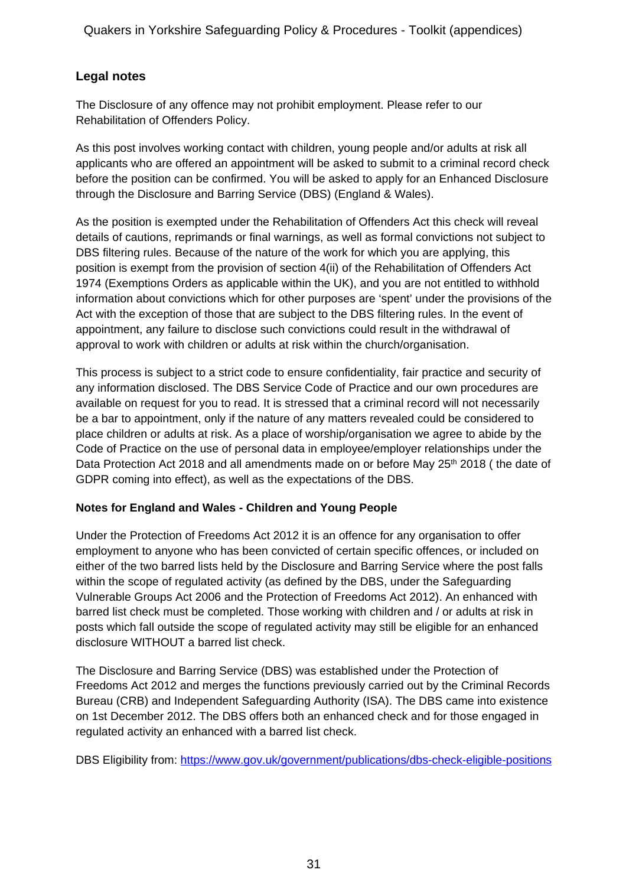## Legal notes

The Disclosure of any offence may not prohibit employment. Please refer to our Rehabilitation of Offenders Policy.

As this post involves working contact with children, young people and/or adults at risk all applicants who are offered an appointment will be asked to submit to a criminal record check before the position can be confirmed. You will be asked to apply for an Enhanced Disclosure through the Disclosure and Barring Service (DBS) (England & Wales).

As the position is exempted under the Rehabilitation of Offenders Act this check will reveal details of cautions, reprimands or final warnings, as well as formal convictions not subject to DBS filtering rules. Because of the nature of the work for which you are applying, this position is exempt from the provision of section 4(ii) of the Rehabilitation of Offenders Act 1974 (Exemptions Orders as applicable within the UK), and you are not entitled to withhold information about convictions which for other purposes are 'spent' under the provisions of the Act with the exception of those that are subject to the DBS filtering rules. In the event of appointment, any failure to disclose such convictions could result in the withdrawal of approval to work with children or adults at risk within the church/organisation.

This process is subject to a strict code to ensure confidentiality, fair practice and security of any information disclosed. The DBS Service Code of Practice and our own procedures are available on request for you to read. It is stressed that a criminal record will not necessarily be a bar to appointment, only if the nature of any matters revealed could be considered to place children or adults at risk. As a place of worship/organisation we agree to abide by the Code of Practice on the use of personal data in employee/employer relationships under the Data Protection Act 2018 and all amendments made on or before May 25th 2018 ( the date of GDPR coming into effect), as well as the expectations of the DBS.

### Notes for England and Wales - Children and Young People

Under the Protection of Freedoms Act 2012 it is an offence for any organisation to offer employment to anyone who has been convicted of certain specific offences, or included on either of the two barred lists held by the Disclosure and Barring Service where the post falls within the scope of regulated activity (as defined by the DBS, under the Safeguarding Vulnerable Groups Act 2006 and the Protection of Freedoms Act 2012). An enhanced with barred list check must be completed. Those working with children and / or adults at risk in posts which fall outside the scope of regulated activity may still be eligible for an enhanced disclosure WITHOUT a barred list check.

The Disclosure and Barring Service (DBS) was established under the Protection of Freedoms Act 2012 and merges the functions previously carried out by the Criminal Records Bureau (CRB) and Independent Safeguarding Authority (ISA). The DBS came into existence on 1st December 2012. The DBS offers both an enhanced check and for those engaged in regulated activity an enhanced with a barred list check.

DBS Eligibility from: https://www.gov.uk/government/publications/dbs-check-eligible-positions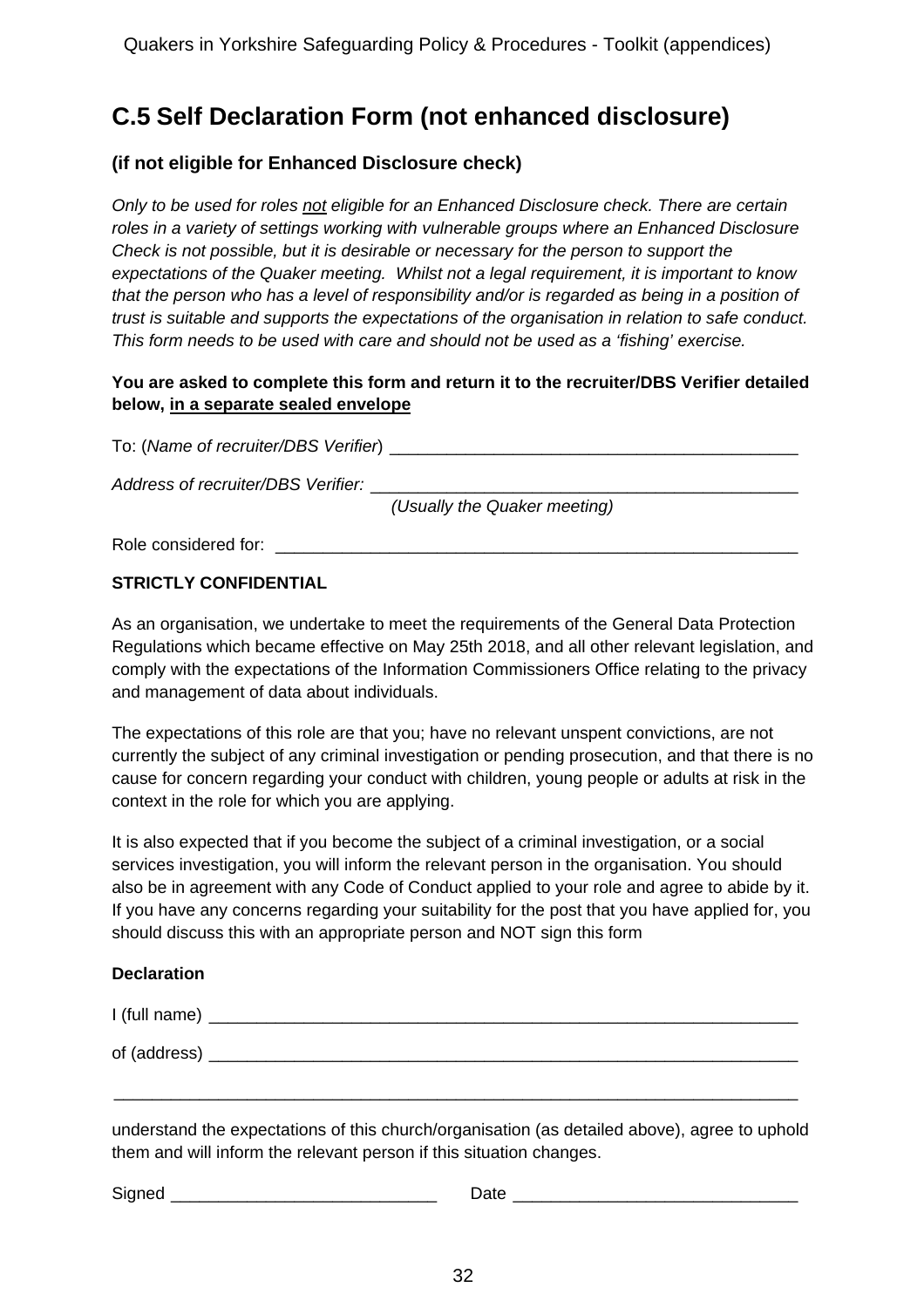## C.5 Self Declaration Form (not enhanced disclosure)

**(if not eligible for Enhanced Disclosure check)**

*Only to be used for roles not eligible for an Enhanced Disclosure check. There are certain roles in a variety of settings working with vulnerable groups where an Enhanced Disclosure Check is not possible, but it is desirable or necessary for the person to support the expectations of the Quaker meeting. Whilst not a legal requirement, it is important to know that the person who has a level of responsibility and/or is regarded as being in a position of trust is suitable and supports the expectations of the organisation in relation to safe conduct. This form needs to be used with care and should not be used as a 'fishing' exercise.*

**You are asked to complete this form and return it to the recruiter/DBS Verifier detailed below, in a separate sealed envelope**

To: (*Name of recruiter/DBS Verifier*) ____________________________________________

*Address of recruiter/DBS Verifier:* ______________________________________________
*(Usually the Quaker meeting)*

Role considered for: ________________________________________________________

**STRICTLY CONFIDENTIAL**

As an organisation, we undertake to meet the requirements of the General Data Protection Regulations which became effective on May 25th 2018, and all other relevant legislation, and comply with the expectations of the Information Commissioners Office relating to the privacy and management of data about individuals.

The expectations of this role are that you; have no relevant unspent convictions, are not currently the subject of any criminal investigation or pending prosecution, and that there is no cause for concern regarding your conduct with children, young people or adults at risk in the context in the role for which you are applying.

It is also expected that if you become the subject of a criminal investigation, or a social services investigation, you will inform the relevant person in the organisation. You should also be in agreement with any Code of Conduct applied to your role and agree to abide by it. If you have any concerns regarding your suitability for the post that you have applied for, you should discuss this with an appropriate person and NOT sign this form

**Declaration**

I (full name) _____________________________________________________________

of (address) _____________________________________________________________

_________________________________________________________________________

understand the expectations of this church/organisation (as detailed above), agree to uphold them and will inform the relevant person if this situation changes.

Signed ____________________________ Date ______________________________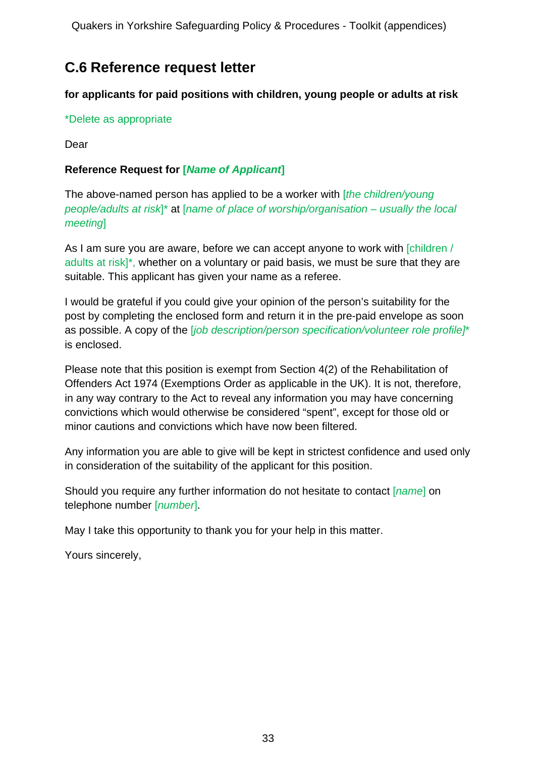## C.6 Reference request letter

**for applicants for paid positions with children, young people or adults at risk**

*Delete as appropriate

Dear

**Reference Request for [*Name of Applicant*]**

The above-named person has applied to be a worker with [*the children/young people/adults at risk*]* at [*name of place of worship/organisation – usually the local meeting*]

As I am sure you are aware, before we can accept anyone to work with [children / adults at risk]*, whether on a voluntary or paid basis, we must be sure that they are suitable. This applicant has given your name as a referee.

I would be grateful if you could give your opinion of the person's suitability for the post by completing the enclosed form and return it in the pre-paid envelope as soon as possible. A copy of the [*job description/person specification/volunteer role profile]** is enclosed.

Please note that this position is exempt from Section 4(2) of the Rehabilitation of Offenders Act 1974 (Exemptions Order as applicable in the UK). It is not, therefore, in any way contrary to the Act to reveal any information you may have concerning convictions which would otherwise be considered "spent", except for those old or minor cautions and convictions which have now been filtered.

Any information you are able to give will be kept in strictest confidence and used only in consideration of the suitability of the applicant for this position.

Should you require any further information do not hesitate to contact [*name*] on telephone number [*number*].

May I take this opportunity to thank you for your help in this matter.

Yours sincerely,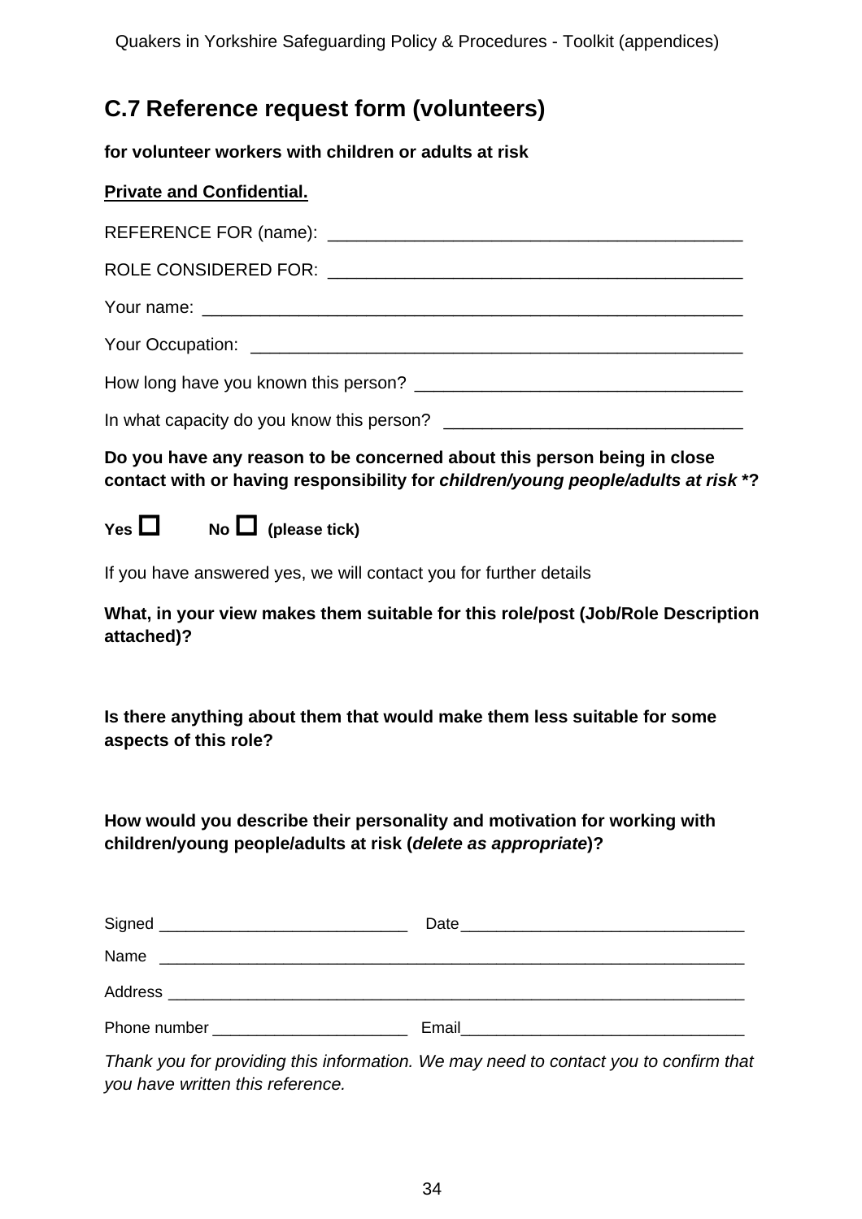## C.7 Reference request form (volunteers)

**for volunteer workers with children or adults at risk**

**<u>Private and Confidential.</u>**

REFERENCE FOR (name): ___________________________________________

ROLE CONSIDERED FOR: ___________________________________________

Your name: ________________________________________________________

Your Occupation: ____________________________________________________

How long have you known this person? __________________________________

In what capacity do you know this person? ______________________________

**Do you have any reason to be concerned about this person being in close contact with or having responsibility for *children/young people/adults at risk* *?**

**Yes ☐ No ☐ (please tick)**

If you have answered yes, we will contact you for further details

**What, in your view makes them suitable for this role/post (Job/Role Description attached)?**

**Is there anything about them that would make them less suitable for some aspects of this role?**

**How would you describe their personality and motivation for working with children/young people/adults at risk (*delete as appropriate*)?**

Signed ___________________________ Date_______________________________

Name _________________________________________________________________

Address _______________________________________________________________

Phone number _____________________ Email______________________________

*Thank you for providing this information. We may need to contact you to confirm that you have written this reference.*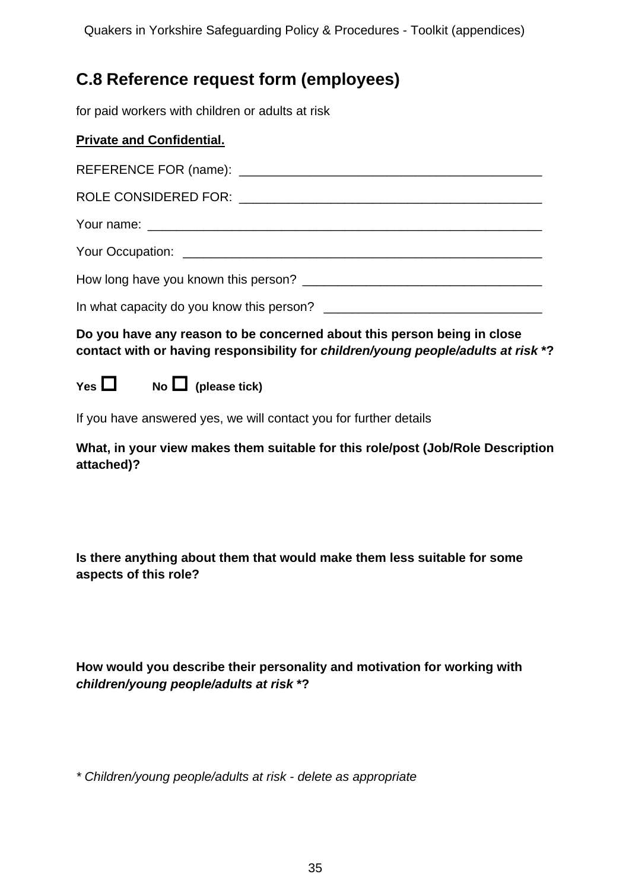## C.8 Reference request form (employees)

for paid workers with children or adults at risk

**Private and Confidential.**

REFERENCE FOR (name): ___________________________________________

ROLE CONSIDERED FOR: ___________________________________________

Your name: ________________________________________________________

Your Occupation: ____________________________________________________

How long have you known this person? _________________________________

In what capacity do you know this person? ______________________________

**Do you have any reason to be concerned about this person being in close contact with or having responsibility for *children/young people/adults at risk* *?**

**Yes ☐ No ☐ (please tick)**

If you have answered yes, we will contact you for further details

**What, in your view makes them suitable for this role/post (Job/Role Description attached)?**

**Is there anything about them that would make them less suitable for some aspects of this role?**

**How would you describe their personality and motivation for working with *children/young people/adults at risk* *?**

*\* Children/young people/adults at risk - delete as appropriate*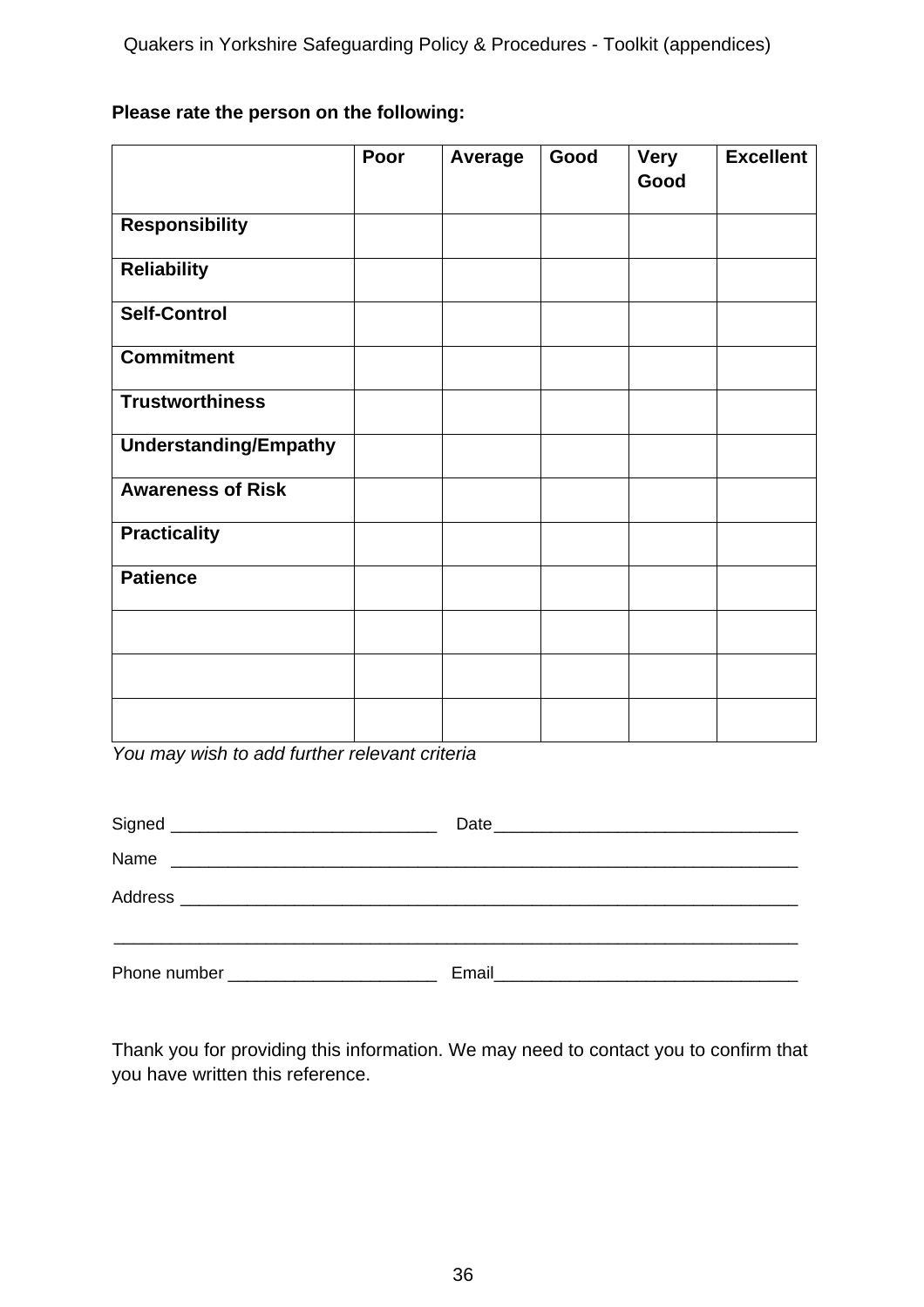**Please rate the person on the following:**

| | Poor | Average | Good | Very Good | Excellent |
|---|---|---|---|---|---|
| **Responsibility** | | | | | |
| **Reliability** | | | | | |
| **Self-Control** | | | | | |
| **Commitment** | | | | | |
| **Trustworthiness** | | | | | |
| **Understanding/Empathy** | | | | | |
| **Awareness of Risk** | | | | | |
| **Practicality** | | | | | |
| **Patience** | | | | | |
| | | | | | |
| | | | | | |
| | | | | | |

*You may wish to add further relevant criteria*

Signed ____________________________ Date________________________________

Name ___________________________________________________________________

Address _________________________________________________________________

_________________________________________________________________________

Phone number ______________________ Email________________________________

Thank you for providing this information. We may need to contact you to confirm that you have written this reference.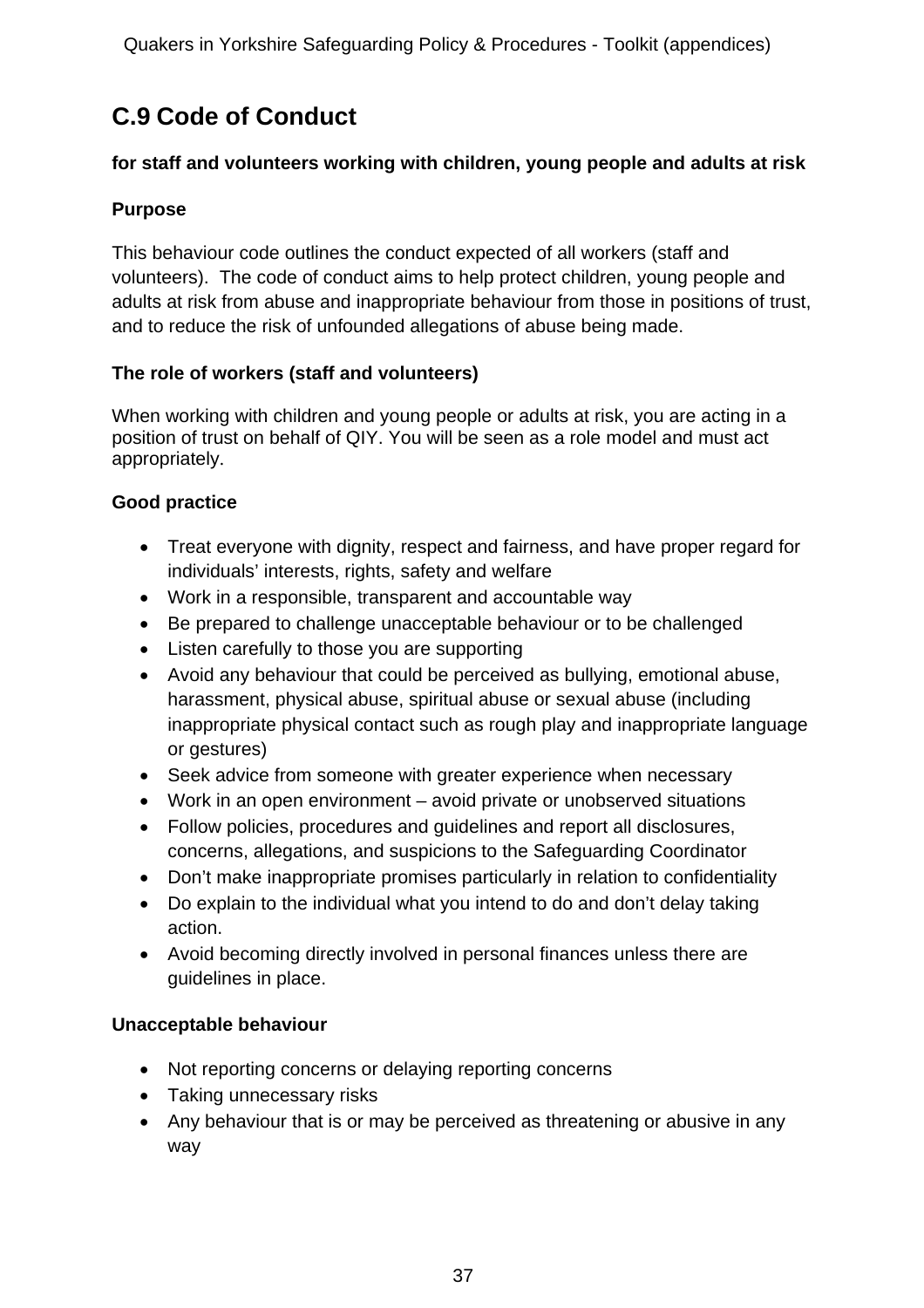## C.9 Code of Conduct

**for staff and volunteers working with children, young people and adults at risk**

**Purpose**

This behaviour code outlines the conduct expected of all workers (staff and volunteers). The code of conduct aims to help protect children, young people and adults at risk from abuse and inappropriate behaviour from those in positions of trust, and to reduce the risk of unfounded allegations of abuse being made.

**The role of workers (staff and volunteers)**

When working with children and young people or adults at risk, you are acting in a position of trust on behalf of QIY. You will be seen as a role model and must act appropriately.

**Good practice**

- Treat everyone with dignity, respect and fairness, and have proper regard for individuals' interests, rights, safety and welfare
- Work in a responsible, transparent and accountable way
- Be prepared to challenge unacceptable behaviour or to be challenged
- Listen carefully to those you are supporting
- Avoid any behaviour that could be perceived as bullying, emotional abuse, harassment, physical abuse, spiritual abuse or sexual abuse (including inappropriate physical contact such as rough play and inappropriate language or gestures)
- Seek advice from someone with greater experience when necessary
- Work in an open environment – avoid private or unobserved situations
- Follow policies, procedures and guidelines and report all disclosures, concerns, allegations, and suspicions to the Safeguarding Coordinator
- Don't make inappropriate promises particularly in relation to confidentiality
- Do explain to the individual what you intend to do and don't delay taking action.
- Avoid becoming directly involved in personal finances unless there are guidelines in place.

**Unacceptable behaviour**

- Not reporting concerns or delaying reporting concerns
- Taking unnecessary risks
- Any behaviour that is or may be perceived as threatening or abusive in any way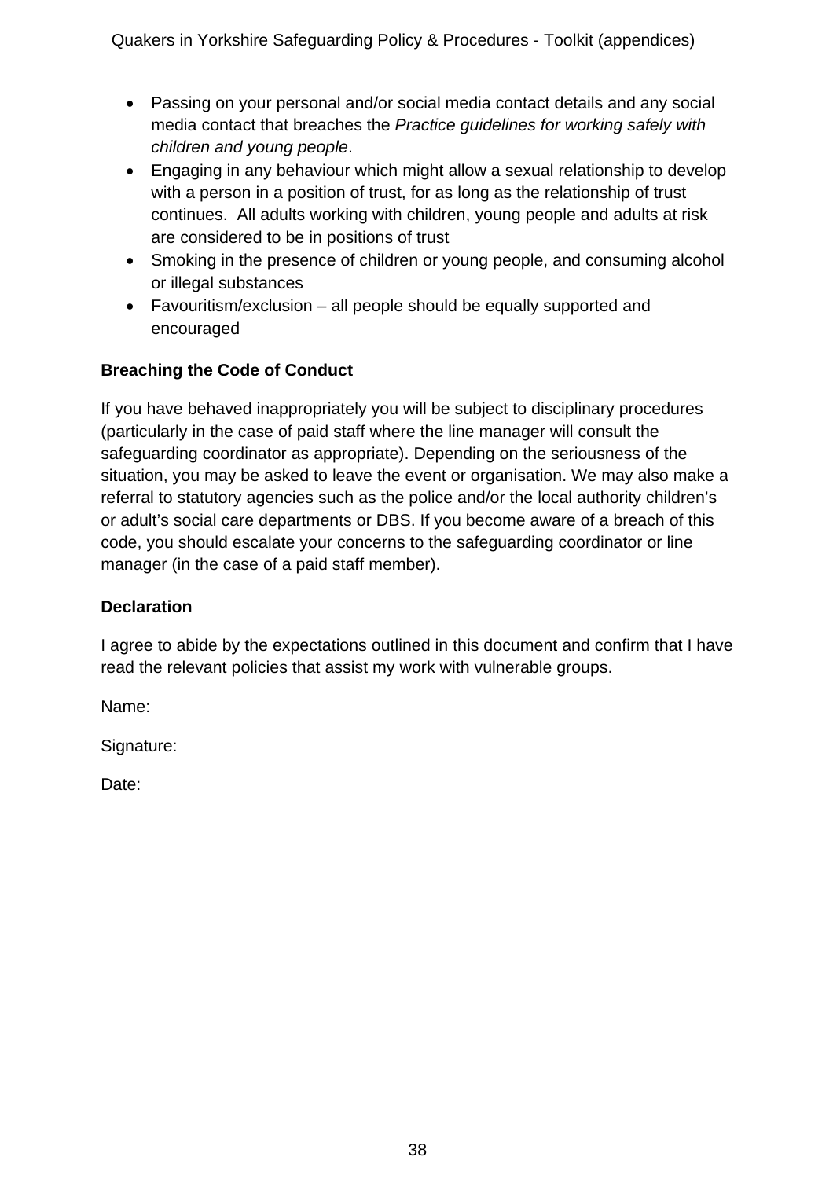- Passing on your personal and/or social media contact details and any social media contact that breaches the *Practice guidelines for working safely with children and young people*.
- Engaging in any behaviour which might allow a sexual relationship to develop with a person in a position of trust, for as long as the relationship of trust continues. All adults working with children, young people and adults at risk are considered to be in positions of trust
- Smoking in the presence of children or young people, and consuming alcohol or illegal substances
- Favouritism/exclusion – all people should be equally supported and encouraged

**Breaching the Code of Conduct**

If you have behaved inappropriately you will be subject to disciplinary procedures (particularly in the case of paid staff where the line manager will consult the safeguarding coordinator as appropriate). Depending on the seriousness of the situation, you may be asked to leave the event or organisation. We may also make a referral to statutory agencies such as the police and/or the local authority children's or adult's social care departments or DBS. If you become aware of a breach of this code, you should escalate your concerns to the safeguarding coordinator or line manager (in the case of a paid staff member).

**Declaration**

I agree to abide by the expectations outlined in this document and confirm that I have read the relevant policies that assist my work with vulnerable groups.

Name:

Signature:

Date: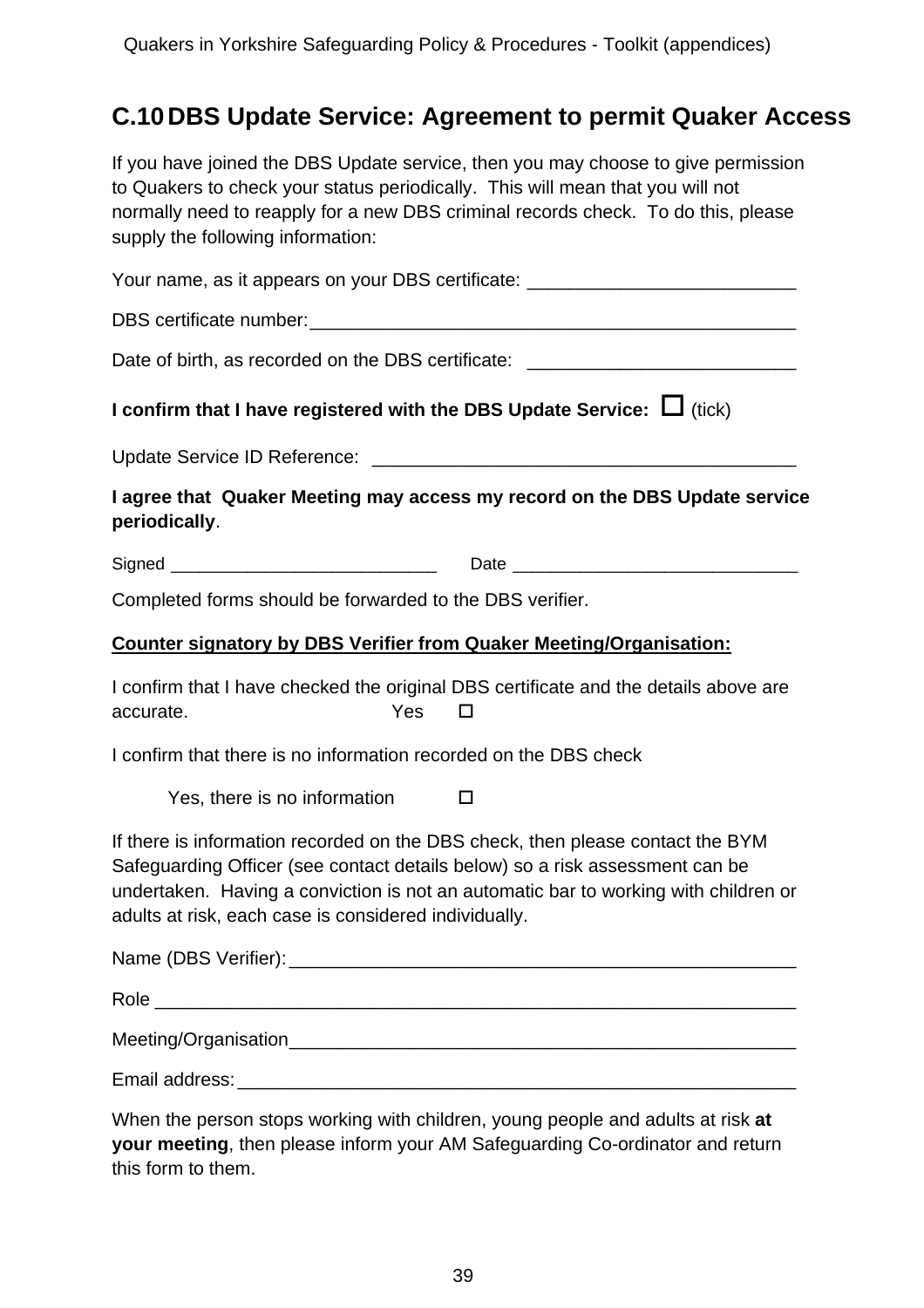## C.10 DBS Update Service: Agreement to permit Quaker Access

If you have joined the DBS Update service, then you may choose to give permission to Quakers to check your status periodically. This will mean that you will not normally need to reapply for a new DBS criminal records check. To do this, please supply the following information:

Your name, as it appears on your DBS certificate: __________________________

DBS certificate number:________________________________________________

Date of birth, as recorded on the DBS certificate: __________________________

**I confirm that I have registered with the DBS Update Service:** ☐ (tick)

Update Service ID Reference: __________________________________________

**I agree that Quaker Meeting may access my record on the DBS Update service periodically**.

Signed ___________________________ Date _____________________________

Completed forms should be forwarded to the DBS verifier.

**Counter signatory by DBS Verifier from Quaker Meeting/Organisation:**

I confirm that I have checked the original DBS certificate and the details above are accurate. Yes ☐

I confirm that there is no information recorded on the DBS check

Yes, there is no information ☐

If there is information recorded on the DBS check, then please contact the BYM Safeguarding Officer (see contact details below) so a risk assessment can be undertaken. Having a conviction is not an automatic bar to working with children or adults at risk, each case is considered individually.

Name (DBS Verifier):___________________________________________________

Role _______________________________________________________________

Meeting/Organisation__________________________________________________

Email address:________________________________________________________

When the person stops working with children, young people and adults at risk **at your meeting**, then please inform your AM Safeguarding Co-ordinator and return this form to them.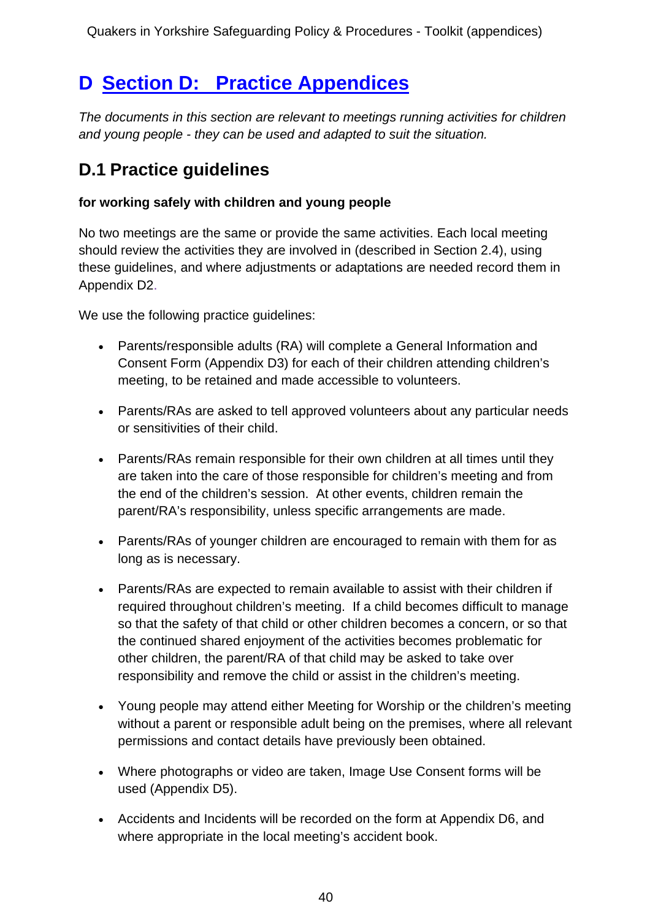# D Section D: Practice Appendices

*The documents in this section are relevant to meetings running activities for children and young people - they can be used and adapted to suit the situation.*

## D.1 Practice guidelines

**for working safely with children and young people**

No two meetings are the same or provide the same activities. Each local meeting should review the activities they are involved in (described in Section 2.4), using these guidelines, and where adjustments or adaptations are needed record them in Appendix D2.

We use the following practice guidelines:

- Parents/responsible adults (RA) will complete a General Information and Consent Form (Appendix D3) for each of their children attending children's meeting, to be retained and made accessible to volunteers.
- Parents/RAs are asked to tell approved volunteers about any particular needs or sensitivities of their child.
- Parents/RAs remain responsible for their own children at all times until they are taken into the care of those responsible for children's meeting and from the end of the children's session. At other events, children remain the parent/RA's responsibility, unless specific arrangements are made.
- Parents/RAs of younger children are encouraged to remain with them for as long as is necessary.
- Parents/RAs are expected to remain available to assist with their children if required throughout children's meeting. If a child becomes difficult to manage so that the safety of that child or other children becomes a concern, or so that the continued shared enjoyment of the activities becomes problematic for other children, the parent/RA of that child may be asked to take over responsibility and remove the child or assist in the children's meeting.
- Young people may attend either Meeting for Worship or the children's meeting without a parent or responsible adult being on the premises, where all relevant permissions and contact details have previously been obtained.
- Where photographs or video are taken, Image Use Consent forms will be used (Appendix D5).
- Accidents and Incidents will be recorded on the form at Appendix D6, and where appropriate in the local meeting's accident book.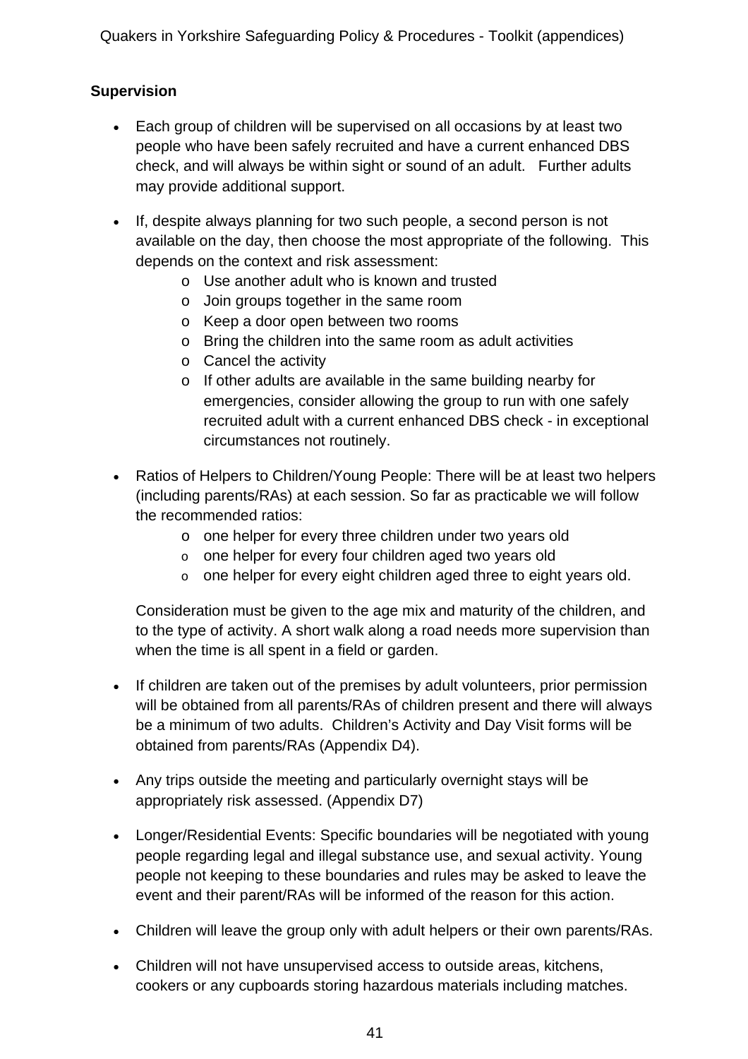## Supervision

- Each group of children will be supervised on all occasions by at least two people who have been safely recruited and have a current enhanced DBS check, and will always be within sight or sound of an adult. Further adults may provide additional support.

- If, despite always planning for two such people, a second person is not available on the day, then choose the most appropriate of the following. This depends on the context and risk assessment:
  - Use another adult who is known and trusted
  - Join groups together in the same room
  - Keep a door open between two rooms
  - Bring the children into the same room as adult activities
  - Cancel the activity
  - If other adults are available in the same building nearby for emergencies, consider allowing the group to run with one safely recruited adult with a current enhanced DBS check - in exceptional circumstances not routinely.

- Ratios of Helpers to Children/Young People: There will be at least two helpers (including parents/RAs) at each session. So far as practicable we will follow the recommended ratios:
  - one helper for every three children under two years old
  - one helper for every four children aged two years old
  - one helper for every eight children aged three to eight years old.

  Consideration must be given to the age mix and maturity of the children, and to the type of activity. A short walk along a road needs more supervision than when the time is all spent in a field or garden.

- If children are taken out of the premises by adult volunteers, prior permission will be obtained from all parents/RAs of children present and there will always be a minimum of two adults. Children's Activity and Day Visit forms will be obtained from parents/RAs (Appendix D4).

- Any trips outside the meeting and particularly overnight stays will be appropriately risk assessed. (Appendix D7)

- Longer/Residential Events: Specific boundaries will be negotiated with young people regarding legal and illegal substance use, and sexual activity. Young people not keeping to these boundaries and rules may be asked to leave the event and their parent/RAs will be informed of the reason for this action.

- Children will leave the group only with adult helpers or their own parents/RAs.

- Children will not have unsupervised access to outside areas, kitchens, cookers or any cupboards storing hazardous materials including matches.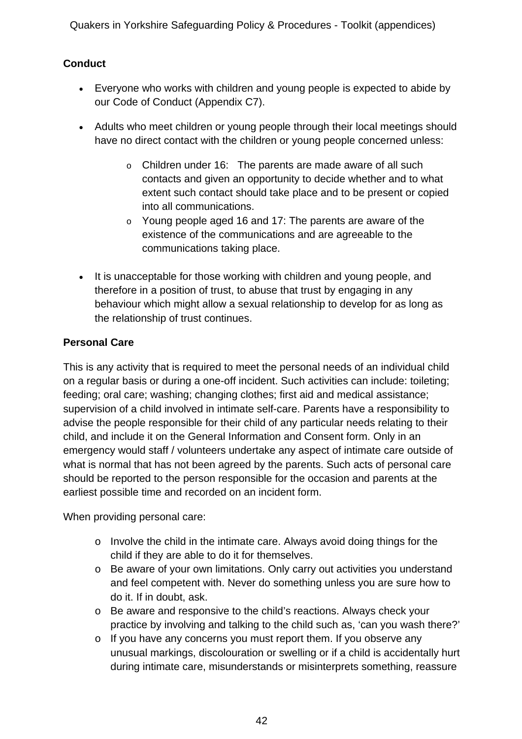**Conduct**

- Everyone who works with children and young people is expected to abide by our Code of Conduct (Appendix C7).
- Adults who meet children or young people through their local meetings should have no direct contact with the children or young people concerned unless:
    - Children under 16: The parents are made aware of all such contacts and given an opportunity to decide whether and to what extent such contact should take place and to be present or copied into all communications.
    - Young people aged 16 and 17: The parents are aware of the existence of the communications and are agreeable to the communications taking place.
- It is unacceptable for those working with children and young people, and therefore in a position of trust, to abuse that trust by engaging in any behaviour which might allow a sexual relationship to develop for as long as the relationship of trust continues.

**Personal Care**

This is any activity that is required to meet the personal needs of an individual child on a regular basis or during a one-off incident. Such activities can include: toileting; feeding; oral care; washing; changing clothes; first aid and medical assistance; supervision of a child involved in intimate self-care. Parents have a responsibility to advise the people responsible for their child of any particular needs relating to their child, and include it on the General Information and Consent form. Only in an emergency would staff / volunteers undertake any aspect of intimate care outside of what is normal that has not been agreed by the parents. Such acts of personal care should be reported to the person responsible for the occasion and parents at the earliest possible time and recorded on an incident form.

When providing personal care:

- Involve the child in the intimate care. Always avoid doing things for the child if they are able to do it for themselves.
- Be aware of your own limitations. Only carry out activities you understand and feel competent with. Never do something unless you are sure how to do it. If in doubt, ask.
- Be aware and responsive to the child's reactions. Always check your practice by involving and talking to the child such as, 'can you wash there?'
- If you have any concerns you must report them. If you observe any unusual markings, discolouration or swelling or if a child is accidentally hurt during intimate care, misunderstands or misinterprets something, reassure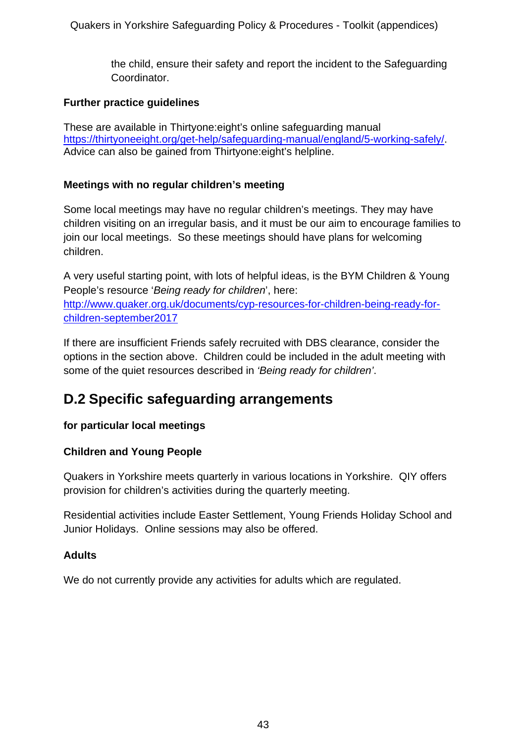the child, ensure their safety and report the incident to the Safeguarding Coordinator.

**Further practice guidelines**

These are available in Thirtyone:eight's online safeguarding manual https://thirtyoneeight.org/get-help/safeguarding-manual/england/5-working-safely/. Advice can also be gained from Thirtyone:eight's helpline.

**Meetings with no regular children's meeting**

Some local meetings may have no regular children's meetings. They may have children visiting on an irregular basis, and it must be our aim to encourage families to join our local meetings. So these meetings should have plans for welcoming children.

A very useful starting point, with lots of helpful ideas, is the BYM Children & Young People's resource '*Being ready for children*', here: http://www.quaker.org.uk/documents/cyp-resources-for-children-being-ready-for-children-september2017

If there are insufficient Friends safely recruited with DBS clearance, consider the options in the section above. Children could be included in the adult meeting with some of the quiet resources described in *'Being ready for children'*.

## D.2 Specific safeguarding arrangements

**for particular local meetings**

**Children and Young People**

Quakers in Yorkshire meets quarterly in various locations in Yorkshire. QIY offers provision for children's activities during the quarterly meeting.

Residential activities include Easter Settlement, Young Friends Holiday School and Junior Holidays. Online sessions may also be offered.

**Adults**

We do not currently provide any activities for adults which are regulated.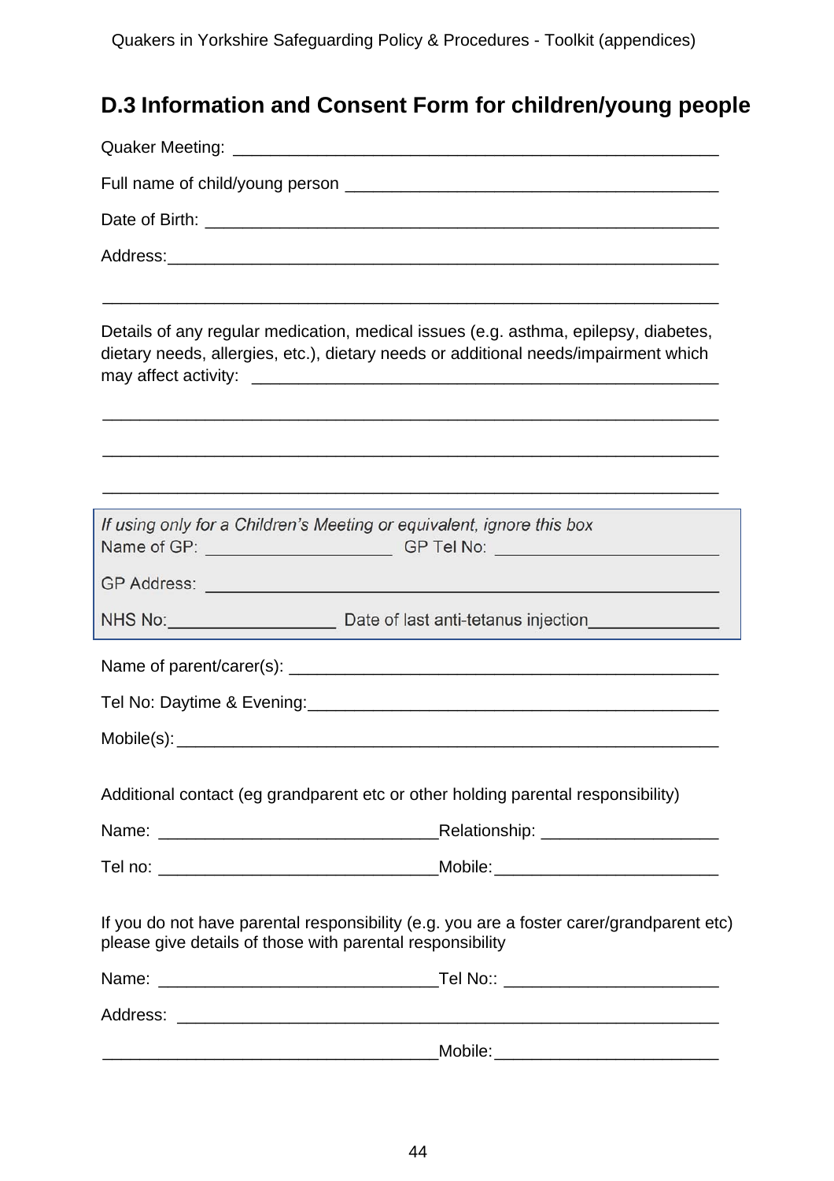## D.3 Information and Consent Form for children/young people

Quaker Meeting: ____________________________________________________

Full name of child/young person ________________________________________

Date of Birth: ______________________________________________________

Address:___________________________________________________________

___________________________________________________________________

Details of any regular medication, medical issues (e.g. asthma, epilepsy, diabetes, dietary needs, allergies, etc.), dietary needs or additional needs/impairment which may affect activity: ___________________________________________________

___________________________________________________________________

___________________________________________________________________

___________________________________________________________________

*If using only for a Children's Meeting or equivalent, ignore this box*

Name of GP: ____________________ GP Tel No: ________________________

GP Address: _______________________________________________________

NHS No:_________________ Date of last anti-tetanus injection_____________

Name of parent/carer(s): _____________________________________________

Tel No: Daytime & Evening:____________________________________________

Mobile(s):__________________________________________________________

Additional contact (eg grandparent etc or other holding parental responsibility)

Name: ______________________________Relationship: ___________________

Tel no: ______________________________Mobile:________________________

If you do not have parental responsibility (e.g. you are a foster carer/grandparent etc) please give details of those with parental responsibility

Name: ______________________________Tel No:: _______________________

Address: ___________________________________________________________

___________________________________Mobile:________________________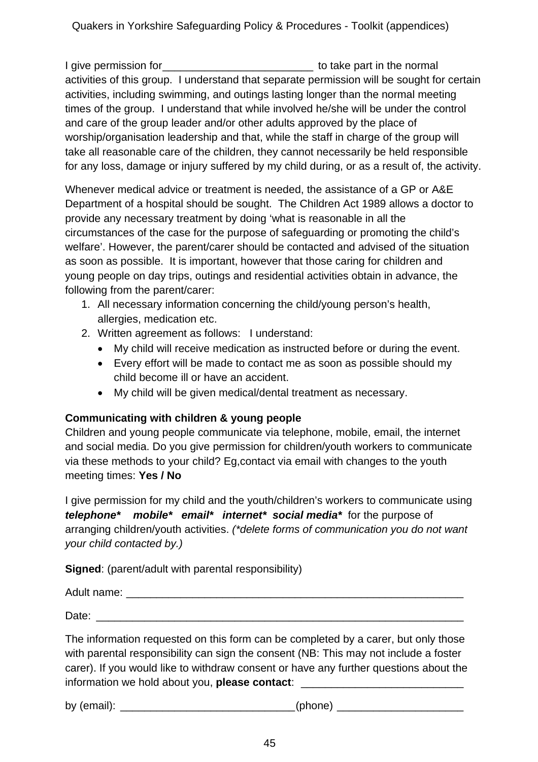I give permission for_________________________ to take part in the normal activities of this group. I understand that separate permission will be sought for certain activities, including swimming, and outings lasting longer than the normal meeting times of the group. I understand that while involved he/she will be under the control and care of the group leader and/or other adults approved by the place of worship/organisation leadership and that, while the staff in charge of the group will take all reasonable care of the children, they cannot necessarily be held responsible for any loss, damage or injury suffered by my child during, or as a result of, the activity.

Whenever medical advice or treatment is needed, the assistance of a GP or A&E Department of a hospital should be sought. The Children Act 1989 allows a doctor to provide any necessary treatment by doing 'what is reasonable in all the circumstances of the case for the purpose of safeguarding or promoting the child's welfare'. However, the parent/carer should be contacted and advised of the situation as soon as possible. It is important, however that those caring for children and young people on day trips, outings and residential activities obtain in advance, the following from the parent/carer:

1. All necessary information concerning the child/young person's health, allergies, medication etc.
2. Written agreement as follows: I understand:
   - My child will receive medication as instructed before or during the event.
   - Every effort will be made to contact me as soon as possible should my child become ill or have an accident.
   - My child will be given medical/dental treatment as necessary.

**Communicating with children & young people**

Children and young people communicate via telephone, mobile, email, the internet and social media. Do you give permission for children/youth workers to communicate via these methods to your child? Eg,contact via email with changes to the youth meeting times: **Yes / No**

I give permission for my child and the youth/children's workers to communicate using ***telephone\**** ***mobile\**** ***email\**** ***internet\**** ***social media\**** for the purpose of arranging children/youth activities. *(\*delete forms of communication you do not want your child contacted by.)*

**Signed**: (parent/adult with parental responsibility)

Adult name: ___________________________________________________________

Date: ________________________________________________________________

The information requested on this form can be completed by a carer, but only those with parental responsibility can sign the consent (NB: This may not include a foster carer). If you would like to withdraw consent or have any further questions about the information we hold about you, **please contact**: ___________________________

by (email): _____________________________(phone) _____________________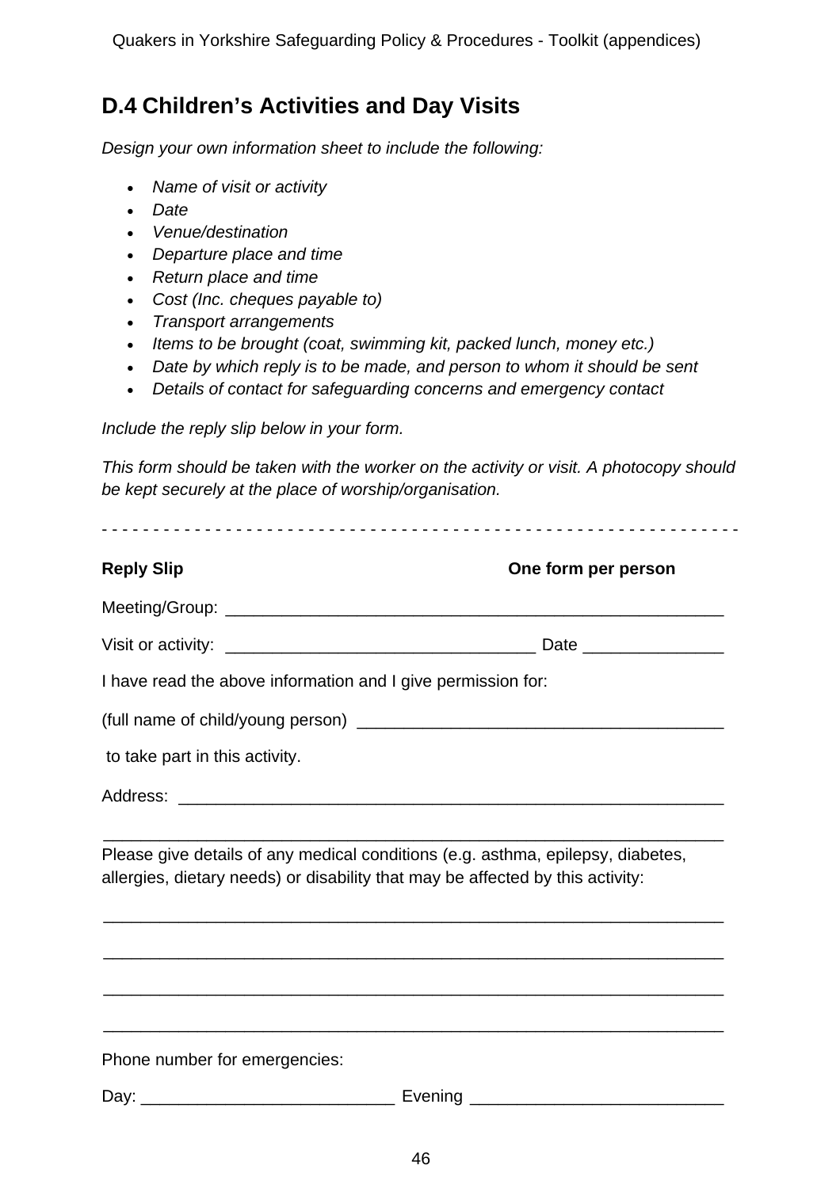## D.4 Children's Activities and Day Visits

*Design your own information sheet to include the following:*

- *Name of visit or activity*
- *Date*
- *Venue/destination*
- *Departure place and time*
- *Return place and time*
- *Cost (Inc. cheques payable to)*
- *Transport arrangements*
- *Items to be brought (coat, swimming kit, packed lunch, money etc.)*
- *Date by which reply is to be made, and person to whom it should be sent*
- *Details of contact for safeguarding concerns and emergency contact*

*Include the reply slip below in your form.*

*This form should be taken with the worker on the activity or visit. A photocopy should be kept securely at the place of worship/organisation.*

- - - - - - - - - - - - - - - - - - - - - - - - - - - - - - - - - - - - - - - - - - - - - - - - - - - - - - - - - - - -

**Reply Slip** **One form per person**

Meeting/Group: ______________________________________________________

Visit or activity: ________________________________ Date _______________

I have read the above information and I give permission for:

(full name of child/young person) ______________________________________

to take part in this activity.

Address: __________________________________________________________

___________________________________________________________________

Please give details of any medical conditions (e.g. asthma, epilepsy, diabetes, allergies, dietary needs) or disability that may be affected by this activity:

___________________________________________________________________

___________________________________________________________________

___________________________________________________________________

___________________________________________________________________

Phone number for emergencies:

Day: __________________________ Evening __________________________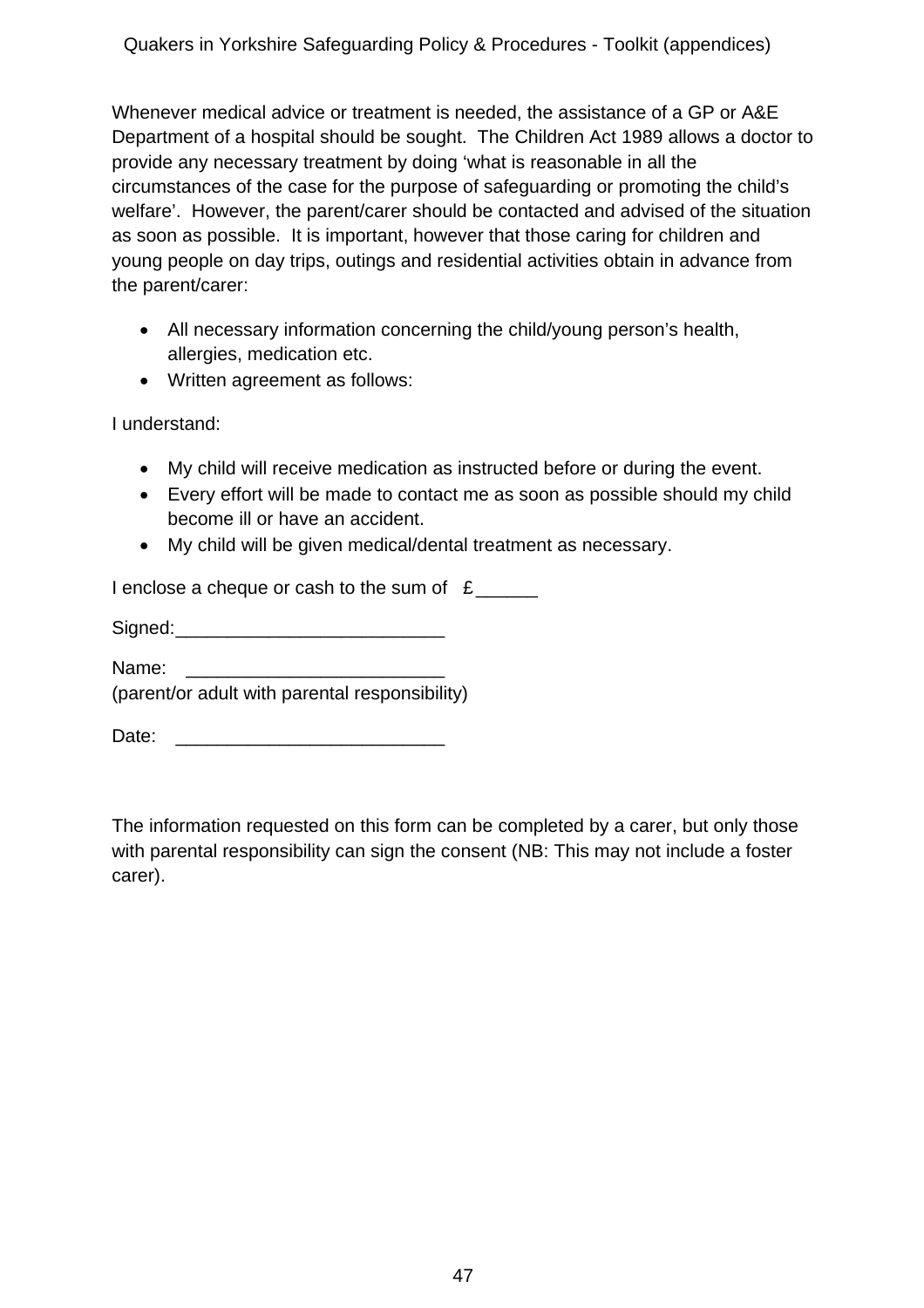Whenever medical advice or treatment is needed, the assistance of a GP or A&E Department of a hospital should be sought. The Children Act 1989 allows a doctor to provide any necessary treatment by doing 'what is reasonable in all the circumstances of the case for the purpose of safeguarding or promoting the child's welfare'. However, the parent/carer should be contacted and advised of the situation as soon as possible. It is important, however that those caring for children and young people on day trips, outings and residential activities obtain in advance from the parent/carer:

- All necessary information concerning the child/young person's health, allergies, medication etc.
- Written agreement as follows:

I understand:

- My child will receive medication as instructed before or during the event.
- Every effort will be made to contact me as soon as possible should my child become ill or have an accident.
- My child will be given medical/dental treatment as necessary.

I enclose a cheque or cash to the sum of £______

Signed:__________________________

Name: _________________________
(parent/or adult with parental responsibility)

Date: __________________________

The information requested on this form can be completed by a carer, but only those with parental responsibility can sign the consent (NB: This may not include a foster carer).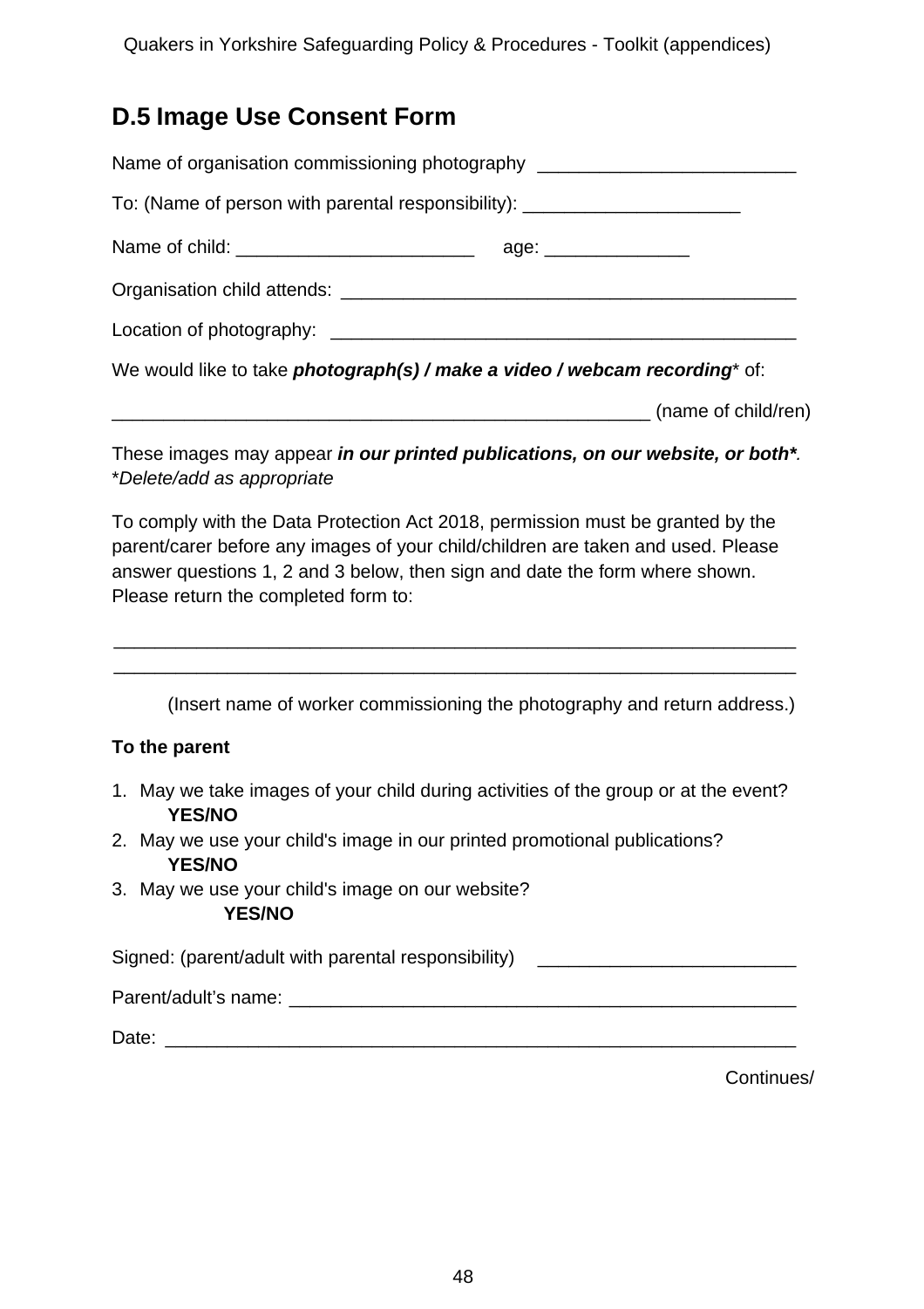# D.5 Image Use Consent Form

Name of organisation commissioning photography _________________________

To: (Name of person with parental responsibility): _____________________

Name of child: _______________________ age: ______________

Organisation child attends: ____________________________________________

Location of photography: _____________________________________________

We would like to take ***photograph(s) / make a video / webcam recording**** of:

_____________________________________________________ (name of child/ren)

These images may appear ***in our printed publications, on our website, or both****.
**Delete/add as appropriate*

To comply with the Data Protection Act 2018, permission must be granted by the parent/carer before any images of your child/children are taken and used. Please answer questions 1, 2 and 3 below, then sign and date the form where shown. Please return the completed form to:

____________________________________________________________________

____________________________________________________________________

(Insert name of worker commissioning the photography and return address.)

**To the parent**

1. May we take images of your child during activities of the group or at the event?
   **YES/NO**
2. May we use your child's image in our printed promotional publications?
   **YES/NO**
3. May we use your child's image on our website?
   **YES/NO**

Signed: (parent/adult with parental responsibility) _________________________

Parent/adult's name: __________________________________________________

Date: ______________________________________________________________

Continues/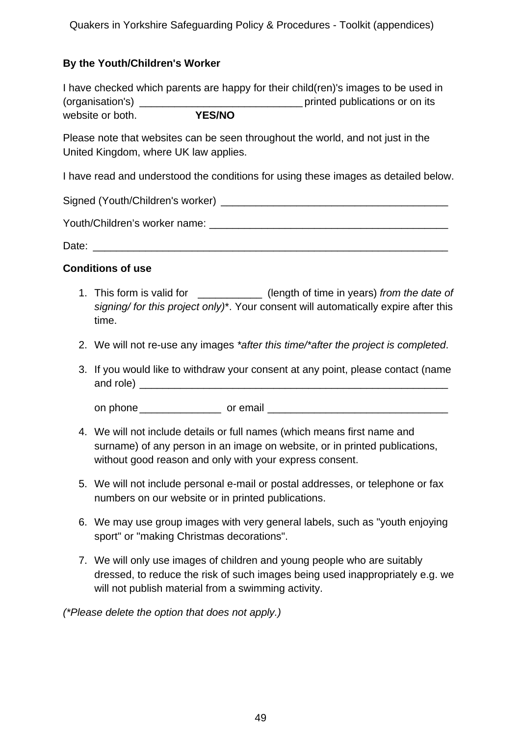**By the Youth/Children's Worker**

I have checked which parents are happy for their child(ren)'s images to be used in (organisation's) ____________________________ printed publications or on its website or both. **YES/NO**

Please note that websites can be seen throughout the world, and not just in the United Kingdom, where UK law applies.

I have read and understood the conditions for using these images as detailed below.

Signed (Youth/Children's worker) _______________________________________

Youth/Children's worker name: _________________________________________

Date: ______________________________________________________________

**Conditions of use**

1. This form is valid for ___________ (length of time in years) *from the date of signing/ for this project only)\**. Your consent will automatically expire after this time.
2. We will not re-use any images *\*after this time/\*after the project is completed*.
3. If you would like to withdraw your consent at any point, please contact (name and role) ______________________________________________________

   on phone ______________ or email _______________________________
4. We will not include details or full names (which means first name and surname) of any person in an image on website, or in printed publications, without good reason and only with your express consent.
5. We will not include personal e-mail or postal addresses, or telephone or fax numbers on our website or in printed publications.
6. We may use group images with very general labels, such as "youth enjoying sport" or "making Christmas decorations".
7. We will only use images of children and young people who are suitably dressed, to reduce the risk of such images being used inappropriately e.g. we will not publish material from a swimming activity.

*(\*Please delete the option that does not apply.)*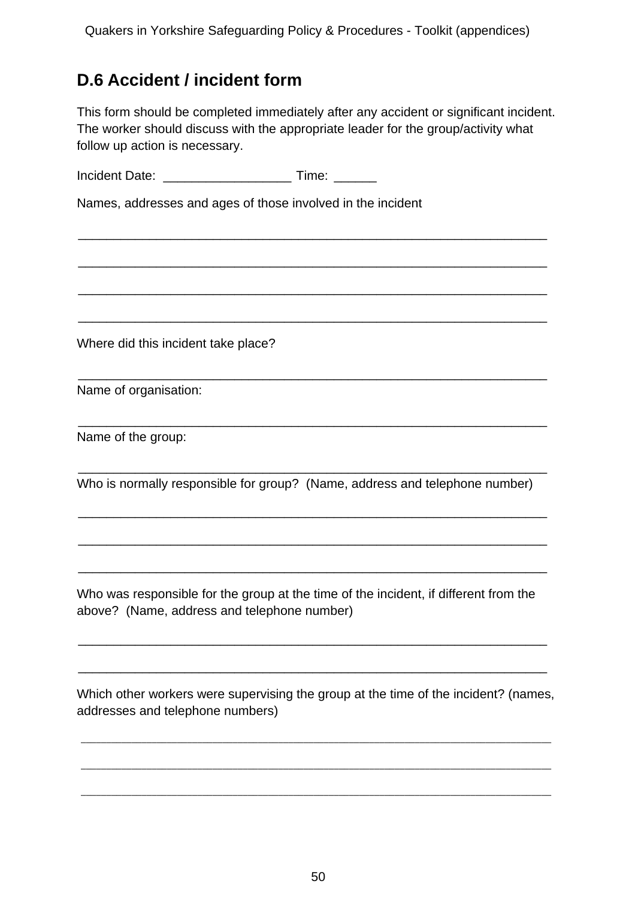## D.6 Accident / incident form

This form should be completed immediately after any accident or significant incident. The worker should discuss with the appropriate leader for the group/activity what follow up action is necessary.

Incident Date: _________________ Time: ______

Names, addresses and ages of those involved in the incident

_______________________________________________________________

_______________________________________________________________

_______________________________________________________________

_______________________________________________________________

Where did this incident take place?

_______________________________________________________________

Name of organisation:

_______________________________________________________________

Name of the group:

_______________________________________________________________

Who is normally responsible for group? (Name, address and telephone number)

_______________________________________________________________

_______________________________________________________________

_______________________________________________________________

Who was responsible for the group at the time of the incident, if different from the above? (Name, address and telephone number)

_______________________________________________________________

_______________________________________________________________

Which other workers were supervising the group at the time of the incident? (names, addresses and telephone numbers)

_______________________________________________________________

_______________________________________________________________

_______________________________________________________________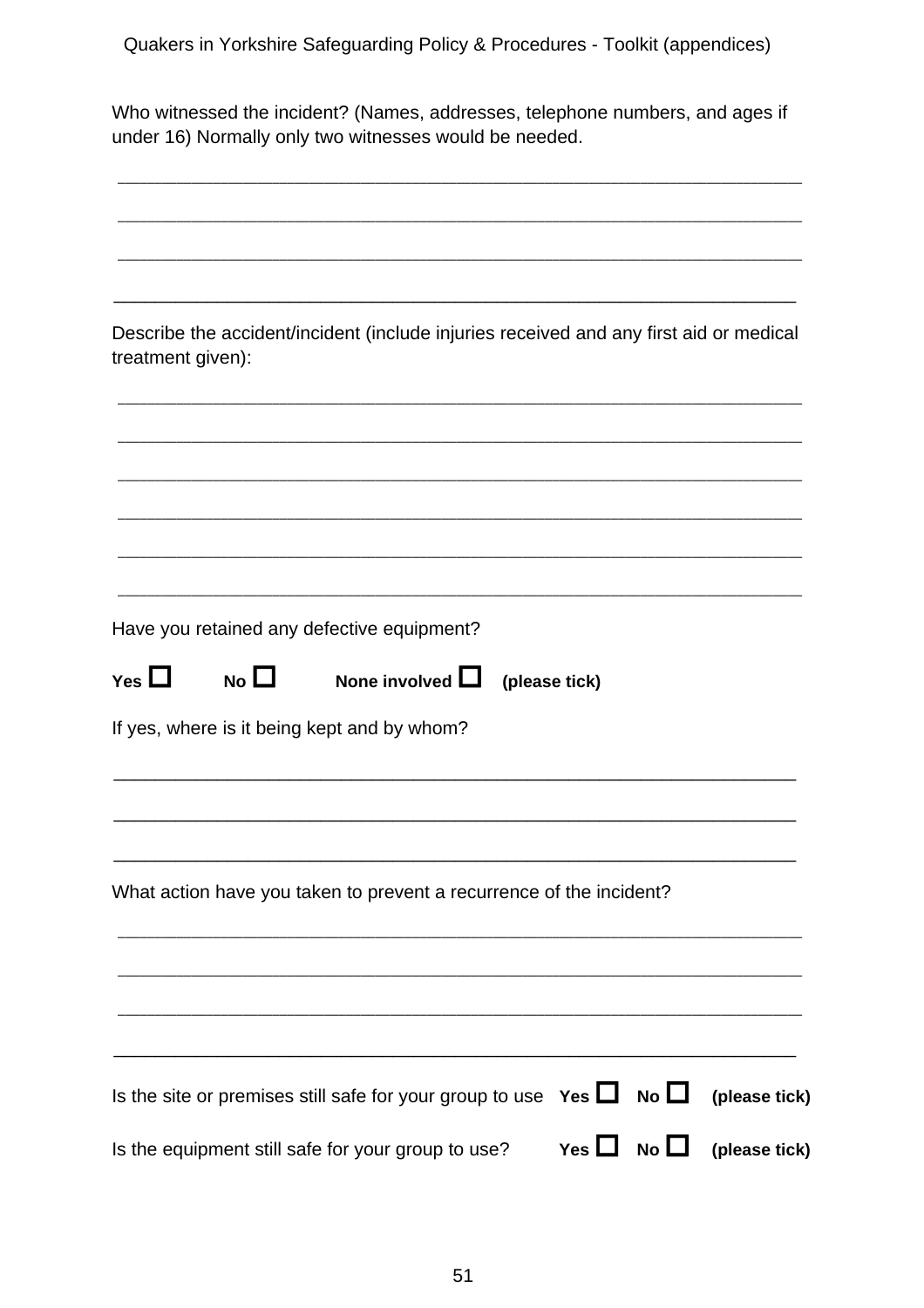Who witnessed the incident? (Names, addresses, telephone numbers, and ages if under 16) Normally only two witnesses would be needed.

\_\_\_\_\_\_\_\_\_\_\_\_\_\_\_\_\_\_\_\_\_\_\_\_\_\_\_\_\_\_\_\_\_\_\_\_\_\_\_\_\_\_\_\_\_\_\_\_\_\_\_\_\_\_\_\_\_\_\_\_\_\_\_\_\_\_

\_\_\_\_\_\_\_\_\_\_\_\_\_\_\_\_\_\_\_\_\_\_\_\_\_\_\_\_\_\_\_\_\_\_\_\_\_\_\_\_\_\_\_\_\_\_\_\_\_\_\_\_\_\_\_\_\_\_\_\_\_\_\_\_\_\_

\_\_\_\_\_\_\_\_\_\_\_\_\_\_\_\_\_\_\_\_\_\_\_\_\_\_\_\_\_\_\_\_\_\_\_\_\_\_\_\_\_\_\_\_\_\_\_\_\_\_\_\_\_\_\_\_\_\_\_\_\_\_\_\_\_\_

\_\_\_\_\_\_\_\_\_\_\_\_\_\_\_\_\_\_\_\_\_\_\_\_\_\_\_\_\_\_\_\_\_\_\_\_\_\_\_\_\_\_\_\_\_\_\_\_\_\_\_\_\_\_\_\_\_\_\_\_\_\_\_\_\_\_

Describe the accident/incident (include injuries received and any first aid or medical treatment given):

\_\_\_\_\_\_\_\_\_\_\_\_\_\_\_\_\_\_\_\_\_\_\_\_\_\_\_\_\_\_\_\_\_\_\_\_\_\_\_\_\_\_\_\_\_\_\_\_\_\_\_\_\_\_\_\_\_\_\_\_\_\_\_\_\_\_

\_\_\_\_\_\_\_\_\_\_\_\_\_\_\_\_\_\_\_\_\_\_\_\_\_\_\_\_\_\_\_\_\_\_\_\_\_\_\_\_\_\_\_\_\_\_\_\_\_\_\_\_\_\_\_\_\_\_\_\_\_\_\_\_\_\_

\_\_\_\_\_\_\_\_\_\_\_\_\_\_\_\_\_\_\_\_\_\_\_\_\_\_\_\_\_\_\_\_\_\_\_\_\_\_\_\_\_\_\_\_\_\_\_\_\_\_\_\_\_\_\_\_\_\_\_\_\_\_\_\_\_\_

\_\_\_\_\_\_\_\_\_\_\_\_\_\_\_\_\_\_\_\_\_\_\_\_\_\_\_\_\_\_\_\_\_\_\_\_\_\_\_\_\_\_\_\_\_\_\_\_\_\_\_\_\_\_\_\_\_\_\_\_\_\_\_\_\_\_

\_\_\_\_\_\_\_\_\_\_\_\_\_\_\_\_\_\_\_\_\_\_\_\_\_\_\_\_\_\_\_\_\_\_\_\_\_\_\_\_\_\_\_\_\_\_\_\_\_\_\_\_\_\_\_\_\_\_\_\_\_\_\_\_\_\_

\_\_\_\_\_\_\_\_\_\_\_\_\_\_\_\_\_\_\_\_\_\_\_\_\_\_\_\_\_\_\_\_\_\_\_\_\_\_\_\_\_\_\_\_\_\_\_\_\_\_\_\_\_\_\_\_\_\_\_\_\_\_\_\_\_\_

Have you retained any defective equipment?

**Yes ☐ No ☐ None involved ☐ (please tick)**

If yes, where is it being kept and by whom?

\_\_\_\_\_\_\_\_\_\_\_\_\_\_\_\_\_\_\_\_\_\_\_\_\_\_\_\_\_\_\_\_\_\_\_\_\_\_\_\_\_\_\_\_\_\_\_\_\_\_\_\_\_\_\_\_\_\_\_\_\_\_\_\_\_\_

\_\_\_\_\_\_\_\_\_\_\_\_\_\_\_\_\_\_\_\_\_\_\_\_\_\_\_\_\_\_\_\_\_\_\_\_\_\_\_\_\_\_\_\_\_\_\_\_\_\_\_\_\_\_\_\_\_\_\_\_\_\_\_\_\_\_

\_\_\_\_\_\_\_\_\_\_\_\_\_\_\_\_\_\_\_\_\_\_\_\_\_\_\_\_\_\_\_\_\_\_\_\_\_\_\_\_\_\_\_\_\_\_\_\_\_\_\_\_\_\_\_\_\_\_\_\_\_\_\_\_\_\_

What action have you taken to prevent a recurrence of the incident?

\_\_\_\_\_\_\_\_\_\_\_\_\_\_\_\_\_\_\_\_\_\_\_\_\_\_\_\_\_\_\_\_\_\_\_\_\_\_\_\_\_\_\_\_\_\_\_\_\_\_\_\_\_\_\_\_\_\_\_\_\_\_\_\_\_\_

\_\_\_\_\_\_\_\_\_\_\_\_\_\_\_\_\_\_\_\_\_\_\_\_\_\_\_\_\_\_\_\_\_\_\_\_\_\_\_\_\_\_\_\_\_\_\_\_\_\_\_\_\_\_\_\_\_\_\_\_\_\_\_\_\_\_

\_\_\_\_\_\_\_\_\_\_\_\_\_\_\_\_\_\_\_\_\_\_\_\_\_\_\_\_\_\_\_\_\_\_\_\_\_\_\_\_\_\_\_\_\_\_\_\_\_\_\_\_\_\_\_\_\_\_\_\_\_\_\_\_\_\_

\_\_\_\_\_\_\_\_\_\_\_\_\_\_\_\_\_\_\_\_\_\_\_\_\_\_\_\_\_\_\_\_\_\_\_\_\_\_\_\_\_\_\_\_\_\_\_\_\_\_\_\_\_\_\_\_\_\_\_\_\_\_\_\_\_\_

Is the site or premises still safe for your group to use **Yes ☐ No ☐ (please tick)**

Is the equipment still safe for your group to use? **Yes ☐ No ☐ (please tick)**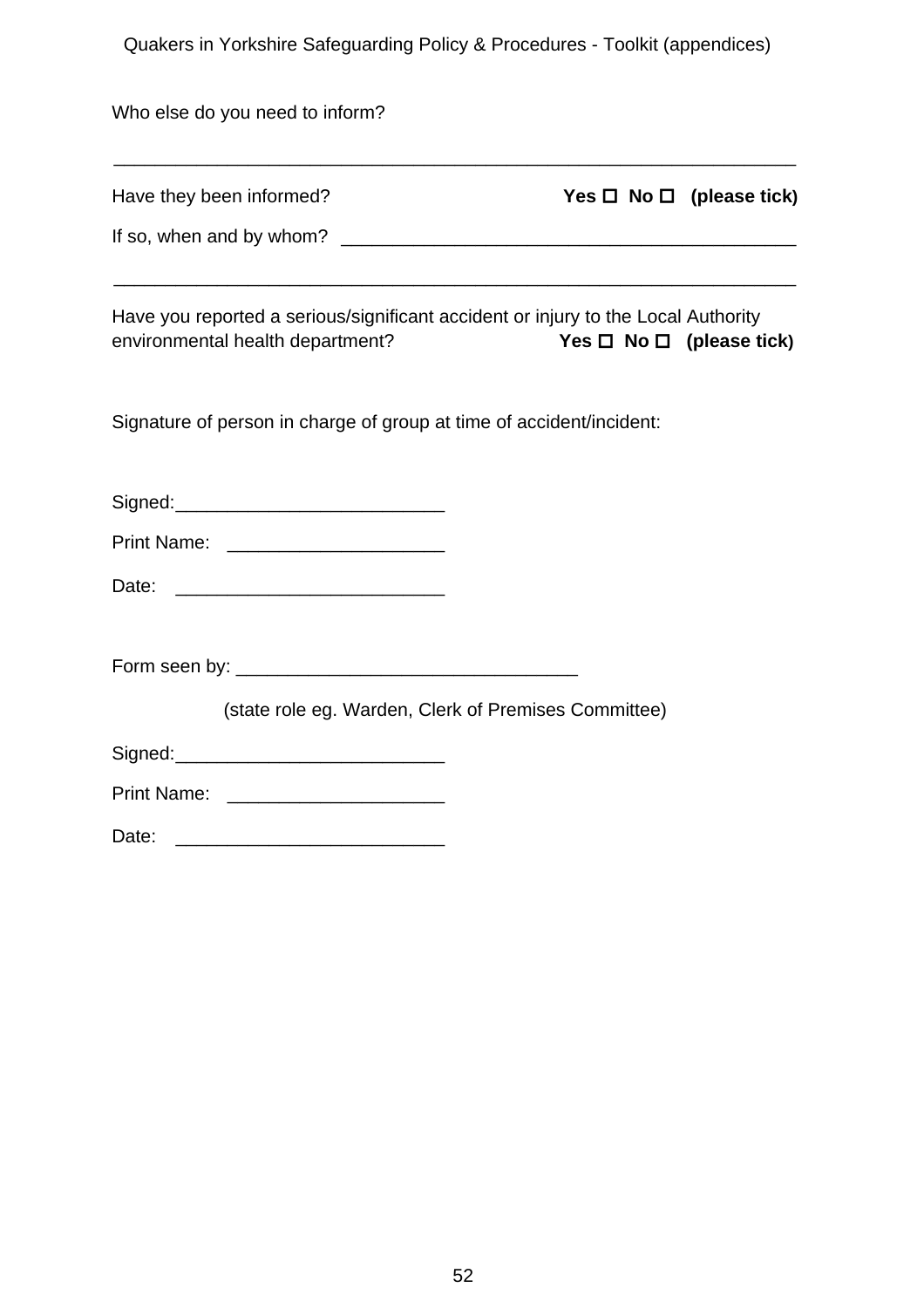Who else do you need to inform?

_________________________________________________________________

Have they been informed? **Yes ☐ No ☐ (please tick)**

If so, when and by whom? ________________________________________

_________________________________________________________________

Have you reported a serious/significant accident or injury to the Local Authority environmental health department? **Yes ☐ No ☐ (please tick)**

Signature of person in charge of group at time of accident/incident:

Signed:__________________________

Print Name: ____________________

Date: _________________________

Form seen by: ________________________________

(state role eg. Warden, Clerk of Premises Committee)

Signed:__________________________

Print Name: ____________________

Date: _________________________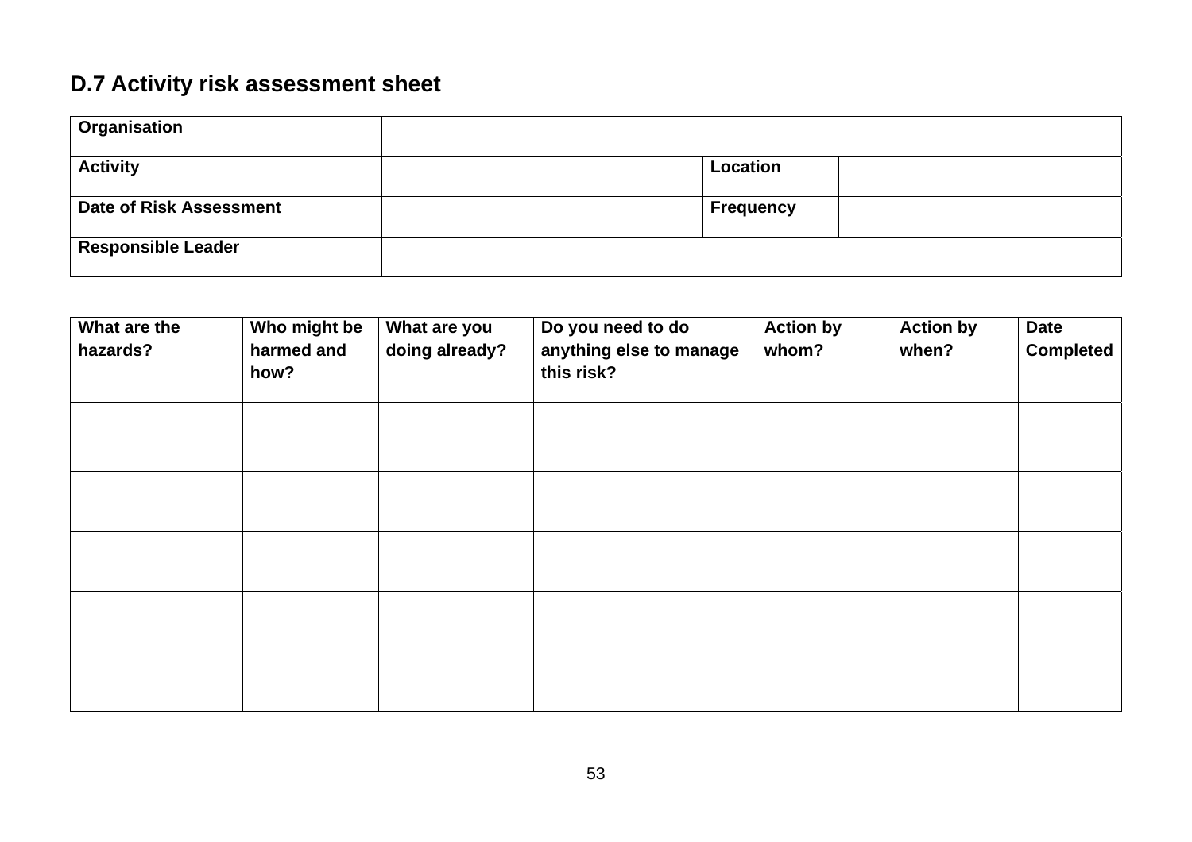## D.7 Activity risk assessment sheet

| **Organisation** | | | |
|---|---|---|---|
| **Activity** | | **Location** | |
| **Date of Risk Assessment** | | **Frequency** | |
| **Responsible Leader** | | | |

| **What are the hazards?** | **Who might be harmed and how?** | **What are you doing already?** | **Do you need to do anything else to manage this risk?** | **Action by whom?** | **Action by when?** | **Date Completed** |
|---|---|---|---|---|---|---|
| | | | | | | |
| | | | | | | |
| | | | | | | |
| | | | | | | |
| | | | | | | |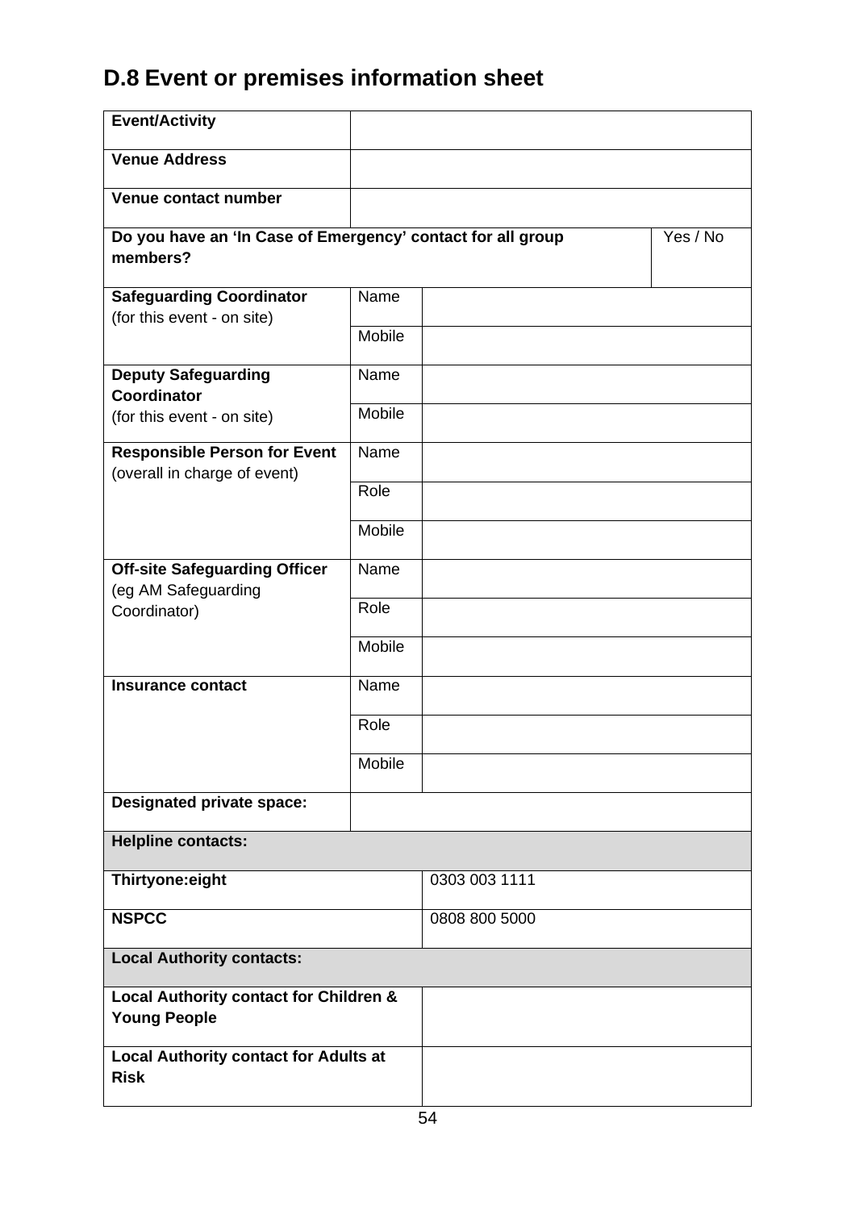## D.8 Event or premises information sheet

| | | | |
|---|---|---|---|
| **Event/Activity** | | | |
| **Venue Address** | | | |
| **Venue contact number** | | | |
| **Do you have an 'In Case of Emergency' contact for all group members?** | | | Yes / No |
| **Safeguarding Coordinator** (for this event - on site) | Name | | |
| | Mobile | | |
| **Deputy Safeguarding Coordinator** (for this event - on site) | Name | | |
| | Mobile | | |
| **Responsible Person for Event** (overall in charge of event) | Name | | |
| | Role | | |
| | Mobile | | |
| **Off-site Safeguarding Officer** (eg AM Safeguarding Coordinator) | Name | | |
| | Role | | |
| | Mobile | | |
| **Insurance contact** | Name | | |
| | Role | | |
| | Mobile | | |
| **Designated private space:** | | | |
| **Helpline contacts:** | | | |
| **Thirtyone:eight** | | 0303 003 1111 | |
| **NSPCC** | | 0808 800 5000 | |
| **Local Authority contacts:** | | | |
| **Local Authority contact for Children & Young People** | | | |
| **Local Authority contact for Adults at Risk** | | | |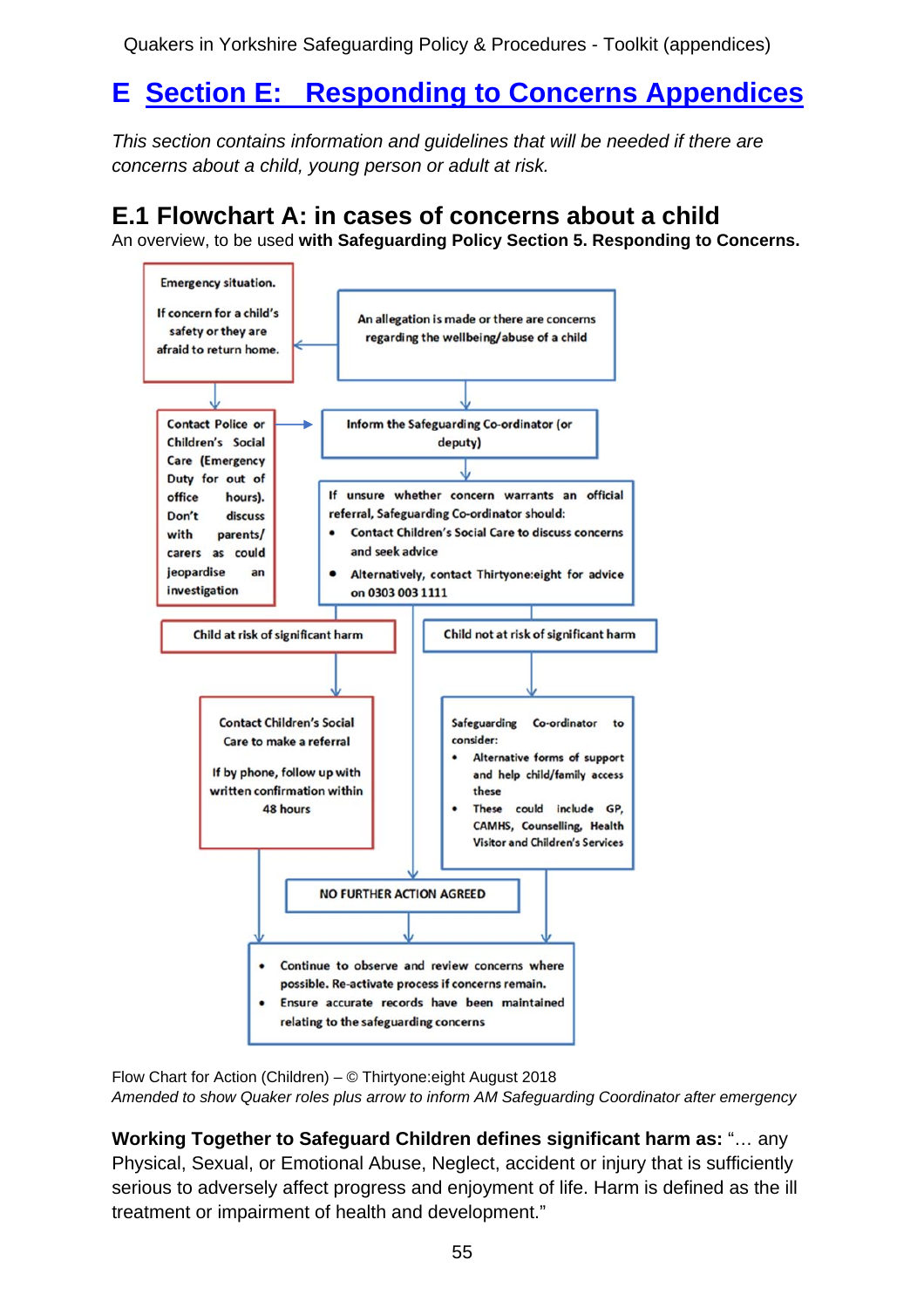# E Section E: Responding to Concerns Appendices

*This section contains information and guidelines that will be needed if there are concerns about a child, young person or adult at risk.*

## E.1 Flowchart A: in cases of concerns about a child

An overview, to be used **with Safeguarding Policy Section 5. Responding to Concerns.**

Emergency situation.

If concern for a child's safety or they are afraid to return home.

An allegation is made or there are concerns regarding the wellbeing/abuse of a child

Contact Police or Children's Social Care (Emergency Duty for out of office hours). Don't discuss with parents/ carers as could jeopardise an investigation

Inform the Safeguarding Co-ordinator (or deputy)

If unsure whether concern warrants an official referral, Safeguarding Co-ordinator should:

- Contact Children's Social Care to discuss concerns and seek advice
- Alternatively, contact Thirtyone:eight for advice on 0303 003 1111

Child at risk of significant harm

Child not at risk of significant harm

Contact Children's Social Care to make a referral

If by phone, follow up with written confirmation within 48 hours

Safeguarding Co-ordinator to consider:

- Alternative forms of support and help child/family access these
- These could include GP, CAMHS, Counselling, Health Visitor and Children's Services

NO FURTHER ACTION AGREED

- Continue to observe and review concerns where possible. Re-activate process if concerns remain.
- Ensure accurate records have been maintained relating to the safeguarding concerns

Flow Chart for Action (Children) – © Thirtyone:eight August 2018
*Amended to show Quaker roles plus arrow to inform AM Safeguarding Coordinator after emergency*

**Working Together to Safeguard Children defines significant harm as:** "… any Physical, Sexual, or Emotional Abuse, Neglect, accident or injury that is sufficiently serious to adversely affect progress and enjoyment of life. Harm is defined as the ill treatment or impairment of health and development."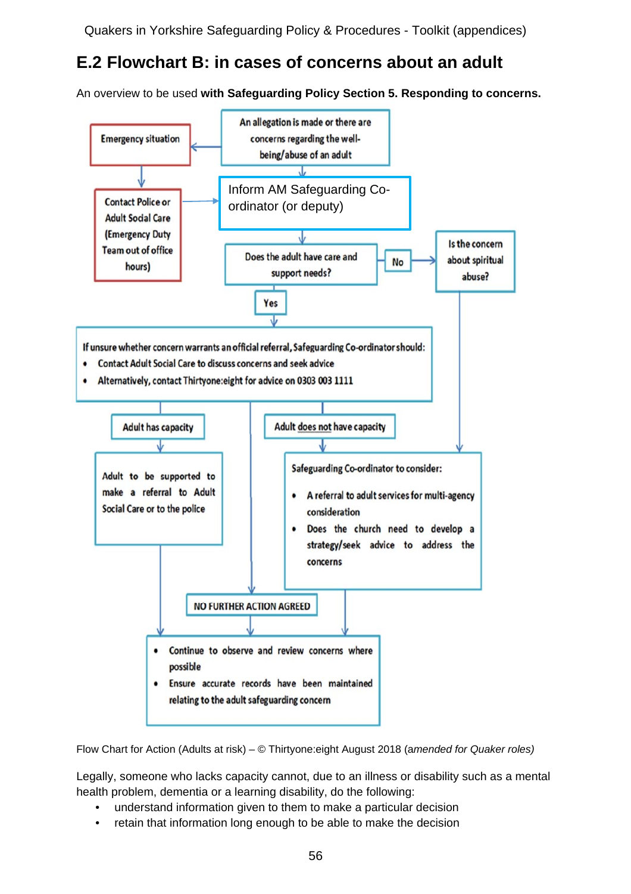## E.2 Flowchart B: in cases of concerns about an adult

An overview to be used **with Safeguarding Policy Section 5. Responding to concerns.**

An allegation is made or there are concerns regarding the well-being/abuse of an adult

Emergency situation

Contact Police or Adult Social Care (Emergency Duty Team out of office hours)

Inform AM Safeguarding Co-ordinator (or deputy)

Does the adult have care and support needs?

No

Is the concern about spiritual abuse?

Yes

If unsure whether concern warrants an official referral, Safeguarding Co-ordinator should:

- Contact Adult Social Care to discuss concerns and seek advice
- Alternatively, contact Thirtyone:eight for advice on 0303 003 1111

Adult has capacity

Adult to be supported to make a referral to Adult Social Care or to the police

Adult does not have capacity

Safeguarding Co-ordinator to consider:

- A referral to adult services for multi-agency consideration
- Does the church need to develop a strategy/seek advice to address the concerns

NO FURTHER ACTION AGREED

- Continue to observe and review concerns where possible
- Ensure accurate records have been maintained relating to the adult safeguarding concern

Flow Chart for Action (Adults at risk) – © Thirtyone:eight August 2018 (*amended for Quaker roles)*

Legally, someone who lacks capacity cannot, due to an illness or disability such as a mental health problem, dementia or a learning disability, do the following:

- understand information given to them to make a particular decision
- retain that information long enough to be able to make the decision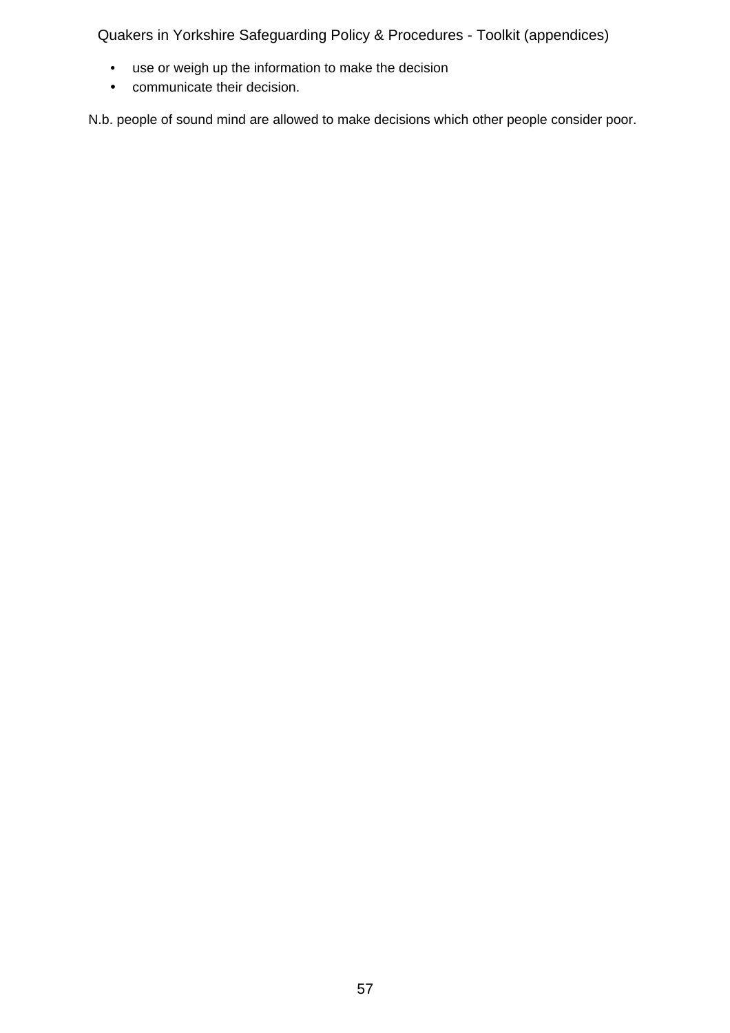- use or weigh up the information to make the decision
- communicate their decision.

N.b. people of sound mind are allowed to make decisions which other people consider poor.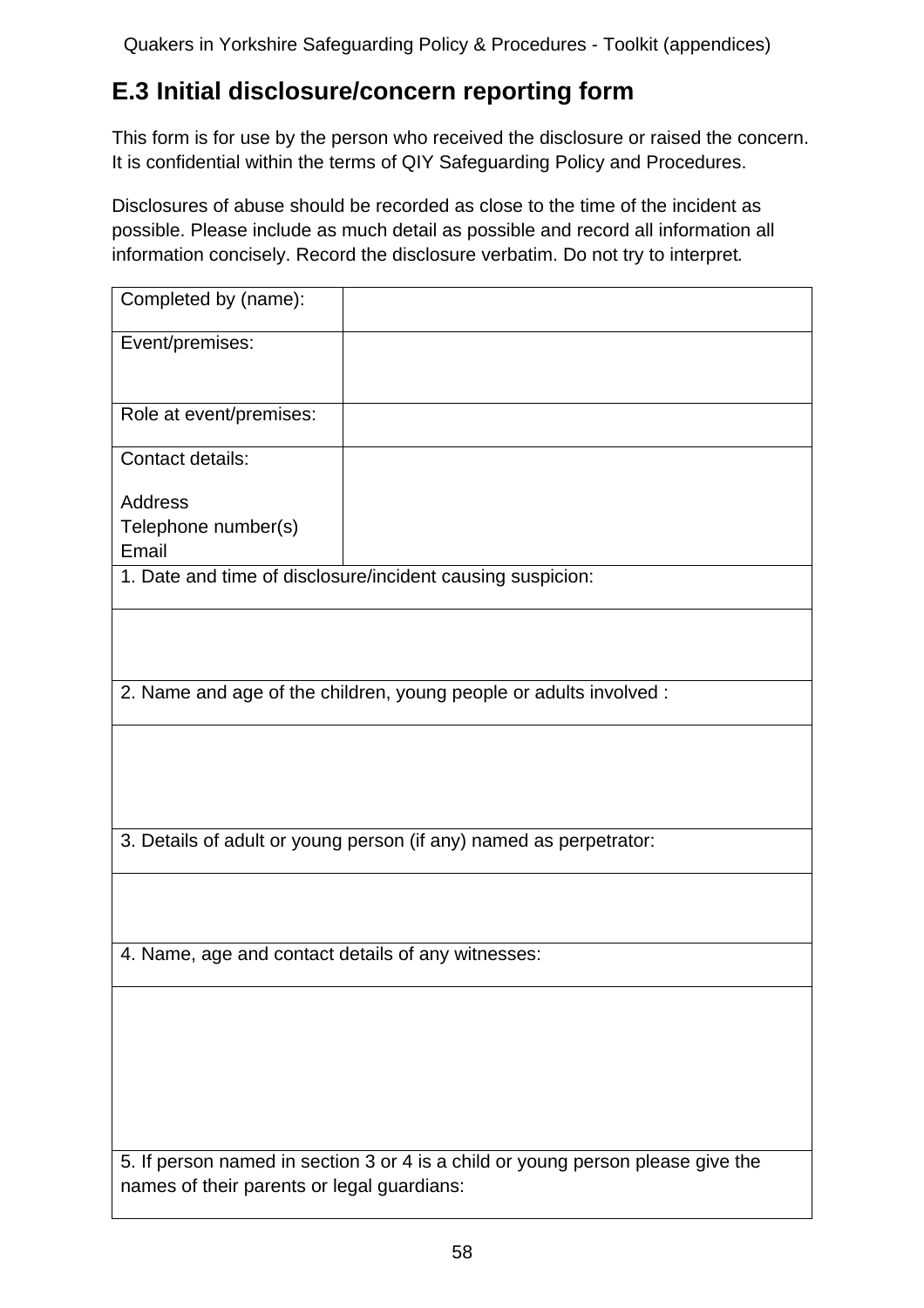## E.3 Initial disclosure/concern reporting form

This form is for use by the person who received the disclosure or raised the concern. It is confidential within the terms of QIY Safeguarding Policy and Procedures.

Disclosures of abuse should be recorded as close to the time of the incident as possible. Please include as much detail as possible and record all information all information concisely. Record the disclosure verbatim. Do not try to interpret.

| | |
|---|---|
| Completed by (name): | |
| Event/premises: | |
| Role at event/premises: | |
| Contact details:<br><br>Address<br>Telephone number(s)<br>Email | |
| 1. Date and time of disclosure/incident causing suspicion: | |
| | |
| 2. Name and age of the children, young people or adults involved : | |
| | |
| 3. Details of adult or young person (if any) named as perpetrator: | |
| | |
| 4. Name, age and contact details of any witnesses: | |
| | |
| 5. If person named in section 3 or 4 is a child or young person please give the names of their parents or legal guardians: | |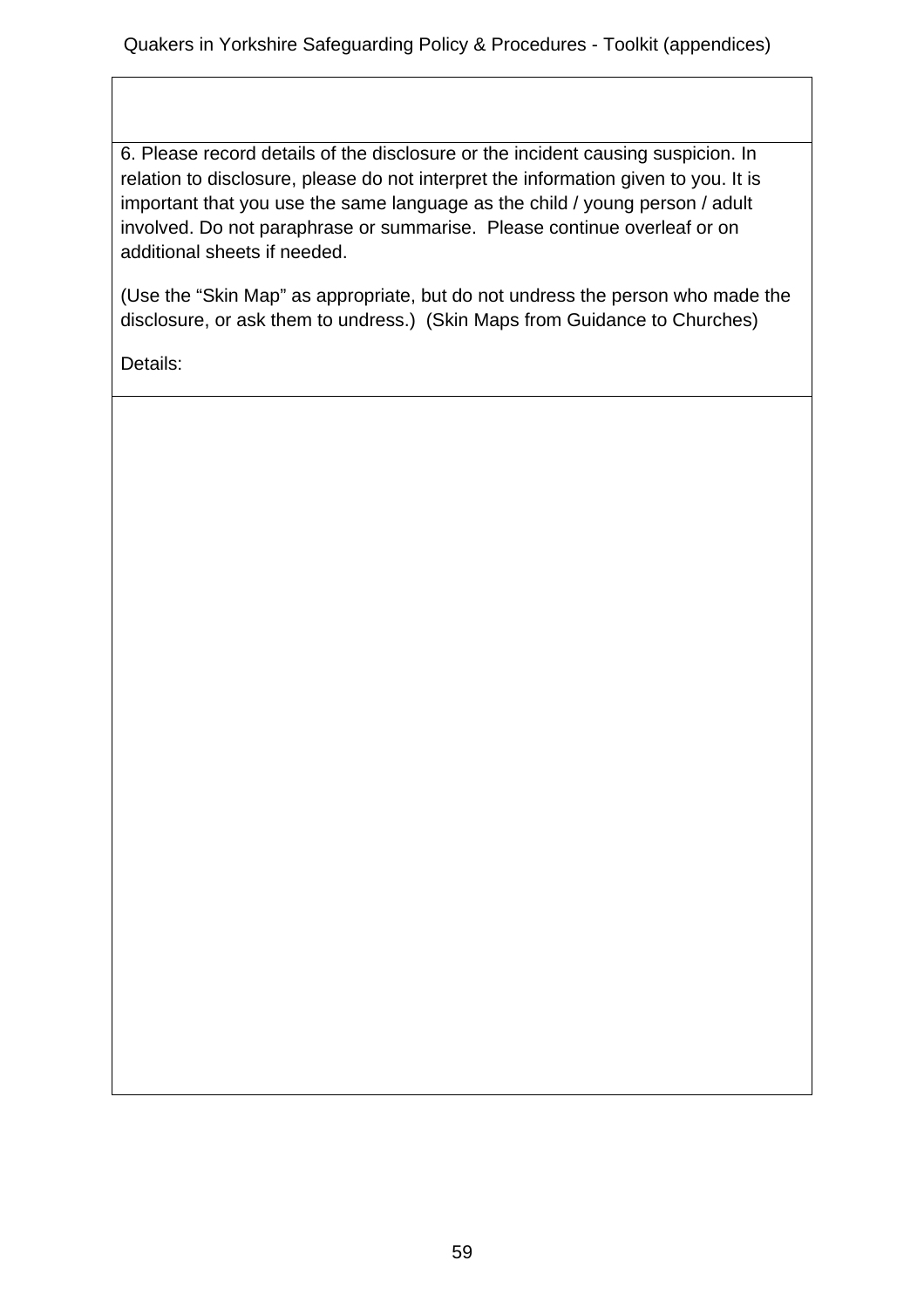|  |
| --- |
| 6. Please record details of the disclosure or the incident causing suspicion. In relation to disclosure, please do not interpret the information given to you. It is important that you use the same language as the child / young person / adult involved. Do not paraphrase or summarise. Please continue overleaf or on additional sheets if needed.<br><br>(Use the “Skin Map” as appropriate, but do not undress the person who made the disclosure, or ask them to undress.) (Skin Maps from Guidance to Churches)<br><br>Details: |
|  |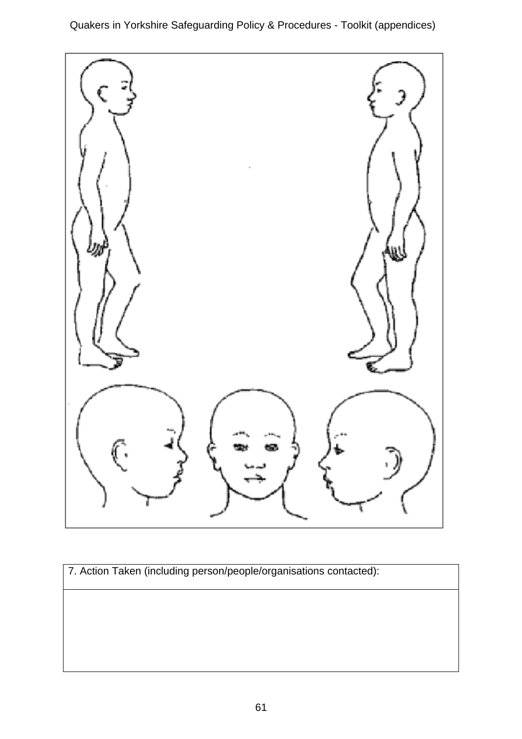| 7. Action Taken (including person/people/organisations contacted): |
| --- |
| |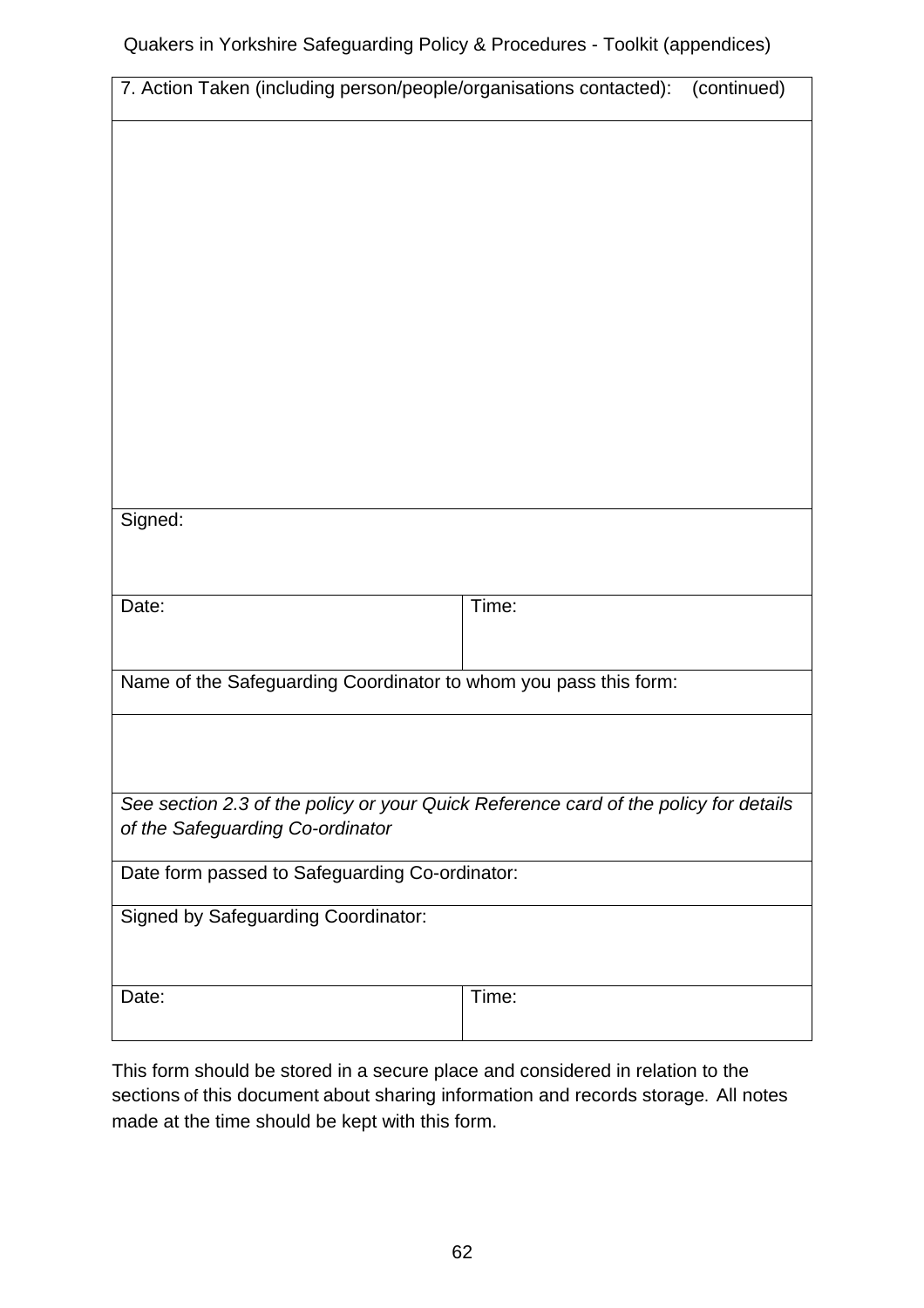| 7. Action Taken (including person/people/organisations contacted): (continued) | |
|---|---|
| | |
| Signed: | |
| Date: | Time: |
| Name of the Safeguarding Coordinator to whom you pass this form: | |
| | |
| *See section 2.3 of the policy or your Quick Reference card of the policy for details of the Safeguarding Co-ordinator* | |
| Date form passed to Safeguarding Co-ordinator: | |
| Signed by Safeguarding Coordinator: | |
| Date: | Time: |

This form should be stored in a secure place and considered in relation to the sections of this document about sharing information and records storage. All notes made at the time should be kept with this form.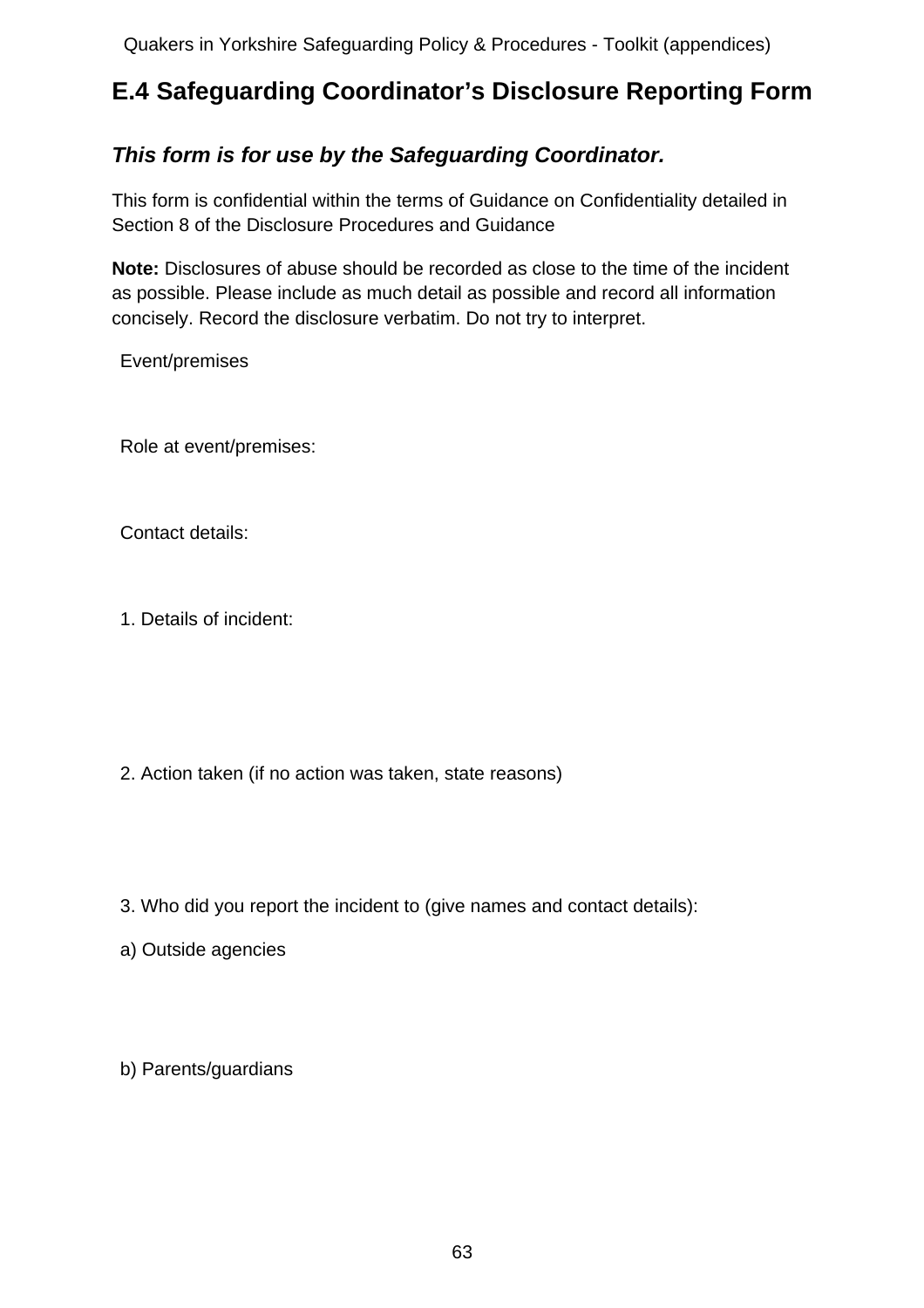# E.4 Safeguarding Coordinator's Disclosure Reporting Form

***This form is for use by the Safeguarding Coordinator.***

This form is confidential within the terms of Guidance on Confidentiality detailed in Section 8 of the Disclosure Procedures and Guidance

**Note:** Disclosures of abuse should be recorded as close to the time of the incident as possible. Please include as much detail as possible and record all information concisely. Record the disclosure verbatim. Do not try to interpret.

Event/premises

Role at event/premises:

Contact details:

1. Details of incident:

2. Action taken (if no action was taken, state reasons)

3. Who did you report the incident to (give names and contact details):

a) Outside agencies

b) Parents/guardians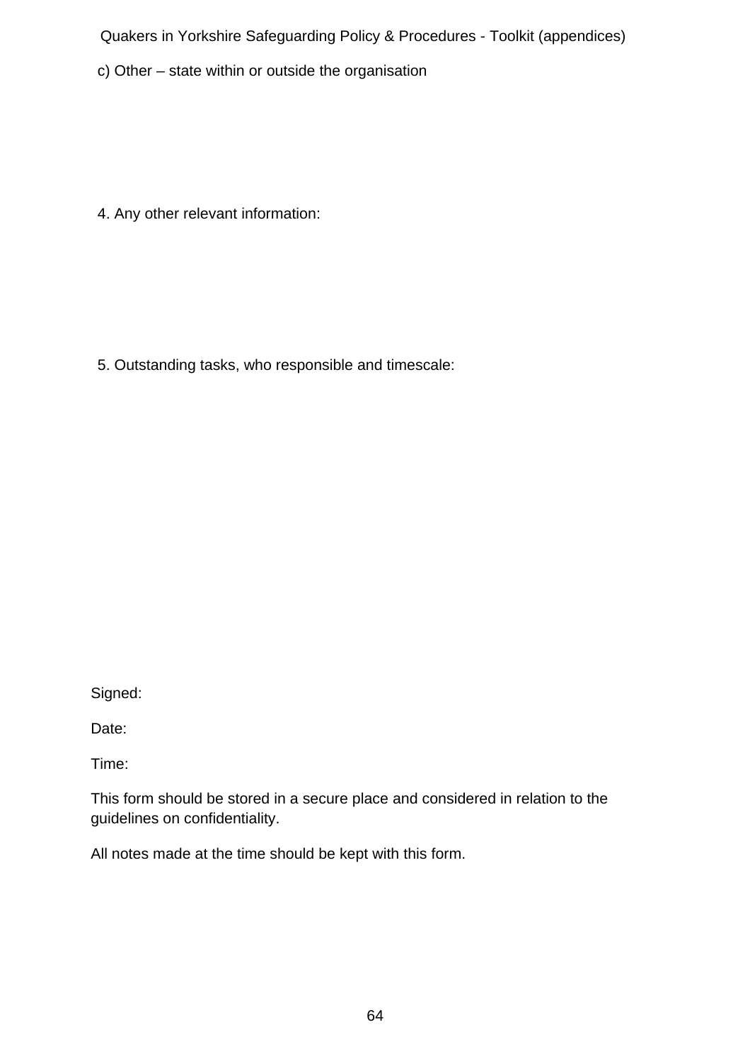c) Other – state within or outside the organisation

4. Any other relevant information:

5. Outstanding tasks, who responsible and timescale:

Signed:

Date:

Time:

This form should be stored in a secure place and considered in relation to the guidelines on confidentiality.

All notes made at the time should be kept with this form.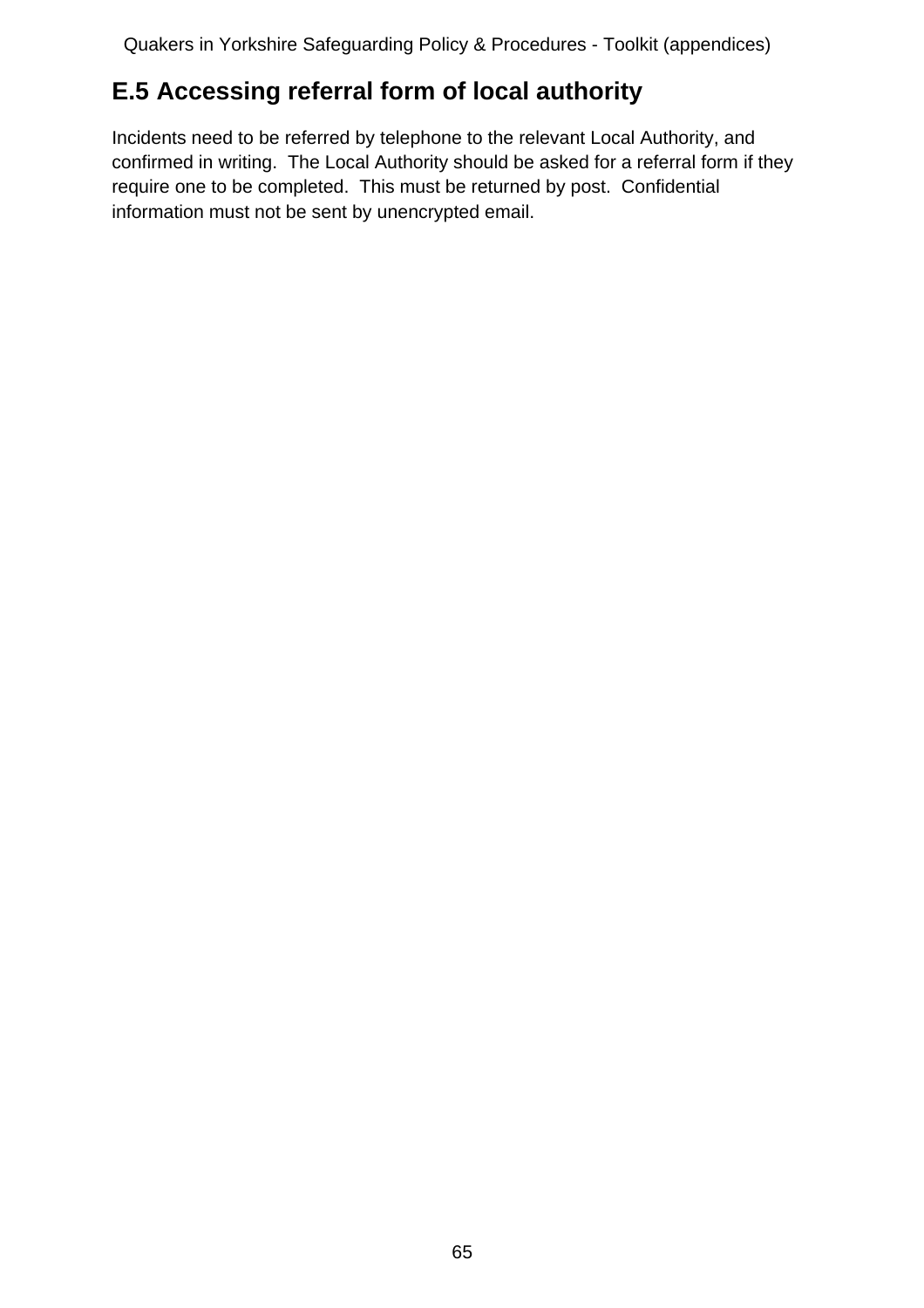## E.5 Accessing referral form of local authority

Incidents need to be referred by telephone to the relevant Local Authority, and confirmed in writing. The Local Authority should be asked for a referral form if they require one to be completed. This must be returned by post. Confidential information must not be sent by unencrypted email.